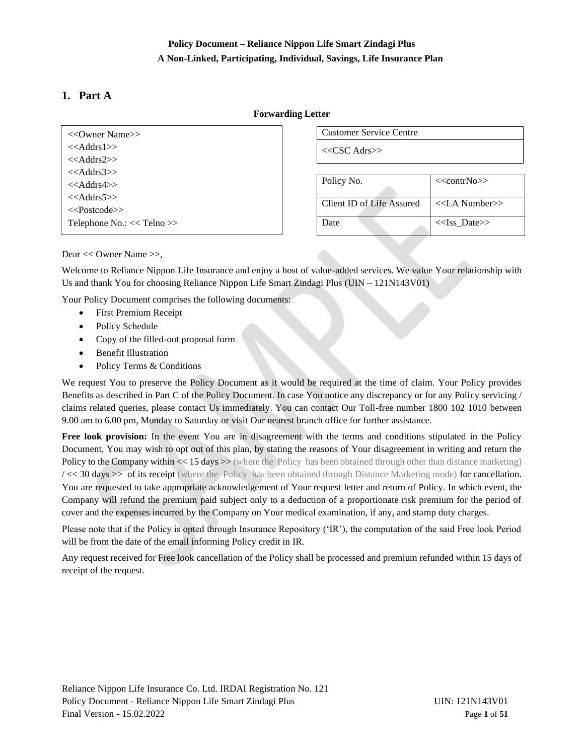**Policy Document – Reliance Nippon Life Smart Zindagi Plus**
**A Non-Linked, Participating, Individual, Savings, Life Insurance Plan**

# 1. Part A

**Forwarding Letter**

<<Owner Name>>
<<Addrs1>>
<<Addrs2>>
<<Addrs3>>
<<Addrs4>>
<<Addrs5>>
<<Postcode>>
Telephone No.: << Telno >>

| Customer Service Centre |
|---|
| <<CSC Adrs>> |

| Policy No. | <<contrNo>> |
|---|---|
| Client ID of Life Assured | <<LA Number>> |
| Date | <<Iss_Date>> |

Dear << Owner Name >>,

Welcome to Reliance Nippon Life Insurance and enjoy a host of value-added services. We value Your relationship with Us and thank You for choosing Reliance Nippon Life Smart Zindagi Plus (UIN – 121N143V01)

Your Policy Document comprises the following documents:

- First Premium Receipt
- Policy Schedule
- Copy of the filled-out proposal form
- Benefit Illustration
- Policy Terms & Conditions

We request You to preserve the Policy Document as it would be required at the time of claim. Your Policy provides Benefits as described in Part C of the Policy Document. In case You notice any discrepancy or for any Policy servicing / claims related queries, please contact Us immediately. You can contact Our Toll-free number 1800 102 1010 between 9.00 am to 6.00 pm, Monday to Saturday or visit Our nearest branch office for further assistance.

**Free look provision:** In the event You are in disagreement with the terms and conditions stipulated in the Policy Document, You may wish to opt out of this plan, by stating the reasons of Your disagreement in writing and return the Policy to the Company within << 15 days >> (where the Policy has been obtained through other than distance marketing) / << 30 days >> of its receipt (where the Policy has been obtained through Distance Marketing mode) for cancellation. You are requested to take appropriate acknowledgement of Your request letter and return of Policy. In which event, the Company will refund the premium paid subject only to a deduction of a proportionate risk premium for the period of cover and the expenses incurred by the Company on Your medical examination, if any, and stamp duty charges.

Please note that if the Policy is opted through Insurance Repository ('IR'), the computation of the said Free look Period will be from the date of the email informing Policy credit in IR.

Any request received for Free look cancellation of the Policy shall be processed and premium refunded within 15 days of receipt of the request.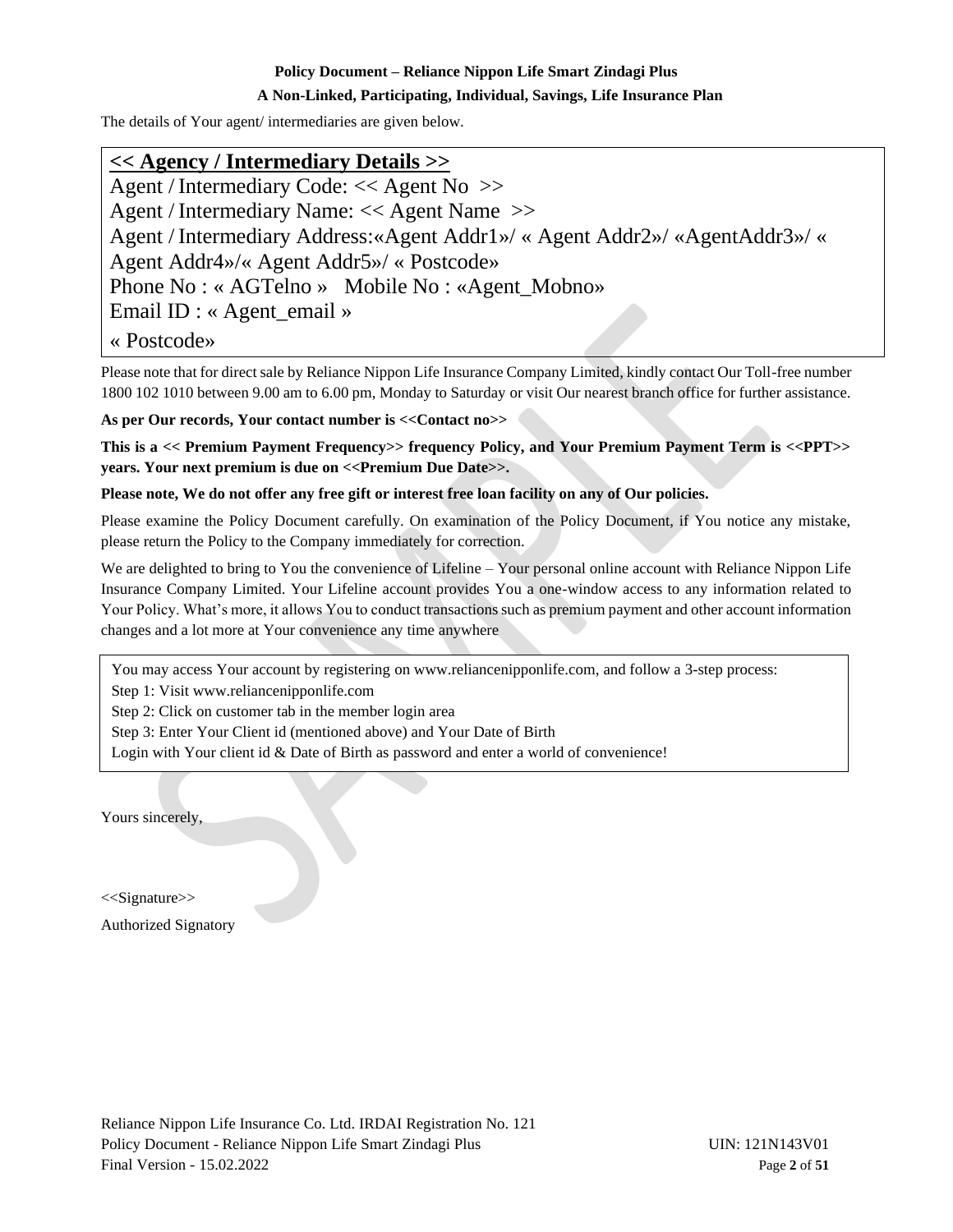The details of Your agent/ intermediaries are given below.

**<< Agency / Intermediary Details >>**

Agent / Intermediary Code: << Agent No >>
Agent / Intermediary Name: << Agent Name >>
Agent / Intermediary Address:«Agent Addr1»/ « Agent Addr2»/ «AgentAddr3»/ « Agent Addr4»/« Agent Addr5»/ « Postcode»
Phone No : « AGTelno » Mobile No : «Agent_Mobno»
Email ID : « Agent_email »
« Postcode»

Please note that for direct sale by Reliance Nippon Life Insurance Company Limited, kindly contact Our Toll-free number 1800 102 1010 between 9.00 am to 6.00 pm, Monday to Saturday or visit Our nearest branch office for further assistance.

**As per Our records, Your contact number is <<Contact no>>**

**This is a << Premium Payment Frequency>> frequency Policy, and Your Premium Payment Term is <<PPT>> years. Your next premium is due on <<Premium Due Date>>.**

**Please note, We do not offer any free gift or interest free loan facility on any of Our policies.**

Please examine the Policy Document carefully. On examination of the Policy Document, if You notice any mistake, please return the Policy to the Company immediately for correction.

We are delighted to bring to You the convenience of Lifeline – Your personal online account with Reliance Nippon Life Insurance Company Limited. Your Lifeline account provides You a one-window access to any information related to Your Policy. What's more, it allows You to conduct transactions such as premium payment and other account information changes and a lot more at Your convenience any time anywhere

You may access Your account by registering on www.reliancenipponlife.com, and follow a 3-step process:
Step 1: Visit www.reliancenipponlife.com
Step 2: Click on customer tab in the member login area
Step 3: Enter Your Client id (mentioned above) and Your Date of Birth
Login with Your client id & Date of Birth as password and enter a world of convenience!

Yours sincerely,

<<Signature>>

Authorized Signatory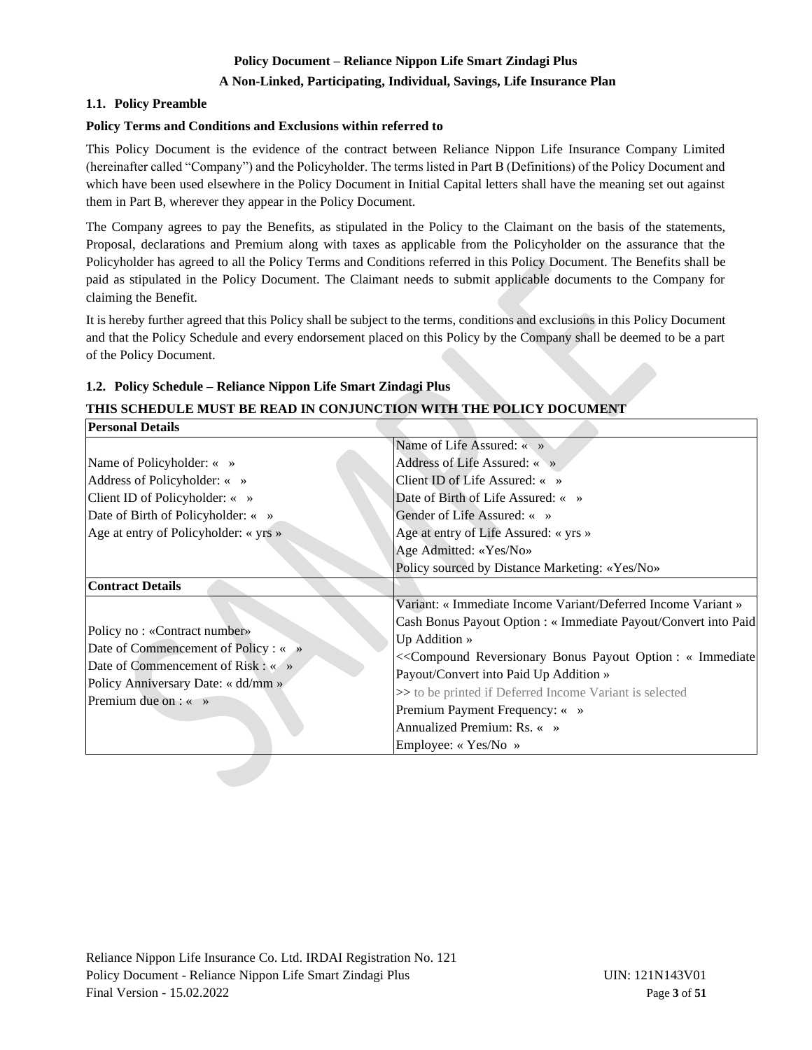**Policy Document – Reliance Nippon Life Smart Zindagi Plus**

**A Non-Linked, Participating, Individual, Savings, Life Insurance Plan**

### 1.1. Policy Preamble

**Policy Terms and Conditions and Exclusions within referred to**

This Policy Document is the evidence of the contract between Reliance Nippon Life Insurance Company Limited (hereinafter called "Company") and the Policyholder. The terms listed in Part B (Definitions) of the Policy Document and which have been used elsewhere in the Policy Document in Initial Capital letters shall have the meaning set out against them in Part B, wherever they appear in the Policy Document.

The Company agrees to pay the Benefits, as stipulated in the Policy to the Claimant on the basis of the statements, Proposal, declarations and Premium along with taxes as applicable from the Policyholder on the assurance that the Policyholder has agreed to all the Policy Terms and Conditions referred in this Policy Document. The Benefits shall be paid as stipulated in the Policy Document. The Claimant needs to submit applicable documents to the Company for claiming the Benefit.

It is hereby further agreed that this Policy shall be subject to the terms, conditions and exclusions in this Policy Document and that the Policy Schedule and every endorsement placed on this Policy by the Company shall be deemed to be a part of the Policy Document.

### 1.2. Policy Schedule – Reliance Nippon Life Smart Zindagi Plus

**THIS SCHEDULE MUST BE READ IN CONJUNCTION WITH THE POLICY DOCUMENT**

| **Personal Details** | |
|---|---|
| Name of Policyholder: « »<br>Address of Policyholder: « »<br>Client ID of Policyholder: « »<br>Date of Birth of Policyholder: « »<br>Age at entry of Policyholder: « yrs » | Name of Life Assured: « »<br>Address of Life Assured: « »<br>Client ID of Life Assured: « »<br>Date of Birth of Life Assured: « »<br>Gender of Life Assured: « »<br>Age at entry of Life Assured: « yrs »<br>Age Admitted: «Yes/No»<br>Policy sourced by Distance Marketing: «Yes/No» |
| **Contract Details** | |
| Policy no : «Contract number»<br>Date of Commencement of Policy : « »<br>Date of Commencement of Risk : « »<br>Policy Anniversary Date: « dd/mm »<br>Premium due on : « » | Variant: « Immediate Income Variant/Deferred Income Variant »<br>Cash Bonus Payout Option : « Immediate Payout/Convert into Paid Up Addition »<br><<Compound Reversionary Bonus Payout Option : « Immediate Payout/Convert into Paid Up Addition »<br>>> to be printed if Deferred Income Variant is selected<br>Premium Payment Frequency: « »<br>Annualized Premium: Rs. « »<br>Employee: « Yes/No » |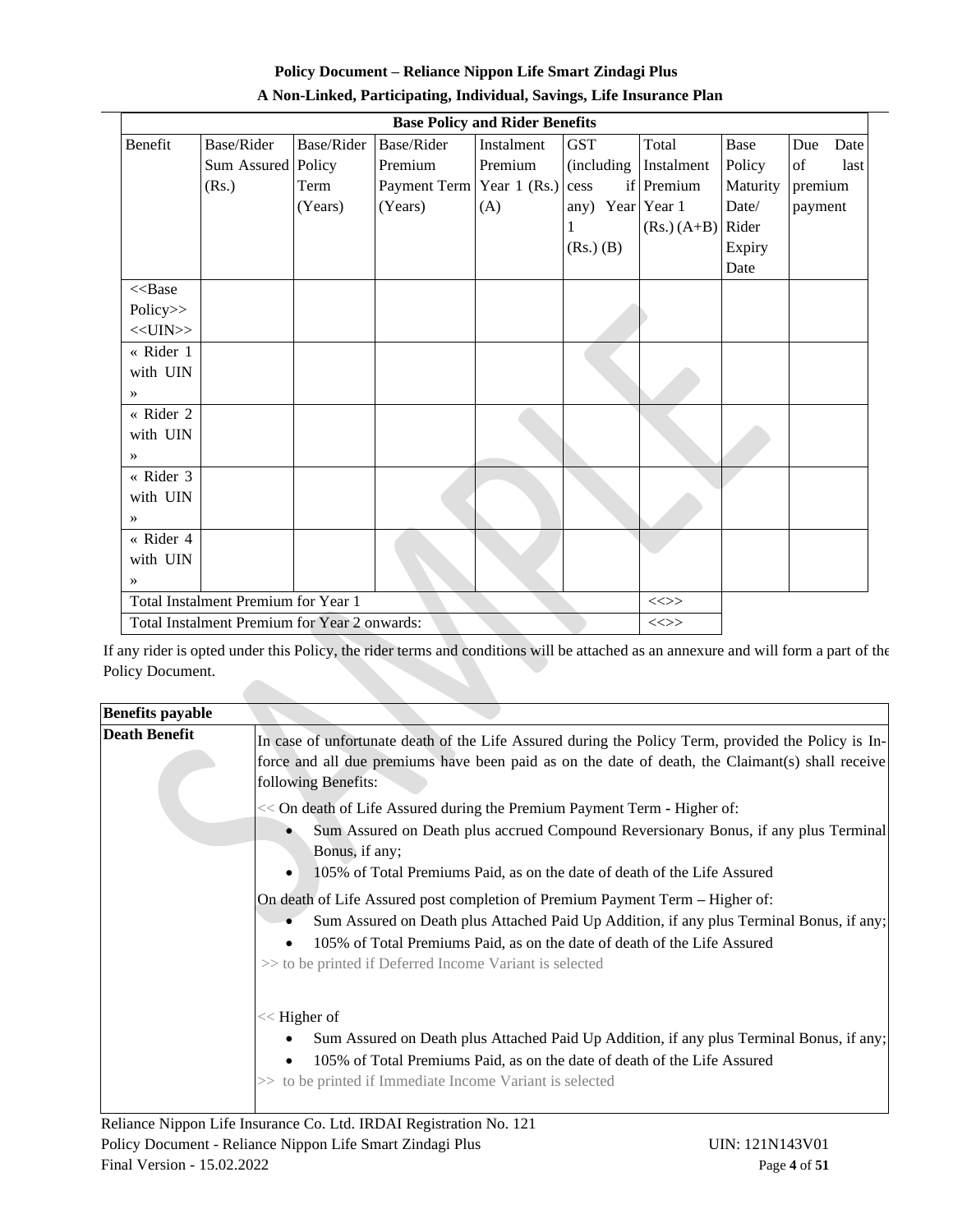| Base Policy and Rider Benefits | | | | | | | | |
|---|---|---|---|---|---|---|---|---|
| Benefit | Base/Rider Sum Assured (Rs.) | Base/Rider Policy Term (Years) | Base/Rider Premium Payment Term (Years) | Instalment Premium Year 1 (Rs.) (A) | GST (including cess if any) Year 1 (Rs.) (B) | Total Instalment Premium Year 1 (Rs.) (A+B) | Base Policy Maturity Date/ Rider Expiry Date | Due Date of last premium payment |
| <<Base Policy>> <<UIN>> | | | | | | | | |
| « Rider 1 with UIN » | | | | | | | | |
| « Rider 2 with UIN » | | | | | | | | |
| « Rider 3 with UIN » | | | | | | | | |
| « Rider 4 with UIN » | | | | | | | | |
| Total Instalment Premium for Year 1 | | | | | | <<>> | | |
| Total Instalment Premium for Year 2 onwards: | | | | | | <<>> | | |

If any rider is opted under this Policy, the rider terms and conditions will be attached as an annexure and will form a part of the Policy Document.

| Benefits payable | |
|---|---|
| **Death Benefit** | In case of unfortunate death of the Life Assured during the Policy Term, provided the Policy is In-force and all due premiums have been paid as on the date of death, the Claimant(s) shall receive following Benefits:<br><br><< On death of Life Assured during the Premium Payment Term - Higher of:<br>• Sum Assured on Death plus accrued Compound Reversionary Bonus, if any plus Terminal Bonus, if any;<br>• 105% of Total Premiums Paid, as on the date of death of the Life Assured<br><br>On death of Life Assured post completion of Premium Payment Term – Higher of:<br>• Sum Assured on Death plus Attached Paid Up Addition, if any plus Terminal Bonus, if any;<br>• 105% of Total Premiums Paid, as on the date of death of the Life Assured<br>>> to be printed if Deferred Income Variant is selected<br><br><< Higher of<br>• Sum Assured on Death plus Attached Paid Up Addition, if any plus Terminal Bonus, if any;<br>• 105% of Total Premiums Paid, as on the date of death of the Life Assured<br>>> to be printed if Immediate Income Variant is selected |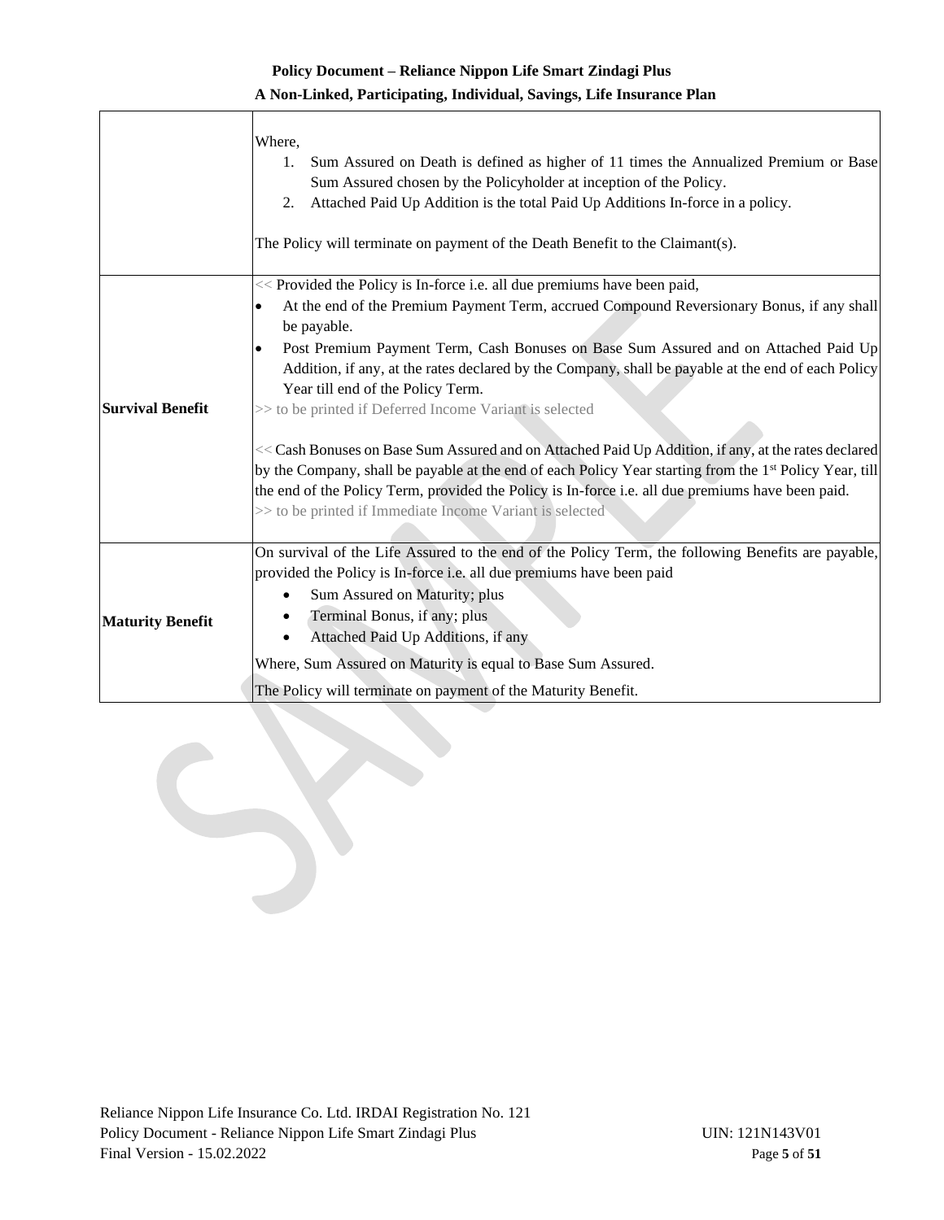| | |
|---|---|
| | Where,<br>1. Sum Assured on Death is defined as higher of 11 times the Annualized Premium or Base Sum Assured chosen by the Policyholder at inception of the Policy.<br>2. Attached Paid Up Addition is the total Paid Up Additions In-force in a policy.<br><br>The Policy will terminate on payment of the Death Benefit to the Claimant(s). |
| **Survival Benefit** | << Provided the Policy is In-force i.e. all due premiums have been paid,<br>• At the end of the Premium Payment Term, accrued Compound Reversionary Bonus, if any shall be payable.<br>• Post Premium Payment Term, Cash Bonuses on Base Sum Assured and on Attached Paid Up Addition, if any, at the rates declared by the Company, shall be payable at the end of each Policy Year till end of the Policy Term.<br>>> to be printed if Deferred Income Variant is selected<br><br><< Cash Bonuses on Base Sum Assured and on Attached Paid Up Addition, if any, at the rates declared by the Company, shall be payable at the end of each Policy Year starting from the 1st Policy Year, till the end of the Policy Term, provided the Policy is In-force i.e. all due premiums have been paid.<br>>> to be printed if Immediate Income Variant is selected |
| **Maturity Benefit** | On survival of the Life Assured to the end of the Policy Term, the following Benefits are payable, provided the Policy is In-force i.e. all due premiums have been paid<br>• Sum Assured on Maturity; plus<br>• Terminal Bonus, if any; plus<br>• Attached Paid Up Additions, if any<br><br>Where, Sum Assured on Maturity is equal to Base Sum Assured.<br><br>The Policy will terminate on payment of the Maturity Benefit. |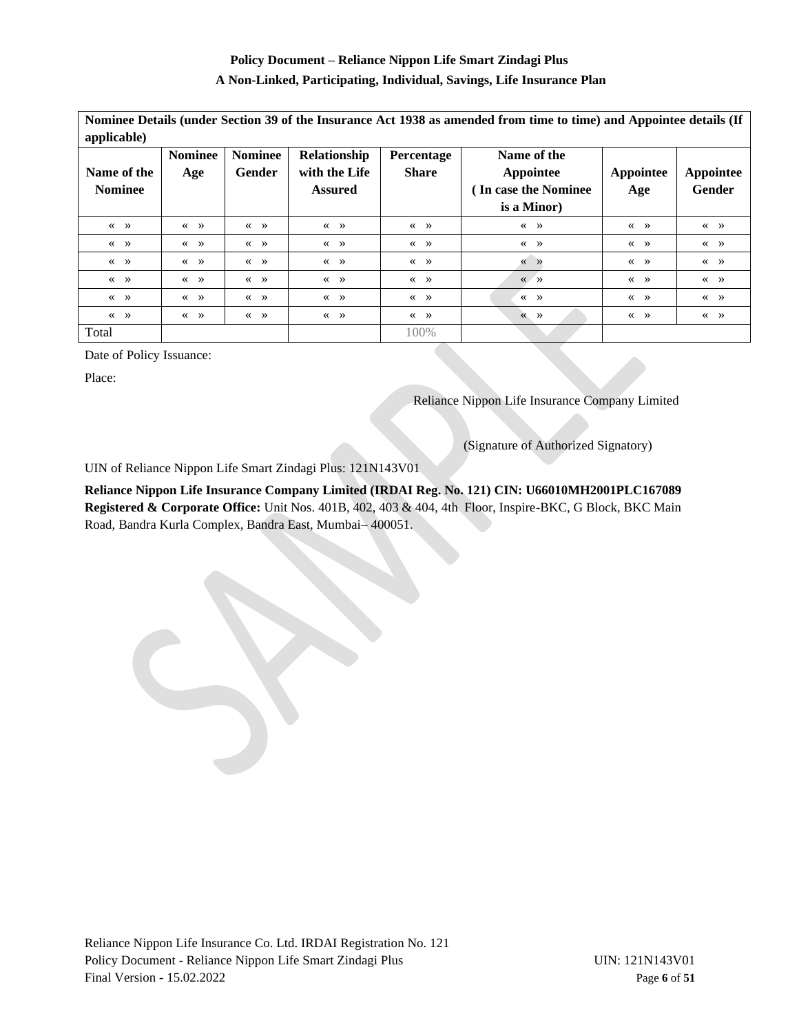**Policy Document – Reliance Nippon Life Smart Zindagi Plus**
**A Non-Linked, Participating, Individual, Savings, Life Insurance Plan**

**Nominee Details (under Section 39 of the Insurance Act 1938 as amended from time to time) and Appointee details (If applicable)**

| Name of the Nominee | Nominee Age | Nominee Gender | Relationship with the Life Assured | Percentage Share | Name of the Appointee ( In case the Nominee is a Minor) | Appointee Age | Appointee Gender |
|---|---|---|---|---|---|---|---|
| « » | « » | « » | « » | « » | « » | « » | « » |
| « » | « » | « » | « » | « » | « » | « » | « » |
| « » | « » | « » | « » | « » | « » | « » | « » |
| « » | « » | « » | « » | « » | « » | « » | « » |
| « » | « » | « » | « » | « » | « » | « » | « » |
| « » | « » | « » | « » | « » | « » | « » | « » |
| Total | | | | 100% | | | |

Date of Policy Issuance:

Place:

Reliance Nippon Life Insurance Company Limited

(Signature of Authorized Signatory)

UIN of Reliance Nippon Life Smart Zindagi Plus: 121N143V01

**Reliance Nippon Life Insurance Company Limited (IRDAI Reg. No. 121) CIN: U66010MH2001PLC167089**
**Registered & Corporate Office:** Unit Nos. 401B, 402, 403 & 404, 4th Floor, Inspire-BKC, G Block, BKC Main Road, Bandra Kurla Complex, Bandra East, Mumbai– 400051.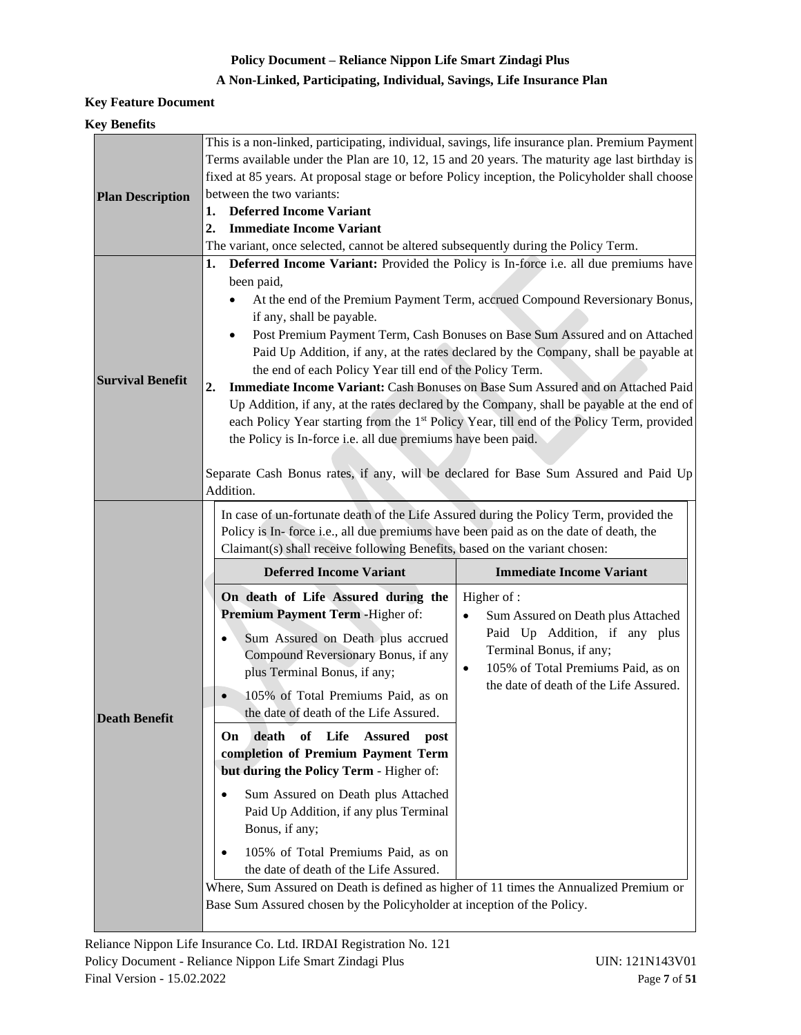**Policy Document – Reliance Nippon Life Smart Zindagi Plus**

**A Non-Linked, Participating, Individual, Savings, Life Insurance Plan**

**Key Feature Document**

**Key Benefits**

| | |
|---|---|
| **Plan Description** | This is a non-linked, participating, individual, savings, life insurance plan. Premium Payment Terms available under the Plan are 10, 12, 15 and 20 years. The maturity age last birthday is fixed at 85 years. At proposal stage or before Policy inception, the Policyholder shall choose between the two variants:<br>1. **Deferred Income Variant**<br>2. **Immediate Income Variant**<br>The variant, once selected, cannot be altered subsequently during the Policy Term. |
| **Survival Benefit** | 1. **Deferred Income Variant:** Provided the Policy is In-force i.e. all due premiums have been paid,<br>• At the end of the Premium Payment Term, accrued Compound Reversionary Bonus, if any, shall be payable.<br>• Post Premium Payment Term, Cash Bonuses on Base Sum Assured and on Attached Paid Up Addition, if any, at the rates declared by the Company, shall be payable at the end of each Policy Year till end of the Policy Term.<br>2. **Immediate Income Variant:** Cash Bonuses on Base Sum Assured and on Attached Paid Up Addition, if any, at the rates declared by the Company, shall be payable at the end of each Policy Year starting from the 1st Policy Year, till end of the Policy Term, provided the Policy is In-force i.e. all due premiums have been paid.<br><br>Separate Cash Bonus rates, if any, will be declared for Base Sum Assured and Paid Up Addition. |
| **Death Benefit** | In case of un-fortunate death of the Life Assured during the Policy Term, provided the Policy is In- force i.e., all due premiums have been paid as on the date of death, the Claimant(s) shall receive following Benefits, based on the variant chosen:<br><br>**Deferred Income Variant:**<br>**On death of Life Assured during the Premium Payment Term** -Higher of:<br>• Sum Assured on Death plus accrued Compound Reversionary Bonus, if any plus Terminal Bonus, if any;<br>• 105% of Total Premiums Paid, as on the date of death of the Life Assured.<br>**On death of Life Assured post completion of Premium Payment Term but during the Policy Term** - Higher of:<br>• Sum Assured on Death plus Attached Paid Up Addition, if any plus Terminal Bonus, if any;<br>• 105% of Total Premiums Paid, as on the date of death of the Life Assured.<br><br>**Immediate Income Variant:**<br>Higher of :<br>• Sum Assured on Death plus Attached Paid Up Addition, if any plus Terminal Bonus, if any;<br>• 105% of Total Premiums Paid, as on the date of death of the Life Assured.<br><br>Where, Sum Assured on Death is defined as higher of 11 times the Annualized Premium or Base Sum Assured chosen by the Policyholder at inception of the Policy. |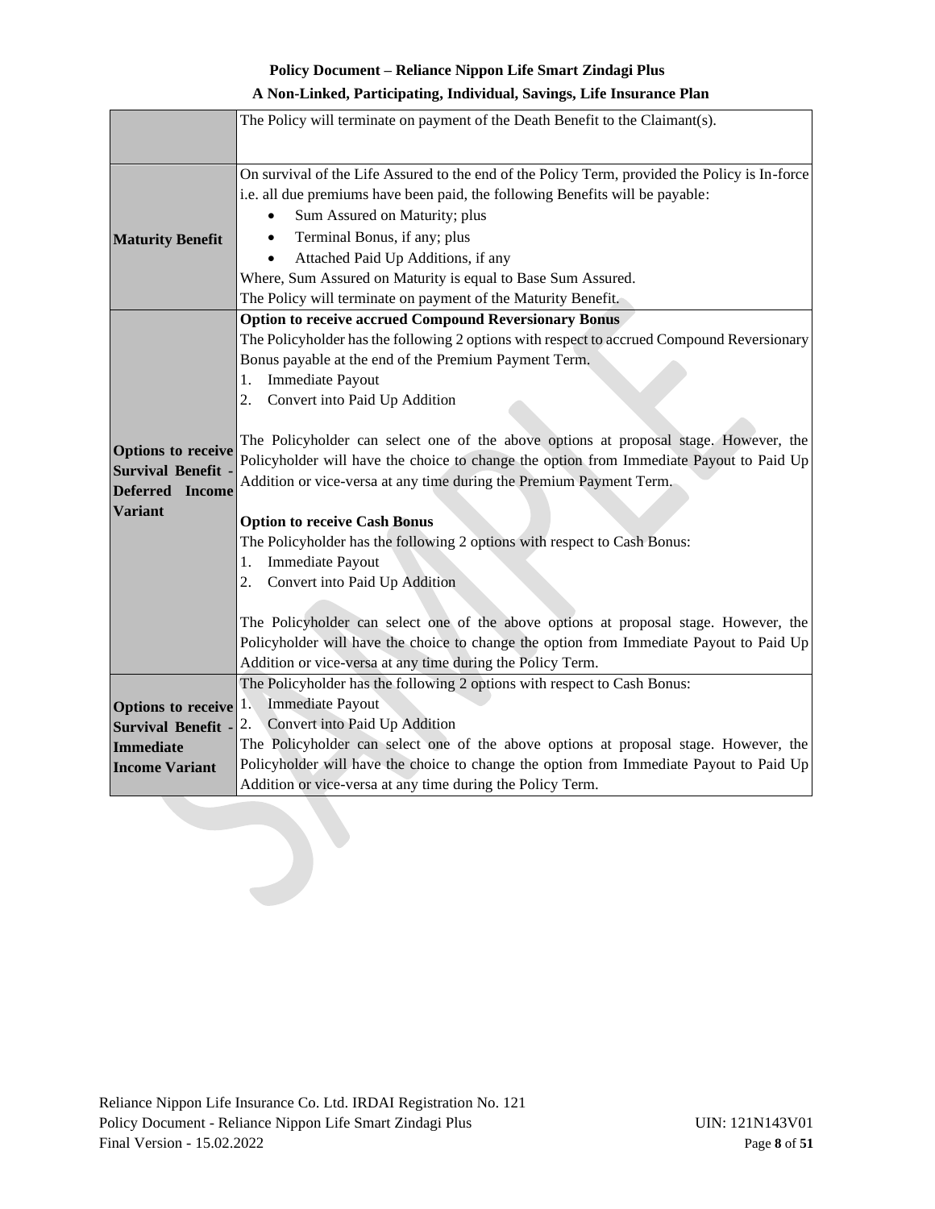| | |
|---|---|
| | The Policy will terminate on payment of the Death Benefit to the Claimant(s). |
| **Maturity Benefit** | On survival of the Life Assured to the end of the Policy Term, provided the Policy is In-force i.e. all due premiums have been paid, the following Benefits will be payable:<br>• Sum Assured on Maturity; plus<br>• Terminal Bonus, if any; plus<br>• Attached Paid Up Additions, if any<br>Where, Sum Assured on Maturity is equal to Base Sum Assured.<br>The Policy will terminate on payment of the Maturity Benefit. |
| **Options to receive Survival Benefit - Deferred Income Variant** | **Option to receive accrued Compound Reversionary Bonus**<br>The Policyholder has the following 2 options with respect to accrued Compound Reversionary Bonus payable at the end of the Premium Payment Term.<br>1. Immediate Payout<br>2. Convert into Paid Up Addition<br><br>The Policyholder can select one of the above options at proposal stage. However, the Policyholder will have the choice to change the option from Immediate Payout to Paid Up Addition or vice-versa at any time during the Premium Payment Term.<br><br>**Option to receive Cash Bonus**<br>The Policyholder has the following 2 options with respect to Cash Bonus:<br>1. Immediate Payout<br>2. Convert into Paid Up Addition<br><br>The Policyholder can select one of the above options at proposal stage. However, the Policyholder will have the choice to change the option from Immediate Payout to Paid Up Addition or vice-versa at any time during the Policy Term. |
| **Options to receive Survival Benefit - Immediate Income Variant** | The Policyholder has the following 2 options with respect to Cash Bonus:<br>1. Immediate Payout<br>2. Convert into Paid Up Addition<br>The Policyholder can select one of the above options at proposal stage. However, the Policyholder will have the choice to change the option from Immediate Payout to Paid Up Addition or vice-versa at any time during the Policy Term. |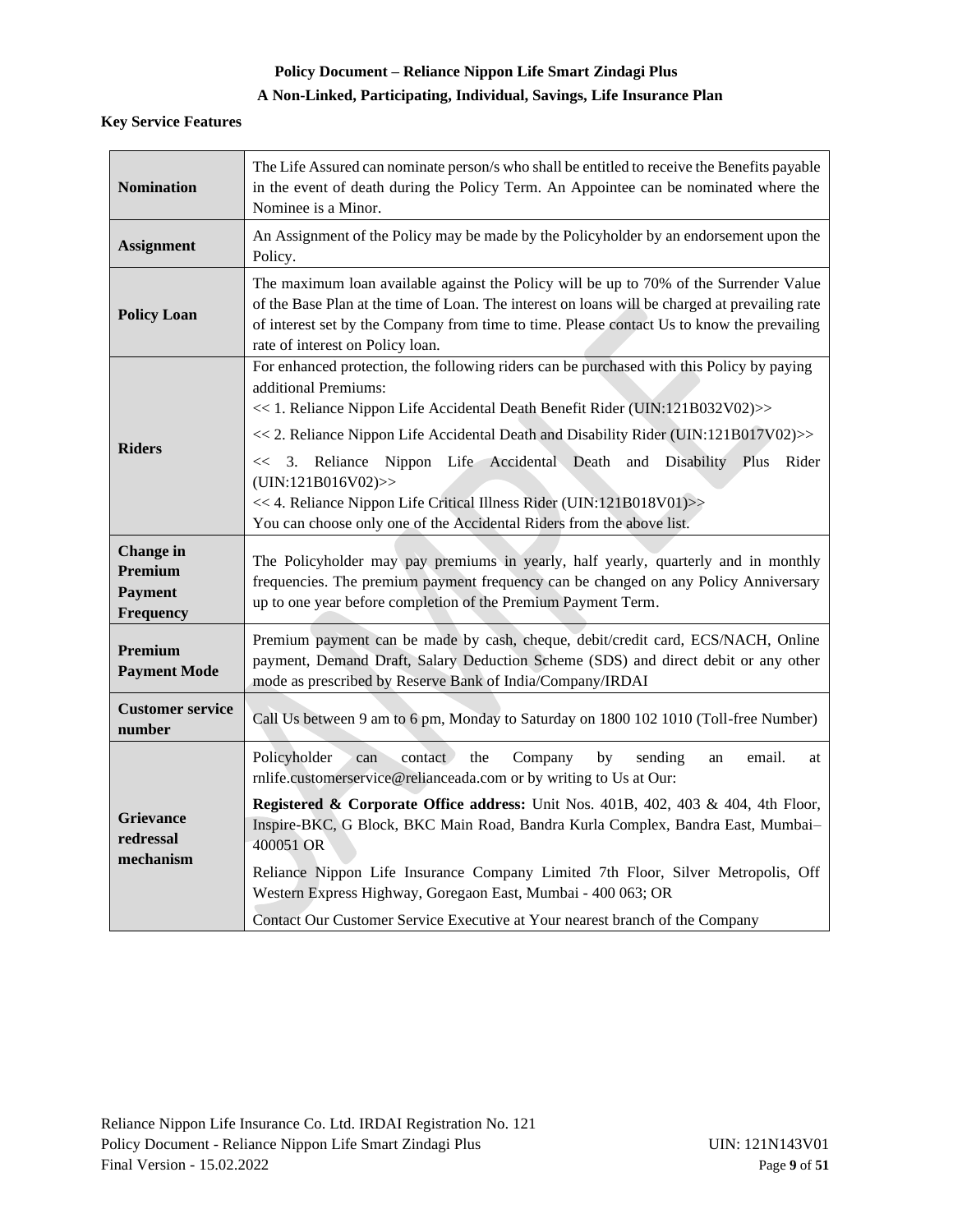**Policy Document – Reliance Nippon Life Smart Zindagi Plus**

**A Non-Linked, Participating, Individual, Savings, Life Insurance Plan**

**Key Service Features**

| | |
|---|---|
| **Nomination** | The Life Assured can nominate person/s who shall be entitled to receive the Benefits payable in the event of death during the Policy Term. An Appointee can be nominated where the Nominee is a Minor. |
| **Assignment** | An Assignment of the Policy may be made by the Policyholder by an endorsement upon the Policy. |
| **Policy Loan** | The maximum loan available against the Policy will be up to 70% of the Surrender Value of the Base Plan at the time of Loan. The interest on loans will be charged at prevailing rate of interest set by the Company from time to time. Please contact Us to know the prevailing rate of interest on Policy loan. |
| **Riders** | For enhanced protection, the following riders can be purchased with this Policy by paying additional Premiums:<br><< 1. Reliance Nippon Life Accidental Death Benefit Rider (UIN:121B032V02)>><br><< 2. Reliance Nippon Life Accidental Death and Disability Rider (UIN:121B017V02)>><br><< 3. Reliance Nippon Life Accidental Death and Disability Plus Rider (UIN:121B016V02)>><br><< 4. Reliance Nippon Life Critical Illness Rider (UIN:121B018V01)>><br>You can choose only one of the Accidental Riders from the above list. |
| **Change in Premium Payment Frequency** | The Policyholder may pay premiums in yearly, half yearly, quarterly and in monthly frequencies. The premium payment frequency can be changed on any Policy Anniversary up to one year before completion of the Premium Payment Term. |
| **Premium Payment Mode** | Premium payment can be made by cash, cheque, debit/credit card, ECS/NACH, Online payment, Demand Draft, Salary Deduction Scheme (SDS) and direct debit or any other mode as prescribed by Reserve Bank of India/Company/IRDAI |
| **Customer service number** | Call Us between 9 am to 6 pm, Monday to Saturday on 1800 102 1010 (Toll-free Number) |
| **Grievance redressal mechanism** | Policyholder can contact the Company by sending an email. at rnlife.customerservice@relianceada.com or by writing to Us at Our:<br>**Registered & Corporate Office address:** Unit Nos. 401B, 402, 403 & 404, 4th Floor, Inspire-BKC, G Block, BKC Main Road, Bandra Kurla Complex, Bandra East, Mumbai– 400051 OR<br>Reliance Nippon Life Insurance Company Limited 7th Floor, Silver Metropolis, Off Western Express Highway, Goregaon East, Mumbai - 400 063; OR<br>Contact Our Customer Service Executive at Your nearest branch of the Company |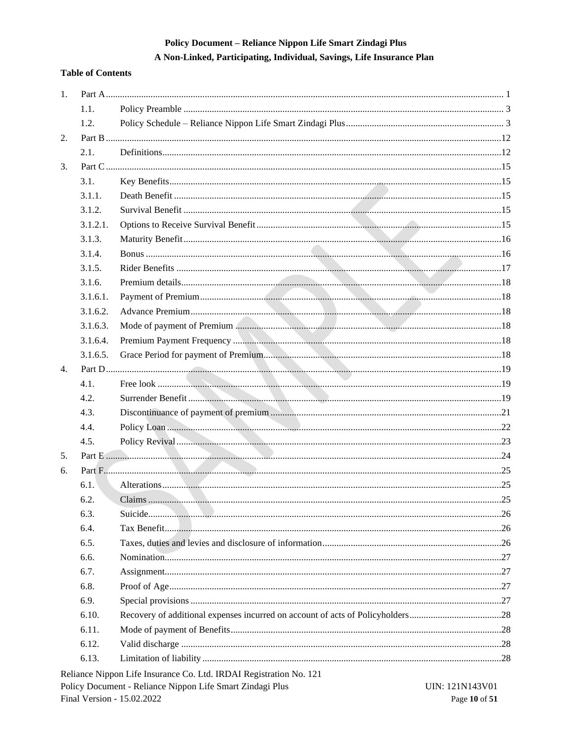**Policy Document – Reliance Nippon Life Smart Zindagi Plus**

**A Non-Linked, Participating, Individual, Savings, Life Insurance Plan**

**Table of Contents**

| | | | |
|---|---|---|---|
| 1. | Part A | | 1 |
| | 1.1. | Policy Preamble | 3 |
| | 1.2. | Policy Schedule – Reliance Nippon Life Smart Zindagi Plus | 3 |
| 2. | Part B | | 12 |
| | 2.1. | Definitions | 12 |
| 3. | Part C | | 15 |
| | 3.1. | Key Benefits | 15 |
| | 3.1.1. | Death Benefit | 15 |
| | 3.1.2. | Survival Benefit | 15 |
| | 3.1.2.1. | Options to Receive Survival Benefit | 15 |
| | 3.1.3. | Maturity Benefit | 16 |
| | 3.1.4. | Bonus | 16 |
| | 3.1.5. | Rider Benefits | 17 |
| | 3.1.6. | Premium details | 18 |
| | 3.1.6.1. | Payment of Premium | 18 |
| | 3.1.6.2. | Advance Premium | 18 |
| | 3.1.6.3. | Mode of payment of Premium | 18 |
| | 3.1.6.4. | Premium Payment Frequency | 18 |
| | 3.1.6.5. | Grace Period for payment of Premium | 18 |
| 4. | Part D | | 19 |
| | 4.1. | Free look | 19 |
| | 4.2. | Surrender Benefit | 19 |
| | 4.3. | Discontinuance of payment of premium | 21 |
| | 4.4. | Policy Loan | 22 |
| | 4.5. | Policy Revival | 23 |
| 5. | Part E | | 24 |
| 6. | Part F | | 25 |
| | 6.1. | Alterations | 25 |
| | 6.2. | Claims | 25 |
| | 6.3. | Suicide | 26 |
| | 6.4. | Tax Benefit | 26 |
| | 6.5. | Taxes, duties and levies and disclosure of information | 26 |
| | 6.6. | Nomination | 27 |
| | 6.7. | Assignment | 27 |
| | 6.8. | Proof of Age | 27 |
| | 6.9. | Special provisions | 27 |
| | 6.10. | Recovery of additional expenses incurred on account of acts of Policyholders | 28 |
| | 6.11. | Mode of payment of Benefits | 28 |
| | 6.12. | Valid discharge | 28 |
| | 6.13. | Limitation of liability | 28 |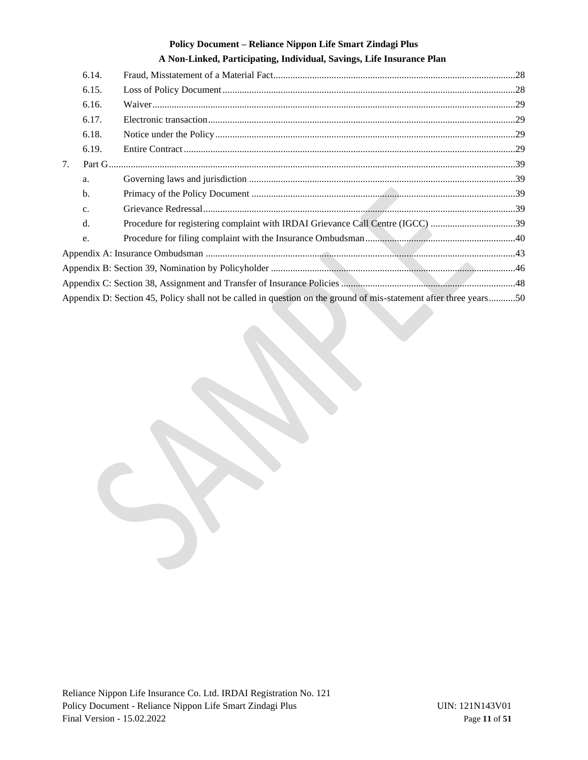- 6.14. Fraud, Misstatement of a Material Fact....28
- 6.15. Loss of Policy Document....28
- 6.16. Waiver....29
- 6.17. Electronic transaction....29
- 6.18. Notice under the Policy....29
- 6.19. Entire Contract....29

7. Part G....39
   - a. Governing laws and jurisdiction....39
   - b. Primacy of the Policy Document....39
   - c. Grievance Redressal....39
   - d. Procedure for registering complaint with IRDAI Grievance Call Centre (IGCC)....39
   - e. Procedure for filing complaint with the Insurance Ombudsman....40

Appendix A: Insurance Ombudsman....43

Appendix B: Section 39, Nomination by Policyholder....46

Appendix C: Section 38, Assignment and Transfer of Insurance Policies....48

Appendix D: Section 45, Policy shall not be called in question on the ground of mis-statement after three years....50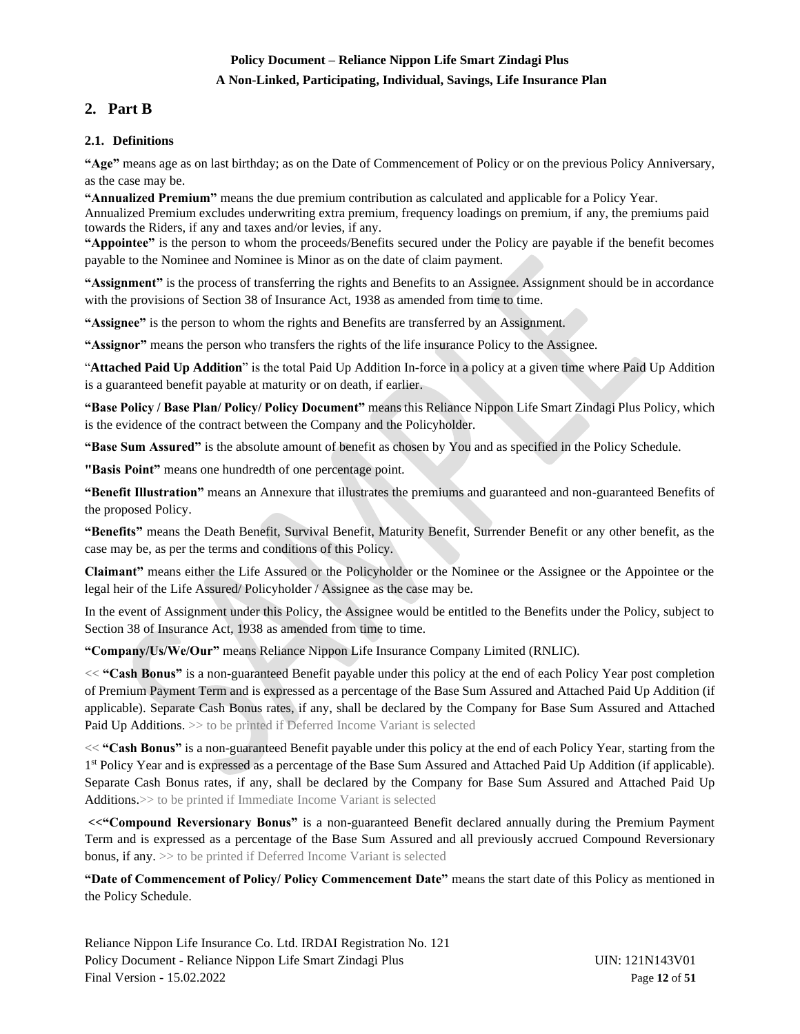## 2. Part B

### 2.1. Definitions

**"Age"** means age as on last birthday; as on the Date of Commencement of Policy or on the previous Policy Anniversary, as the case may be.

**"Annualized Premium"** means the due premium contribution as calculated and applicable for a Policy Year. Annualized Premium excludes underwriting extra premium, frequency loadings on premium, if any, the premiums paid towards the Riders, if any and taxes and/or levies, if any.

**"Appointee"** is the person to whom the proceeds/Benefits secured under the Policy are payable if the benefit becomes payable to the Nominee and Nominee is Minor as on the date of claim payment.

**"Assignment"** is the process of transferring the rights and Benefits to an Assignee. Assignment should be in accordance with the provisions of Section 38 of Insurance Act, 1938 as amended from time to time.

**"Assignee"** is the person to whom the rights and Benefits are transferred by an Assignment.

**"Assignor"** means the person who transfers the rights of the life insurance Policy to the Assignee.

"**Attached Paid Up Addition**" is the total Paid Up Addition In-force in a policy at a given time where Paid Up Addition is a guaranteed benefit payable at maturity or on death, if earlier.

**"Base Policy / Base Plan/ Policy/ Policy Document"** means this Reliance Nippon Life Smart Zindagi Plus Policy, which is the evidence of the contract between the Company and the Policyholder.

**"Base Sum Assured"** is the absolute amount of benefit as chosen by You and as specified in the Policy Schedule.

**"Basis Point"** means one hundredth of one percentage point.

**"Benefit Illustration"** means an Annexure that illustrates the premiums and guaranteed and non-guaranteed Benefits of the proposed Policy.

**"Benefits"** means the Death Benefit, Survival Benefit, Maturity Benefit, Surrender Benefit or any other benefit, as the case may be, as per the terms and conditions of this Policy.

**Claimant"** means either the Life Assured or the Policyholder or the Nominee or the Assignee or the Appointee or the legal heir of the Life Assured/ Policyholder / Assignee as the case may be.

In the event of Assignment under this Policy, the Assignee would be entitled to the Benefits under the Policy, subject to Section 38 of Insurance Act, 1938 as amended from time to time.

**"Company/Us/We/Our"** means Reliance Nippon Life Insurance Company Limited (RNLIC).

<< **"Cash Bonus"** is a non-guaranteed Benefit payable under this policy at the end of each Policy Year post completion of Premium Payment Term and is expressed as a percentage of the Base Sum Assured and Attached Paid Up Addition (if applicable). Separate Cash Bonus rates, if any, shall be declared by the Company for Base Sum Assured and Attached Paid Up Additions. >> to be printed if Deferred Income Variant is selected

<< **"Cash Bonus"** is a non-guaranteed Benefit payable under this policy at the end of each Policy Year, starting from the 1st Policy Year and is expressed as a percentage of the Base Sum Assured and Attached Paid Up Addition (if applicable). Separate Cash Bonus rates, if any, shall be declared by the Company for Base Sum Assured and Attached Paid Up Additions.>> to be printed if Immediate Income Variant is selected

**<<"Compound Reversionary Bonus"** is a non-guaranteed Benefit declared annually during the Premium Payment Term and is expressed as a percentage of the Base Sum Assured and all previously accrued Compound Reversionary bonus, if any. >> to be printed if Deferred Income Variant is selected

**"Date of Commencement of Policy/ Policy Commencement Date"** means the start date of this Policy as mentioned in the Policy Schedule.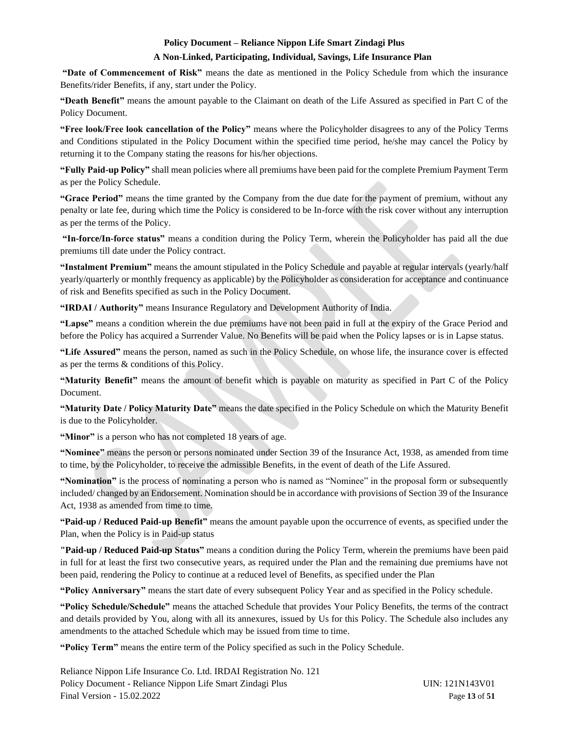**"Date of Commencement of Risk"** means the date as mentioned in the Policy Schedule from which the insurance Benefits/rider Benefits, if any, start under the Policy.

**"Death Benefit"** means the amount payable to the Claimant on death of the Life Assured as specified in Part C of the Policy Document.

**"Free look/Free look cancellation of the Policy"** means where the Policyholder disagrees to any of the Policy Terms and Conditions stipulated in the Policy Document within the specified time period, he/she may cancel the Policy by returning it to the Company stating the reasons for his/her objections.

**"Fully Paid-up Policy"** shall mean policies where all premiums have been paid for the complete Premium Payment Term as per the Policy Schedule.

**"Grace Period"** means the time granted by the Company from the due date for the payment of premium, without any penalty or late fee, during which time the Policy is considered to be In-force with the risk cover without any interruption as per the terms of the Policy.

**"In-force/In-force status"** means a condition during the Policy Term, wherein the Policyholder has paid all the due premiums till date under the Policy contract.

**"Instalment Premium"** means the amount stipulated in the Policy Schedule and payable at regular intervals (yearly/half yearly/quarterly or monthly frequency as applicable) by the Policyholder as consideration for acceptance and continuance of risk and Benefits specified as such in the Policy Document.

**"IRDAI / Authority"** means Insurance Regulatory and Development Authority of India.

**"Lapse"** means a condition wherein the due premiums have not been paid in full at the expiry of the Grace Period and before the Policy has acquired a Surrender Value. No Benefits will be paid when the Policy lapses or is in Lapse status.

**"Life Assured"** means the person, named as such in the Policy Schedule, on whose life, the insurance cover is effected as per the terms & conditions of this Policy.

**"Maturity Benefit"** means the amount of benefit which is payable on maturity as specified in Part C of the Policy Document.

**"Maturity Date / Policy Maturity Date"** means the date specified in the Policy Schedule on which the Maturity Benefit is due to the Policyholder.

**"Minor"** is a person who has not completed 18 years of age.

**"Nominee"** means the person or persons nominated under Section 39 of the Insurance Act, 1938, as amended from time to time, by the Policyholder, to receive the admissible Benefits, in the event of death of the Life Assured.

**"Nomination"** is the process of nominating a person who is named as "Nominee" in the proposal form or subsequently included/ changed by an Endorsement. Nomination should be in accordance with provisions of Section 39 of the Insurance Act, 1938 as amended from time to time.

**"Paid-up / Reduced Paid-up Benefit"** means the amount payable upon the occurrence of events, as specified under the Plan, when the Policy is in Paid-up status

**"Paid-up / Reduced Paid-up Status"** means a condition during the Policy Term, wherein the premiums have been paid in full for at least the first two consecutive years, as required under the Plan and the remaining due premiums have not been paid, rendering the Policy to continue at a reduced level of Benefits, as specified under the Plan

**"Policy Anniversary"** means the start date of every subsequent Policy Year and as specified in the Policy schedule.

**"Policy Schedule/Schedule"** means the attached Schedule that provides Your Policy Benefits, the terms of the contract and details provided by You, along with all its annexures, issued by Us for this Policy. The Schedule also includes any amendments to the attached Schedule which may be issued from time to time.

**"Policy Term"** means the entire term of the Policy specified as such in the Policy Schedule.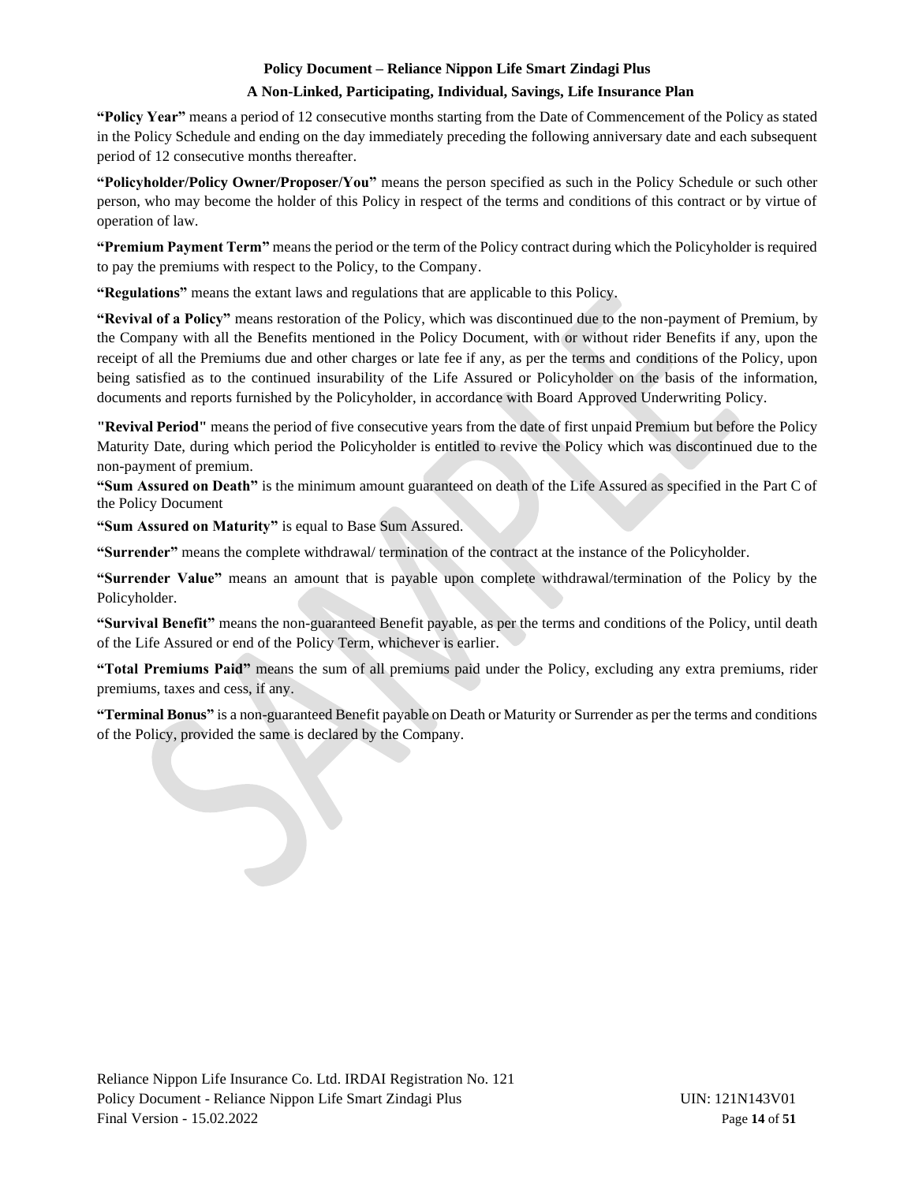**"Policy Year"** means a period of 12 consecutive months starting from the Date of Commencement of the Policy as stated in the Policy Schedule and ending on the day immediately preceding the following anniversary date and each subsequent period of 12 consecutive months thereafter.

**"Policyholder/Policy Owner/Proposer/You"** means the person specified as such in the Policy Schedule or such other person, who may become the holder of this Policy in respect of the terms and conditions of this contract or by virtue of operation of law.

**"Premium Payment Term"** means the period or the term of the Policy contract during which the Policyholder is required to pay the premiums with respect to the Policy, to the Company.

**"Regulations"** means the extant laws and regulations that are applicable to this Policy.

**"Revival of a Policy"** means restoration of the Policy, which was discontinued due to the non-payment of Premium, by the Company with all the Benefits mentioned in the Policy Document, with or without rider Benefits if any, upon the receipt of all the Premiums due and other charges or late fee if any, as per the terms and conditions of the Policy, upon being satisfied as to the continued insurability of the Life Assured or Policyholder on the basis of the information, documents and reports furnished by the Policyholder, in accordance with Board Approved Underwriting Policy.

**"Revival Period"** means the period of five consecutive years from the date of first unpaid Premium but before the Policy Maturity Date, during which period the Policyholder is entitled to revive the Policy which was discontinued due to the non-payment of premium.

**"Sum Assured on Death"** is the minimum amount guaranteed on death of the Life Assured as specified in the Part C of the Policy Document

**"Sum Assured on Maturity"** is equal to Base Sum Assured.

**"Surrender"** means the complete withdrawal/ termination of the contract at the instance of the Policyholder.

**"Surrender Value"** means an amount that is payable upon complete withdrawal/termination of the Policy by the Policyholder.

**"Survival Benefit"** means the non-guaranteed Benefit payable, as per the terms and conditions of the Policy, until death of the Life Assured or end of the Policy Term, whichever is earlier.

**"Total Premiums Paid"** means the sum of all premiums paid under the Policy, excluding any extra premiums, rider premiums, taxes and cess, if any.

**"Terminal Bonus"** is a non-guaranteed Benefit payable on Death or Maturity or Surrender as per the terms and conditions of the Policy, provided the same is declared by the Company.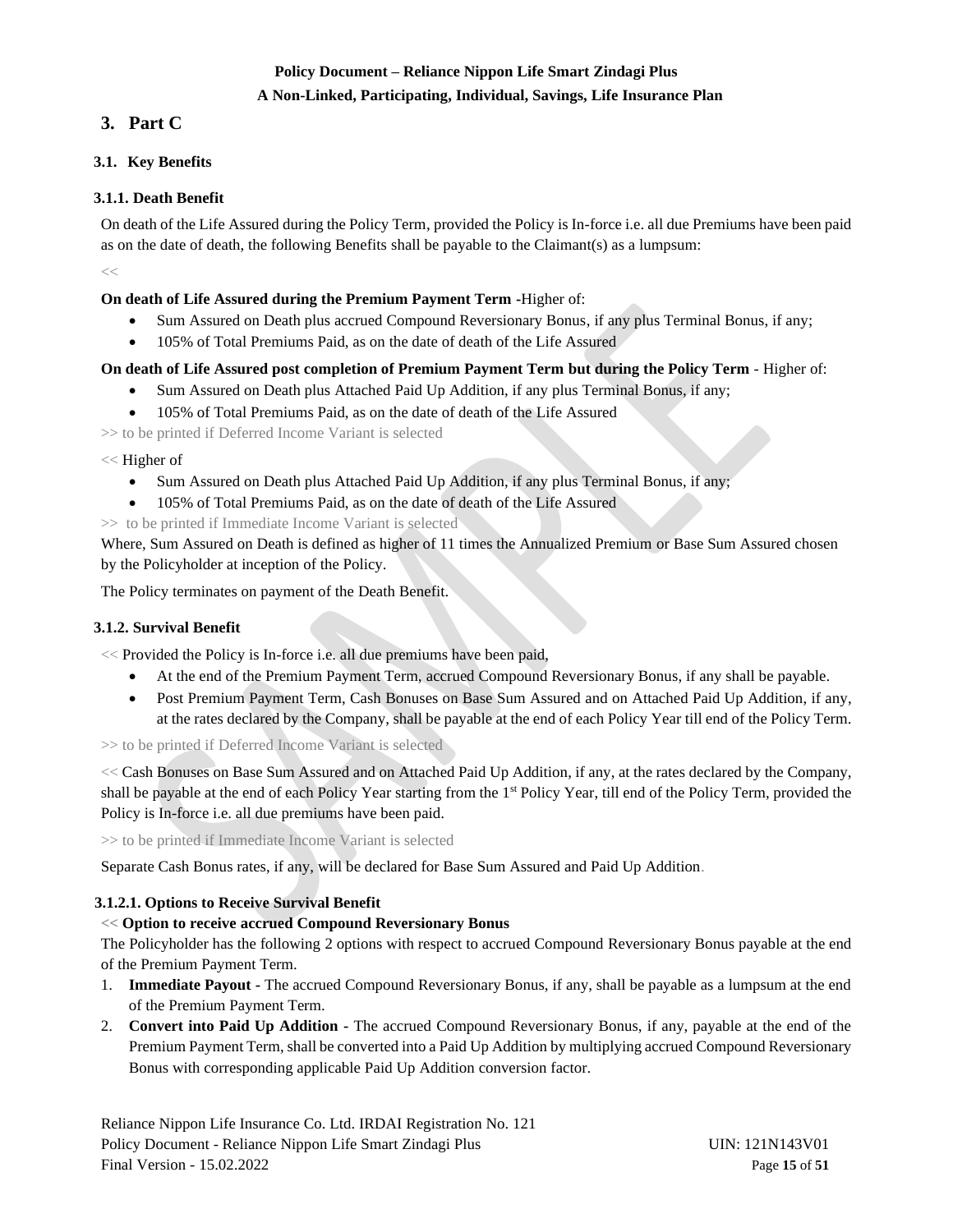## 3. Part C

### 3.1. Key Benefits

#### 3.1.1. Death Benefit

On death of the Life Assured during the Policy Term, provided the Policy is In-force i.e. all due Premiums have been paid as on the date of death, the following Benefits shall be payable to the Claimant(s) as a lumpsum:

<<

**On death of Life Assured during the Premium Payment Term -** Higher of:

- Sum Assured on Death plus accrued Compound Reversionary Bonus, if any plus Terminal Bonus, if any;
- 105% of Total Premiums Paid, as on the date of death of the Life Assured

**On death of Life Assured post completion of Premium Payment Term but during the Policy Term** - Higher of:

- Sum Assured on Death plus Attached Paid Up Addition, if any plus Terminal Bonus, if any;
- 105% of Total Premiums Paid, as on the date of death of the Life Assured

>> to be printed if Deferred Income Variant is selected

<< Higher of

- Sum Assured on Death plus Attached Paid Up Addition, if any plus Terminal Bonus, if any;
- 105% of Total Premiums Paid, as on the date of death of the Life Assured

>> to be printed if Immediate Income Variant is selected

Where, Sum Assured on Death is defined as higher of 11 times the Annualized Premium or Base Sum Assured chosen by the Policyholder at inception of the Policy.

The Policy terminates on payment of the Death Benefit.

#### 3.1.2. Survival Benefit

<< Provided the Policy is In-force i.e. all due premiums have been paid,

- At the end of the Premium Payment Term, accrued Compound Reversionary Bonus, if any shall be payable.
- Post Premium Payment Term, Cash Bonuses on Base Sum Assured and on Attached Paid Up Addition, if any, at the rates declared by the Company, shall be payable at the end of each Policy Year till end of the Policy Term.

>> to be printed if Deferred Income Variant is selected

<< Cash Bonuses on Base Sum Assured and on Attached Paid Up Addition, if any, at the rates declared by the Company, shall be payable at the end of each Policy Year starting from the 1st Policy Year, till end of the Policy Term, provided the Policy is In-force i.e. all due premiums have been paid.

>> to be printed if Immediate Income Variant is selected

Separate Cash Bonus rates, if any, will be declared for Base Sum Assured and Paid Up Addition.

##### 3.1.2.1. Options to Receive Survival Benefit

<< **Option to receive accrued Compound Reversionary Bonus**

The Policyholder has the following 2 options with respect to accrued Compound Reversionary Bonus payable at the end of the Premium Payment Term.

1. **Immediate Payout -** The accrued Compound Reversionary Bonus, if any, shall be payable as a lumpsum at the end of the Premium Payment Term.
2. **Convert into Paid Up Addition -** The accrued Compound Reversionary Bonus, if any, payable at the end of the Premium Payment Term, shall be converted into a Paid Up Addition by multiplying accrued Compound Reversionary Bonus with corresponding applicable Paid Up Addition conversion factor.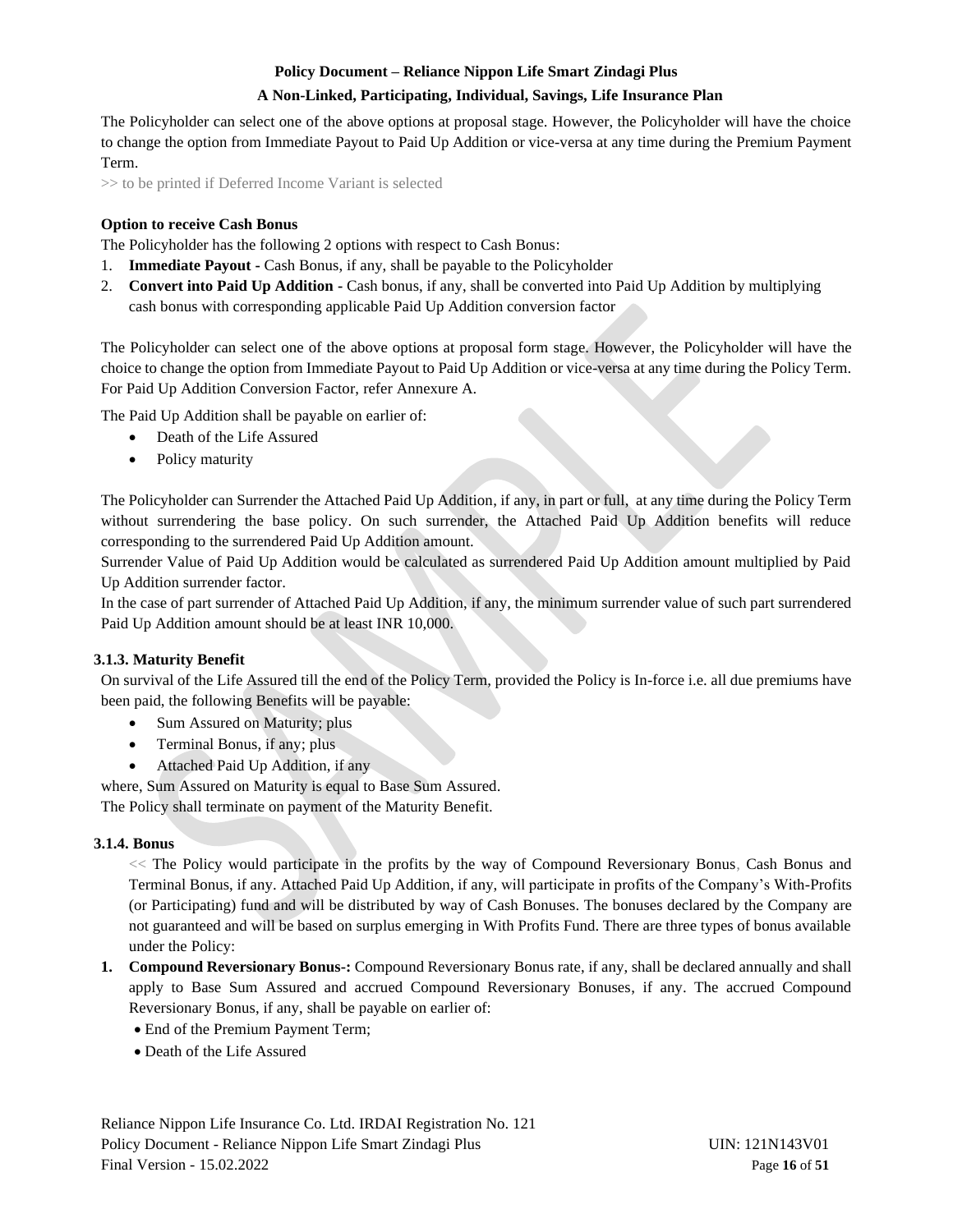The Policyholder can select one of the above options at proposal stage. However, the Policyholder will have the choice to change the option from Immediate Payout to Paid Up Addition or vice-versa at any time during the Premium Payment Term.

>> to be printed if Deferred Income Variant is selected

**Option to receive Cash Bonus**

The Policyholder has the following 2 options with respect to Cash Bonus:

1. **Immediate Payout -** Cash Bonus, if any, shall be payable to the Policyholder
2. **Convert into Paid Up Addition -** Cash bonus, if any, shall be converted into Paid Up Addition by multiplying cash bonus with corresponding applicable Paid Up Addition conversion factor

The Policyholder can select one of the above options at proposal form stage. However, the Policyholder will have the choice to change the option from Immediate Payout to Paid Up Addition or vice-versa at any time during the Policy Term. For Paid Up Addition Conversion Factor, refer Annexure A.

The Paid Up Addition shall be payable on earlier of:

- Death of the Life Assured
- Policy maturity

The Policyholder can Surrender the Attached Paid Up Addition, if any, in part or full, at any time during the Policy Term without surrendering the base policy. On such surrender, the Attached Paid Up Addition benefits will reduce corresponding to the surrendered Paid Up Addition amount.

Surrender Value of Paid Up Addition would be calculated as surrendered Paid Up Addition amount multiplied by Paid Up Addition surrender factor.

In the case of part surrender of Attached Paid Up Addition, if any, the minimum surrender value of such part surrendered Paid Up Addition amount should be at least INR 10,000.

### 3.1.3. Maturity Benefit

On survival of the Life Assured till the end of the Policy Term, provided the Policy is In-force i.e. all due premiums have been paid, the following Benefits will be payable:

- Sum Assured on Maturity; plus
- Terminal Bonus, if any; plus
- Attached Paid Up Addition, if any

where, Sum Assured on Maturity is equal to Base Sum Assured.

The Policy shall terminate on payment of the Maturity Benefit.

### 3.1.4. Bonus

<< The Policy would participate in the profits by the way of Compound Reversionary Bonus, Cash Bonus and Terminal Bonus, if any. Attached Paid Up Addition, if any, will participate in profits of the Company's With-Profits (or Participating) fund and will be distributed by way of Cash Bonuses. The bonuses declared by the Company are not guaranteed and will be based on surplus emerging in With Profits Fund. There are three types of bonus available under the Policy:

1. **Compound Reversionary Bonus-:** Compound Reversionary Bonus rate, if any, shall be declared annually and shall apply to Base Sum Assured and accrued Compound Reversionary Bonuses, if any. The accrued Compound Reversionary Bonus, if any, shall be payable on earlier of:
   - End of the Premium Payment Term;
   - Death of the Life Assured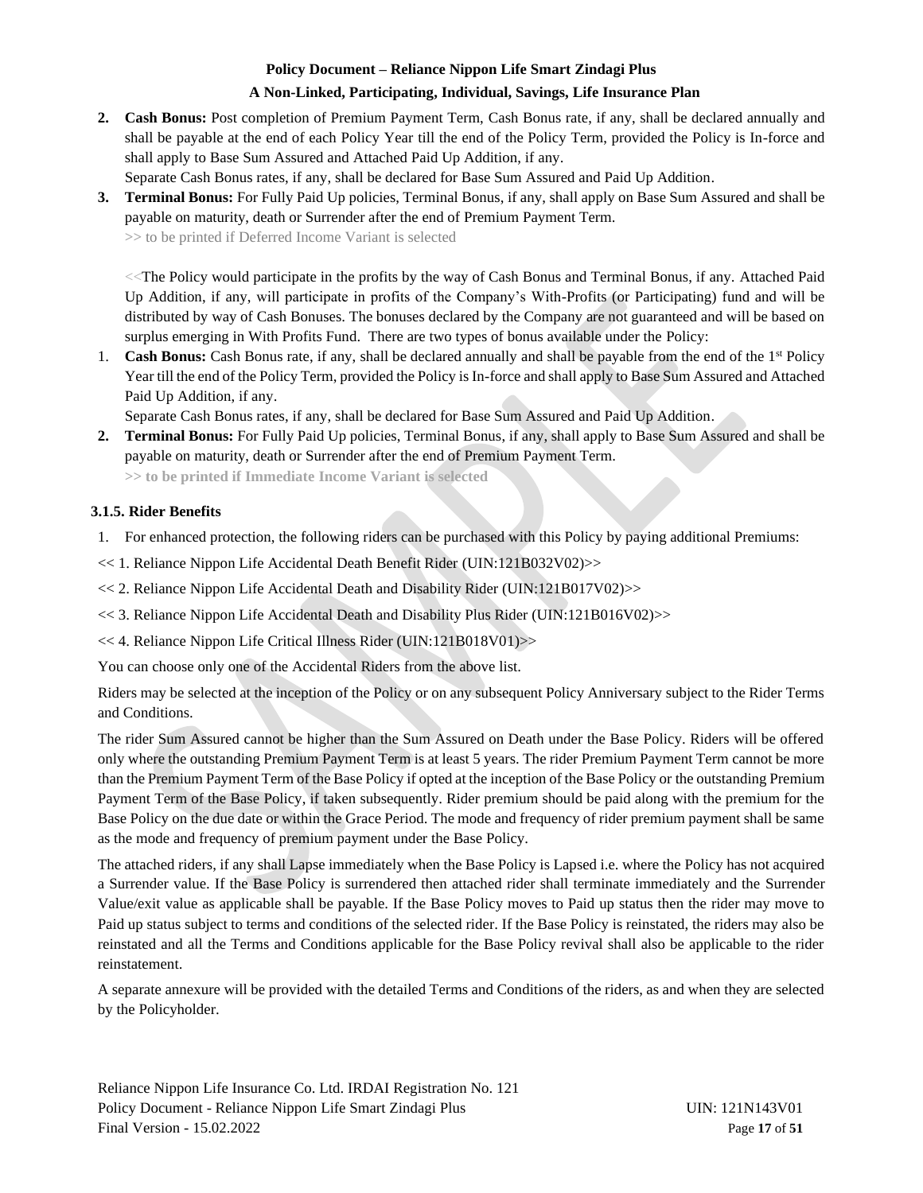2. **Cash Bonus:** Post completion of Premium Payment Term, Cash Bonus rate, if any, shall be declared annually and shall be payable at the end of each Policy Year till the end of the Policy Term, provided the Policy is In-force and shall apply to Base Sum Assured and Attached Paid Up Addition, if any.

   Separate Cash Bonus rates, if any, shall be declared for Base Sum Assured and Paid Up Addition.

3. **Terminal Bonus:** For Fully Paid Up policies, Terminal Bonus, if any, shall apply on Base Sum Assured and shall be payable on maturity, death or Surrender after the end of Premium Payment Term.

   >> to be printed if Deferred Income Variant is selected

   <<The Policy would participate in the profits by the way of Cash Bonus and Terminal Bonus, if any. Attached Paid Up Addition, if any, will participate in profits of the Company's With-Profits (or Participating) fund and will be distributed by way of Cash Bonuses. The bonuses declared by the Company are not guaranteed and will be based on surplus emerging in With Profits Fund. There are two types of bonus available under the Policy:

1. **Cash Bonus:** Cash Bonus rate, if any, shall be declared annually and shall be payable from the end of the 1st Policy Year till the end of the Policy Term, provided the Policy is In-force and shall apply to Base Sum Assured and Attached Paid Up Addition, if any.

   Separate Cash Bonus rates, if any, shall be declared for Base Sum Assured and Paid Up Addition.

2. **Terminal Bonus:** For Fully Paid Up policies, Terminal Bonus, if any, shall apply to Base Sum Assured and shall be payable on maturity, death or Surrender after the end of Premium Payment Term.

   **>> to be printed if Immediate Income Variant is selected**

### 3.1.5. Rider Benefits

1. For enhanced protection, the following riders can be purchased with this Policy by paying additional Premiums:

<< 1. Reliance Nippon Life Accidental Death Benefit Rider (UIN:121B032V02)>>

<< 2. Reliance Nippon Life Accidental Death and Disability Rider (UIN:121B017V02)>>

<< 3. Reliance Nippon Life Accidental Death and Disability Plus Rider (UIN:121B016V02)>>

<< 4. Reliance Nippon Life Critical Illness Rider (UIN:121B018V01)>>

You can choose only one of the Accidental Riders from the above list.

Riders may be selected at the inception of the Policy or on any subsequent Policy Anniversary subject to the Rider Terms and Conditions.

The rider Sum Assured cannot be higher than the Sum Assured on Death under the Base Policy. Riders will be offered only where the outstanding Premium Payment Term is at least 5 years. The rider Premium Payment Term cannot be more than the Premium Payment Term of the Base Policy if opted at the inception of the Base Policy or the outstanding Premium Payment Term of the Base Policy, if taken subsequently. Rider premium should be paid along with the premium for the Base Policy on the due date or within the Grace Period. The mode and frequency of rider premium payment shall be same as the mode and frequency of premium payment under the Base Policy.

The attached riders, if any shall Lapse immediately when the Base Policy is Lapsed i.e. where the Policy has not acquired a Surrender value. If the Base Policy is surrendered then attached rider shall terminate immediately and the Surrender Value/exit value as applicable shall be payable. If the Base Policy moves to Paid up status then the rider may move to Paid up status subject to terms and conditions of the selected rider. If the Base Policy is reinstated, the riders may also be reinstated and all the Terms and Conditions applicable for the Base Policy revival shall also be applicable to the rider reinstatement.

A separate annexure will be provided with the detailed Terms and Conditions of the riders, as and when they are selected by the Policyholder.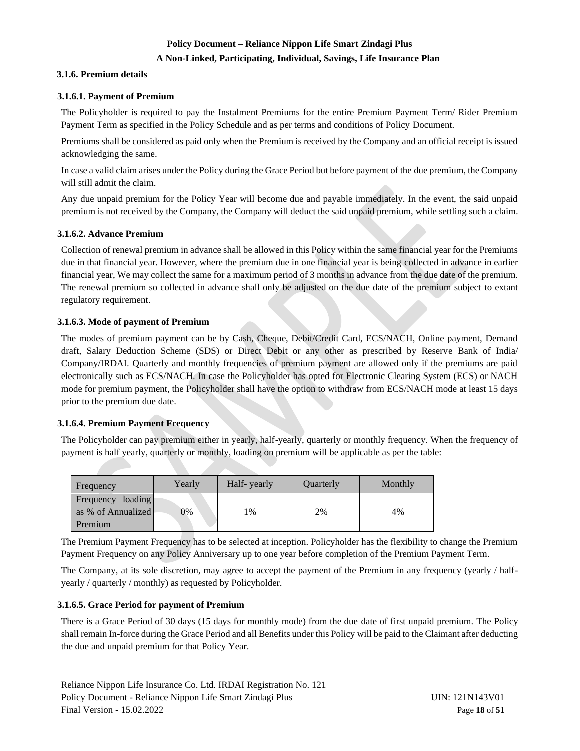### 3.1.6. Premium details

#### 3.1.6.1. Payment of Premium

The Policyholder is required to pay the Instalment Premiums for the entire Premium Payment Term/ Rider Premium Payment Term as specified in the Policy Schedule and as per terms and conditions of Policy Document.

Premiums shall be considered as paid only when the Premium is received by the Company and an official receipt is issued acknowledging the same.

In case a valid claim arises under the Policy during the Grace Period but before payment of the due premium, the Company will still admit the claim.

Any due unpaid premium for the Policy Year will become due and payable immediately. In the event, the said unpaid premium is not received by the Company, the Company will deduct the said unpaid premium, while settling such a claim.

#### 3.1.6.2. Advance Premium

Collection of renewal premium in advance shall be allowed in this Policy within the same financial year for the Premiums due in that financial year. However, where the premium due in one financial year is being collected in advance in earlier financial year, We may collect the same for a maximum period of 3 months in advance from the due date of the premium. The renewal premium so collected in advance shall only be adjusted on the due date of the premium subject to extant regulatory requirement.

#### 3.1.6.3. Mode of payment of Premium

The modes of premium payment can be by Cash, Cheque, Debit/Credit Card, ECS/NACH, Online payment, Demand draft, Salary Deduction Scheme (SDS) or Direct Debit or any other as prescribed by Reserve Bank of India/ Company/IRDAI. Quarterly and monthly frequencies of premium payment are allowed only if the premiums are paid electronically such as ECS/NACH. In case the Policyholder has opted for Electronic Clearing System (ECS) or NACH mode for premium payment, the Policyholder shall have the option to withdraw from ECS/NACH mode at least 15 days prior to the premium due date.

#### 3.1.6.4. Premium Payment Frequency

The Policyholder can pay premium either in yearly, half-yearly, quarterly or monthly frequency. When the frequency of payment is half yearly, quarterly or monthly, loading on premium will be applicable as per the table:

| Frequency | Yearly | Half- yearly | Quarterly | Monthly |
|---|---|---|---|---|
| Frequency loading as % of Annualized Premium | 0% | 1% | 2% | 4% |

The Premium Payment Frequency has to be selected at inception. Policyholder has the flexibility to change the Premium Payment Frequency on any Policy Anniversary up to one year before completion of the Premium Payment Term.

The Company, at its sole discretion, may agree to accept the payment of the Premium in any frequency (yearly / half-yearly / quarterly / monthly) as requested by Policyholder.

#### 3.1.6.5. Grace Period for payment of Premium

There is a Grace Period of 30 days (15 days for monthly mode) from the due date of first unpaid premium. The Policy shall remain In-force during the Grace Period and all Benefits under this Policy will be paid to the Claimant after deducting the due and unpaid premium for that Policy Year.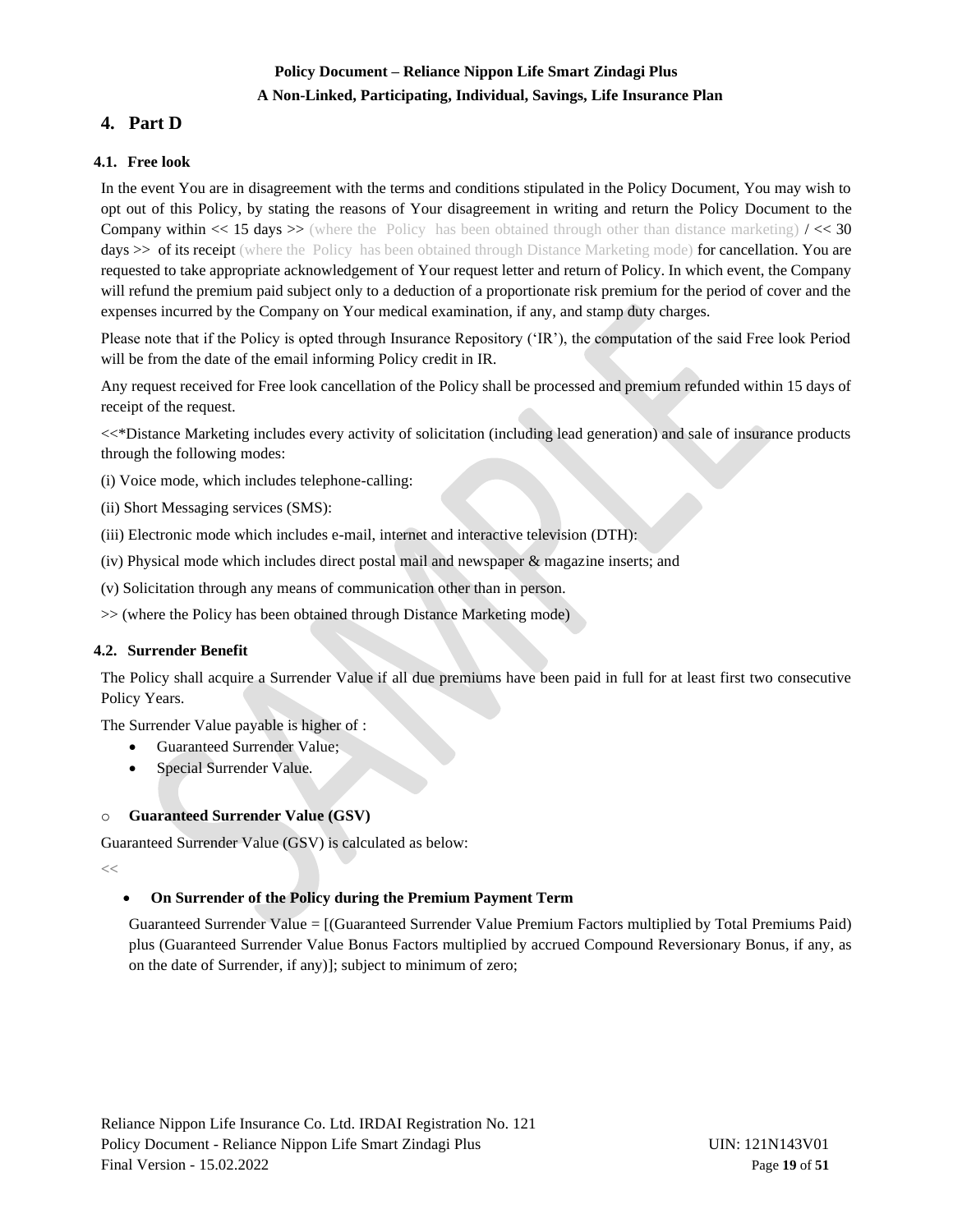## 4. Part D

### 4.1. Free look

In the event You are in disagreement with the terms and conditions stipulated in the Policy Document, You may wish to opt out of this Policy, by stating the reasons of Your disagreement in writing and return the Policy Document to the Company within << 15 days >> (where the Policy has been obtained through other than distance marketing) / << 30 days >> of its receipt (where the Policy has been obtained through Distance Marketing mode) for cancellation. You are requested to take appropriate acknowledgement of Your request letter and return of Policy. In which event, the Company will refund the premium paid subject only to a deduction of a proportionate risk premium for the period of cover and the expenses incurred by the Company on Your medical examination, if any, and stamp duty charges.

Please note that if the Policy is opted through Insurance Repository ('IR'), the computation of the said Free look Period will be from the date of the email informing Policy credit in IR.

Any request received for Free look cancellation of the Policy shall be processed and premium refunded within 15 days of receipt of the request.

<<*Distance Marketing includes every activity of solicitation (including lead generation) and sale of insurance products through the following modes:

(i) Voice mode, which includes telephone-calling:

(ii) Short Messaging services (SMS):

(iii) Electronic mode which includes e-mail, internet and interactive television (DTH):

(iv) Physical mode which includes direct postal mail and newspaper & magazine inserts; and

(v) Solicitation through any means of communication other than in person.

>> (where the Policy has been obtained through Distance Marketing mode)

### 4.2. Surrender Benefit

The Policy shall acquire a Surrender Value if all due premiums have been paid in full for at least first two consecutive Policy Years.

The Surrender Value payable is higher of :

- Guaranteed Surrender Value;
- Special Surrender Value.

o **Guaranteed Surrender Value (GSV)**

Guaranteed Surrender Value (GSV) is calculated as below:

<<

- **On Surrender of the Policy during the Premium Payment Term**

  Guaranteed Surrender Value = [(Guaranteed Surrender Value Premium Factors multiplied by Total Premiums Paid) plus (Guaranteed Surrender Value Bonus Factors multiplied by accrued Compound Reversionary Bonus, if any, as on the date of Surrender, if any)]; subject to minimum of zero;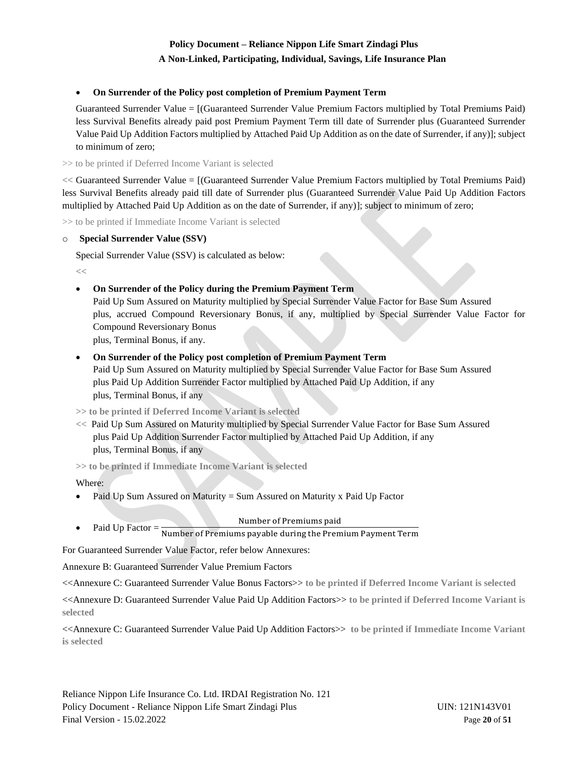- **On Surrender of the Policy post completion of Premium Payment Term**

  Guaranteed Surrender Value = [(Guaranteed Surrender Value Premium Factors multiplied by Total Premiums Paid) less Survival Benefits already paid post Premium Payment Term till date of Surrender plus (Guaranteed Surrender Value Paid Up Addition Factors multiplied by Attached Paid Up Addition as on the date of Surrender, if any)]; subject to minimum of zero;

>> to be printed if Deferred Income Variant is selected

<< Guaranteed Surrender Value = [(Guaranteed Surrender Value Premium Factors multiplied by Total Premiums Paid) less Survival Benefits already paid till date of Surrender plus (Guaranteed Surrender Value Paid Up Addition Factors multiplied by Attached Paid Up Addition as on the date of Surrender, if any)]; subject to minimum of zero;

>> to be printed if Immediate Income Variant is selected

- **Special Surrender Value (SSV)**

  Special Surrender Value (SSV) is calculated as below:

  <<

- **On Surrender of the Policy during the Premium Payment Term**

  Paid Up Sum Assured on Maturity multiplied by Special Surrender Value Factor for Base Sum Assured
  plus, accrued Compound Reversionary Bonus, if any, multiplied by Special Surrender Value Factor for Compound Reversionary Bonus
  plus, Terminal Bonus, if any.

- **On Surrender of the Policy post completion of Premium Payment Term**

  Paid Up Sum Assured on Maturity multiplied by Special Surrender Value Factor for Base Sum Assured
  plus Paid Up Addition Surrender Factor multiplied by Attached Paid Up Addition, if any
  plus, Terminal Bonus, if any

**>> to be printed if Deferred Income Variant is selected**

<< Paid Up Sum Assured on Maturity multiplied by Special Surrender Value Factor for Base Sum Assured
plus Paid Up Addition Surrender Factor multiplied by Attached Paid Up Addition, if any
plus, Terminal Bonus, if any

**>> to be printed if Immediate Income Variant is selected**

Where:

- Paid Up Sum Assured on Maturity = Sum Assured on Maturity x Paid Up Factor
- Paid Up Factor = $\frac{\text{Number of Premiums paid}}{\text{Number of Premiums payable during the Premium Payment Term}}$

For Guaranteed Surrender Value Factor, refer below Annexures:

Annexure B: Guaranteed Surrender Value Premium Factors

<<Annexure C: Guaranteed Surrender Value Bonus Factors>> **to be printed if Deferred Income Variant is selected**

<<Annexure D: Guaranteed Surrender Value Paid Up Addition Factors>> **to be printed if Deferred Income Variant is selected**

<<Annexure C: Guaranteed Surrender Value Paid Up Addition Factors>> **to be printed if Immediate Income Variant is selected**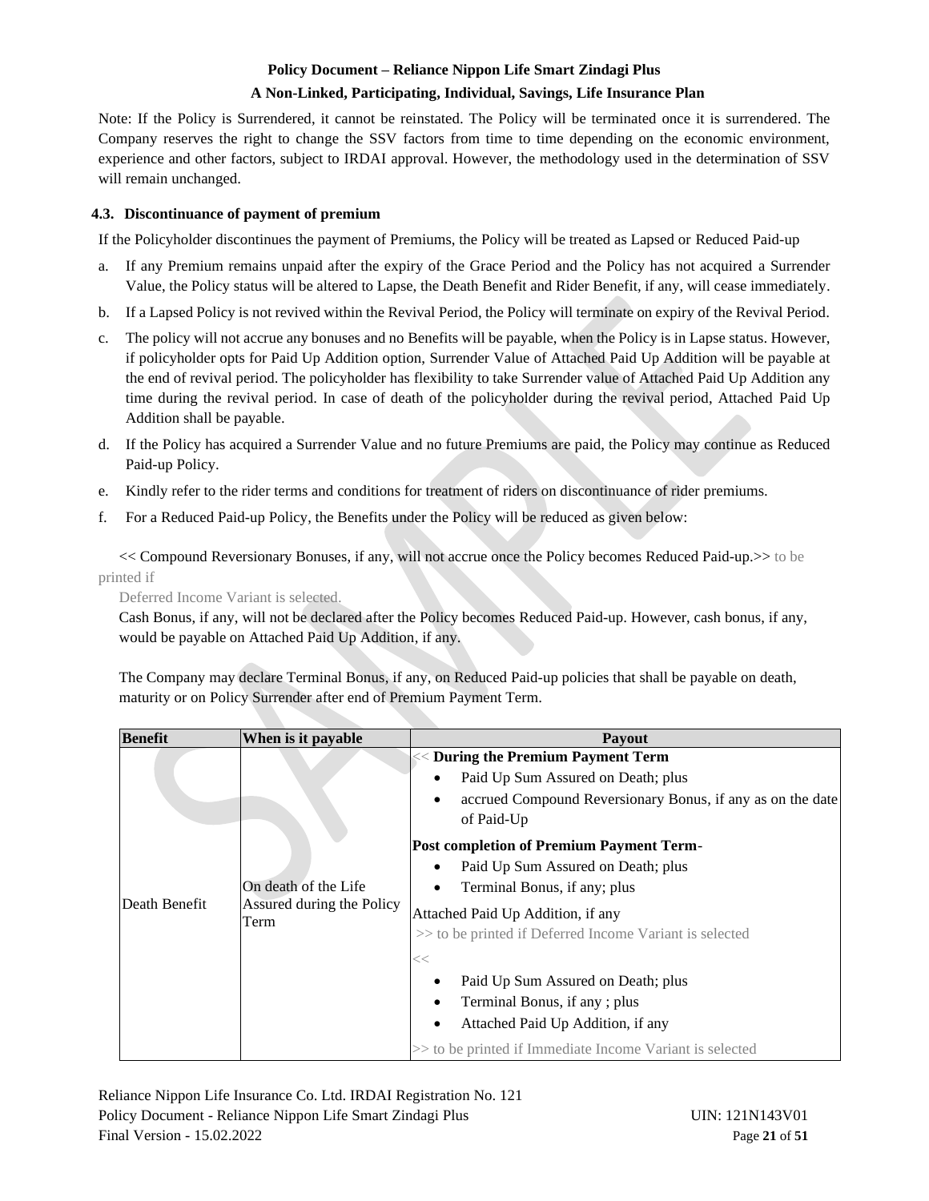Note: If the Policy is Surrendered, it cannot be reinstated. The Policy will be terminated once it is surrendered. The Company reserves the right to change the SSV factors from time to time depending on the economic environment, experience and other factors, subject to IRDAI approval. However, the methodology used in the determination of SSV will remain unchanged.

### 4.3. Discontinuance of payment of premium

If the Policyholder discontinues the payment of Premiums, the Policy will be treated as Lapsed or Reduced Paid-up

a. If any Premium remains unpaid after the expiry of the Grace Period and the Policy has not acquired a Surrender Value, the Policy status will be altered to Lapse, the Death Benefit and Rider Benefit, if any, will cease immediately.

b. If a Lapsed Policy is not revived within the Revival Period, the Policy will terminate on expiry of the Revival Period.

c. The policy will not accrue any bonuses and no Benefits will be payable, when the Policy is in Lapse status. However, if policyholder opts for Paid Up Addition option, Surrender Value of Attached Paid Up Addition will be payable at the end of revival period. The policyholder has flexibility to take Surrender value of Attached Paid Up Addition any time during the revival period. In case of death of the policyholder during the revival period, Attached Paid Up Addition shall be payable.

d. If the Policy has acquired a Surrender Value and no future Premiums are paid, the Policy may continue as Reduced Paid-up Policy.

e. Kindly refer to the rider terms and conditions for treatment of riders on discontinuance of rider premiums.

f. For a Reduced Paid-up Policy, the Benefits under the Policy will be reduced as given below:

<< Compound Reversionary Bonuses, if any, will not accrue once the Policy becomes Reduced Paid-up.>> to be printed if Deferred Income Variant is selected.

Cash Bonus, if any, will not be declared after the Policy becomes Reduced Paid-up. However, cash bonus, if any, would be payable on Attached Paid Up Addition, if any.

The Company may declare Terminal Bonus, if any, on Reduced Paid-up policies that shall be payable on death, maturity or on Policy Surrender after end of Premium Payment Term.

| Benefit | When is it payable | Payout |
|---|---|---|
| Death Benefit | On death of the Life Assured during the Policy Term | << **During the Premium Payment Term**<br>• Paid Up Sum Assured on Death; plus<br>• accrued Compound Reversionary Bonus, if any as on the date of Paid-Up<br>**Post completion of Premium Payment Term**-<br>• Paid Up Sum Assured on Death; plus<br>• Terminal Bonus, if any; plus<br>Attached Paid Up Addition, if any<br>>> to be printed if Deferred Income Variant is selected<br><<<br>• Paid Up Sum Assured on Death; plus<br>• Terminal Bonus, if any ; plus<br>• Attached Paid Up Addition, if any<br>>> to be printed if Immediate Income Variant is selected |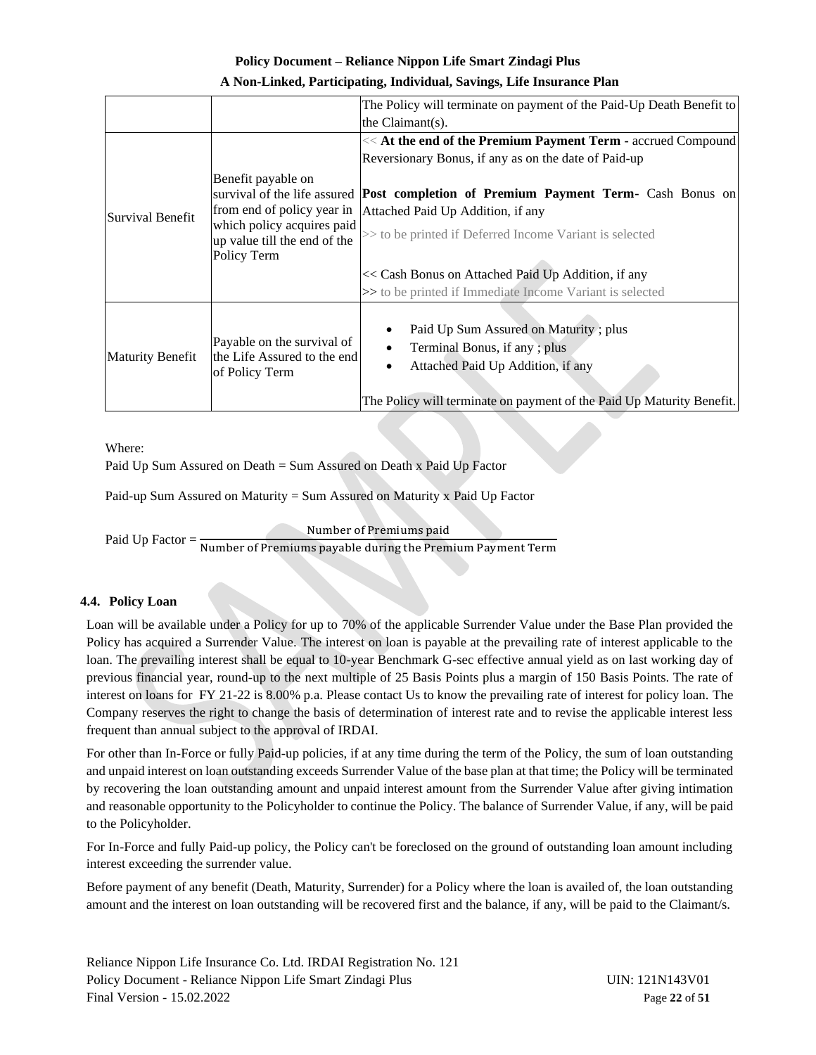|  |  | The Policy will terminate on payment of the Paid-Up Death Benefit to the Claimant(s). |
|---|---|---|
| Survival Benefit | Benefit payable on survival of the life assured from end of policy year in which policy acquires paid up value till the end of the Policy Term | << **At the end of the Premium Payment Term** - accrued Compound Reversionary Bonus, if any as on the date of Paid-up<br><br>**Post completion of Premium Payment Term**- Cash Bonus on Attached Paid Up Addition, if any<br>>> to be printed if Deferred Income Variant is selected<br><br><< Cash Bonus on Attached Paid Up Addition, if any<br>>> to be printed if Immediate Income Variant is selected |
| Maturity Benefit | Payable on the survival of the Life Assured to the end of Policy Term | • Paid Up Sum Assured on Maturity ; plus<br>• Terminal Bonus, if any ; plus<br>• Attached Paid Up Addition, if any<br><br>The Policy will terminate on payment of the Paid Up Maturity Benefit. |

Where:

Paid Up Sum Assured on Death = Sum Assured on Death x Paid Up Factor

Paid-up Sum Assured on Maturity = Sum Assured on Maturity x Paid Up Factor

$$\text{Paid Up Factor} = \frac{\text{Number of Premiums paid}}{\text{Number of Premiums payable during the Premium Payment Term}}$$

### 4.4. Policy Loan

Loan will be available under a Policy for up to 70% of the applicable Surrender Value under the Base Plan provided the Policy has acquired a Surrender Value. The interest on loan is payable at the prevailing rate of interest applicable to the loan. The prevailing interest shall be equal to 10-year Benchmark G-sec effective annual yield as on last working day of previous financial year, round-up to the next multiple of 25 Basis Points plus a margin of 150 Basis Points. The rate of interest on loans for FY 21-22 is 8.00% p.a. Please contact Us to know the prevailing rate of interest for policy loan. The Company reserves the right to change the basis of determination of interest rate and to revise the applicable interest less frequent than annual subject to the approval of IRDAI.

For other than In-Force or fully Paid-up policies, if at any time during the term of the Policy, the sum of loan outstanding and unpaid interest on loan outstanding exceeds Surrender Value of the base plan at that time; the Policy will be terminated by recovering the loan outstanding amount and unpaid interest amount from the Surrender Value after giving intimation and reasonable opportunity to the Policyholder to continue the Policy. The balance of Surrender Value, if any, will be paid to the Policyholder.

For In-Force and fully Paid-up policy, the Policy can't be foreclosed on the ground of outstanding loan amount including interest exceeding the surrender value.

Before payment of any benefit (Death, Maturity, Surrender) for a Policy where the loan is availed of, the loan outstanding amount and the interest on loan outstanding will be recovered first and the balance, if any, will be paid to the Claimant/s.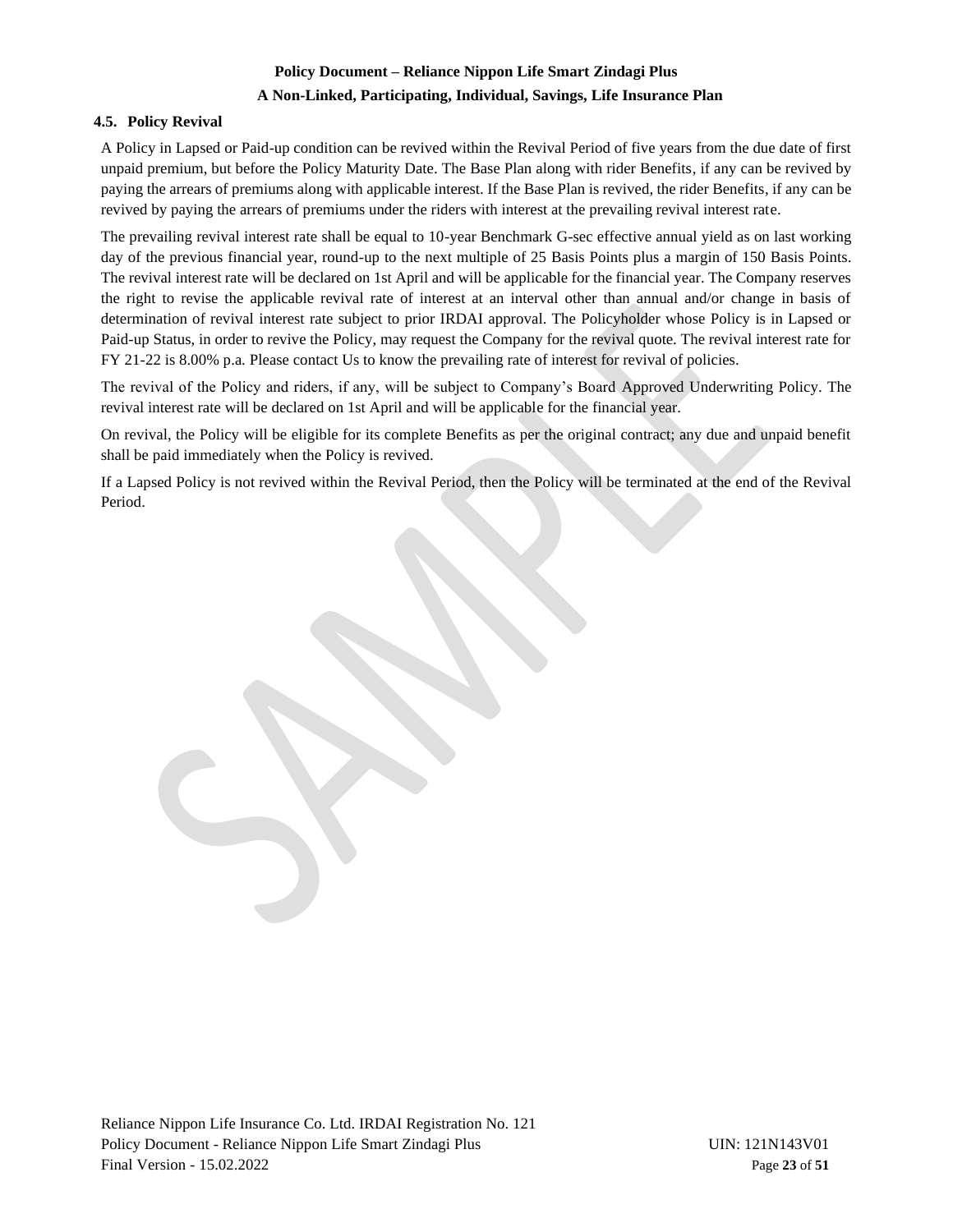### 4.5. Policy Revival

A Policy in Lapsed or Paid-up condition can be revived within the Revival Period of five years from the due date of first unpaid premium, but before the Policy Maturity Date. The Base Plan along with rider Benefits, if any can be revived by paying the arrears of premiums along with applicable interest. If the Base Plan is revived, the rider Benefits, if any can be revived by paying the arrears of premiums under the riders with interest at the prevailing revival interest rate.

The prevailing revival interest rate shall be equal to 10-year Benchmark G-sec effective annual yield as on last working day of the previous financial year, round-up to the next multiple of 25 Basis Points plus a margin of 150 Basis Points. The revival interest rate will be declared on 1st April and will be applicable for the financial year. The Company reserves the right to revise the applicable revival rate of interest at an interval other than annual and/or change in basis of determination of revival interest rate subject to prior IRDAI approval. The Policyholder whose Policy is in Lapsed or Paid-up Status, in order to revive the Policy, may request the Company for the revival quote. The revival interest rate for FY 21-22 is 8.00% p.a. Please contact Us to know the prevailing rate of interest for revival of policies.

The revival of the Policy and riders, if any, will be subject to Company's Board Approved Underwriting Policy. The revival interest rate will be declared on 1st April and will be applicable for the financial year.

On revival, the Policy will be eligible for its complete Benefits as per the original contract; any due and unpaid benefit shall be paid immediately when the Policy is revived.

If a Lapsed Policy is not revived within the Revival Period, then the Policy will be terminated at the end of the Revival Period.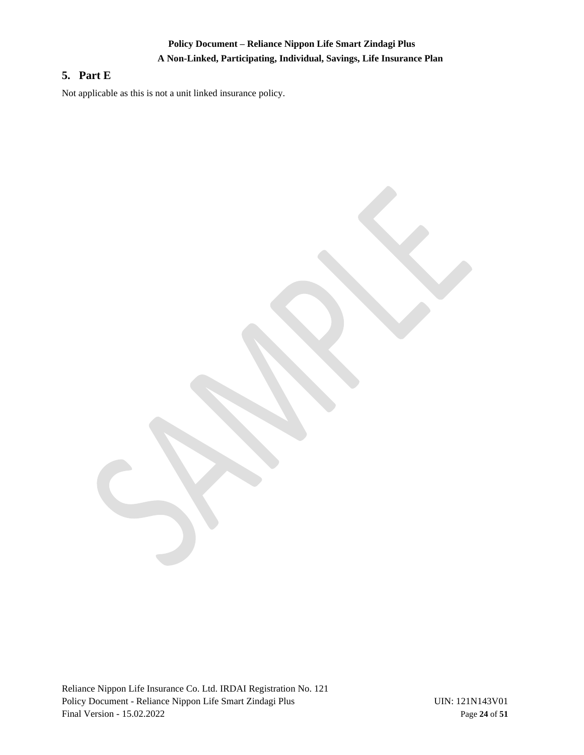## 5. Part E

Not applicable as this is not a unit linked insurance policy.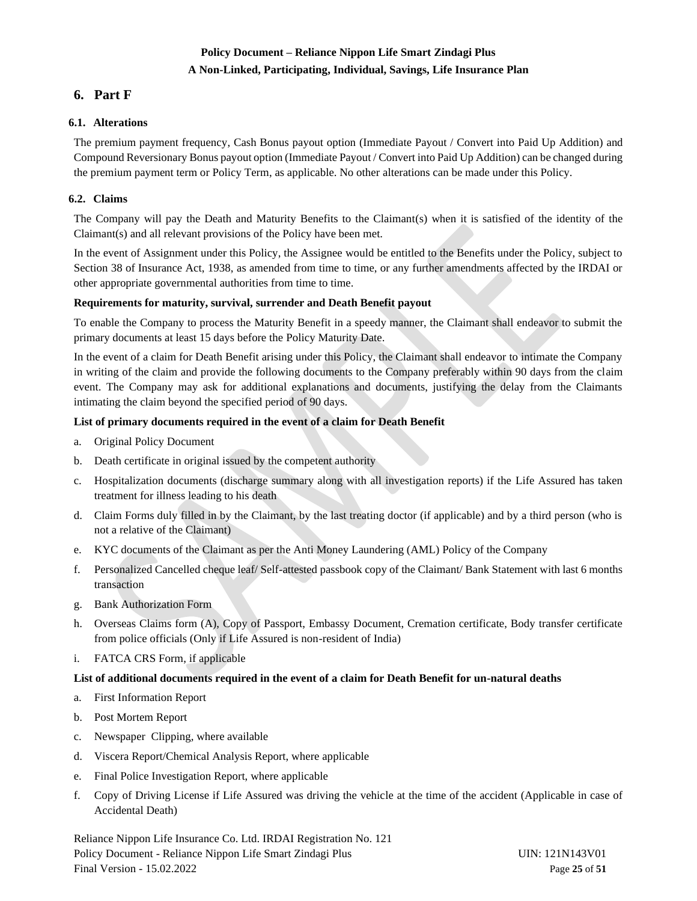## 6. Part F

### 6.1. Alterations

The premium payment frequency, Cash Bonus payout option (Immediate Payout / Convert into Paid Up Addition) and Compound Reversionary Bonus payout option (Immediate Payout / Convert into Paid Up Addition) can be changed during the premium payment term or Policy Term, as applicable. No other alterations can be made under this Policy.

### 6.2. Claims

The Company will pay the Death and Maturity Benefits to the Claimant(s) when it is satisfied of the identity of the Claimant(s) and all relevant provisions of the Policy have been met.

In the event of Assignment under this Policy, the Assignee would be entitled to the Benefits under the Policy, subject to Section 38 of Insurance Act, 1938, as amended from time to time, or any further amendments affected by the IRDAI or other appropriate governmental authorities from time to time.

**Requirements for maturity, survival, surrender and Death Benefit payout**

To enable the Company to process the Maturity Benefit in a speedy manner, the Claimant shall endeavor to submit the primary documents at least 15 days before the Policy Maturity Date.

In the event of a claim for Death Benefit arising under this Policy, the Claimant shall endeavor to intimate the Company in writing of the claim and provide the following documents to the Company preferably within 90 days from the claim event. The Company may ask for additional explanations and documents, justifying the delay from the Claimants intimating the claim beyond the specified period of 90 days.

**List of primary documents required in the event of a claim for Death Benefit**

a. Original Policy Document
b. Death certificate in original issued by the competent authority
c. Hospitalization documents (discharge summary along with all investigation reports) if the Life Assured has taken treatment for illness leading to his death
d. Claim Forms duly filled in by the Claimant, by the last treating doctor (if applicable) and by a third person (who is not a relative of the Claimant)
e. KYC documents of the Claimant as per the Anti Money Laundering (AML) Policy of the Company
f. Personalized Cancelled cheque leaf/ Self-attested passbook copy of the Claimant/ Bank Statement with last 6 months transaction
g. Bank Authorization Form
h. Overseas Claims form (A), Copy of Passport, Embassy Document, Cremation certificate, Body transfer certificate from police officials (Only if Life Assured is non-resident of India)
i. FATCA CRS Form, if applicable

**List of additional documents required in the event of a claim for Death Benefit for un-natural deaths**

a. First Information Report
b. Post Mortem Report
c. Newspaper Clipping, where available
d. Viscera Report/Chemical Analysis Report, where applicable
e. Final Police Investigation Report, where applicable
f. Copy of Driving License if Life Assured was driving the vehicle at the time of the accident (Applicable in case of Accidental Death)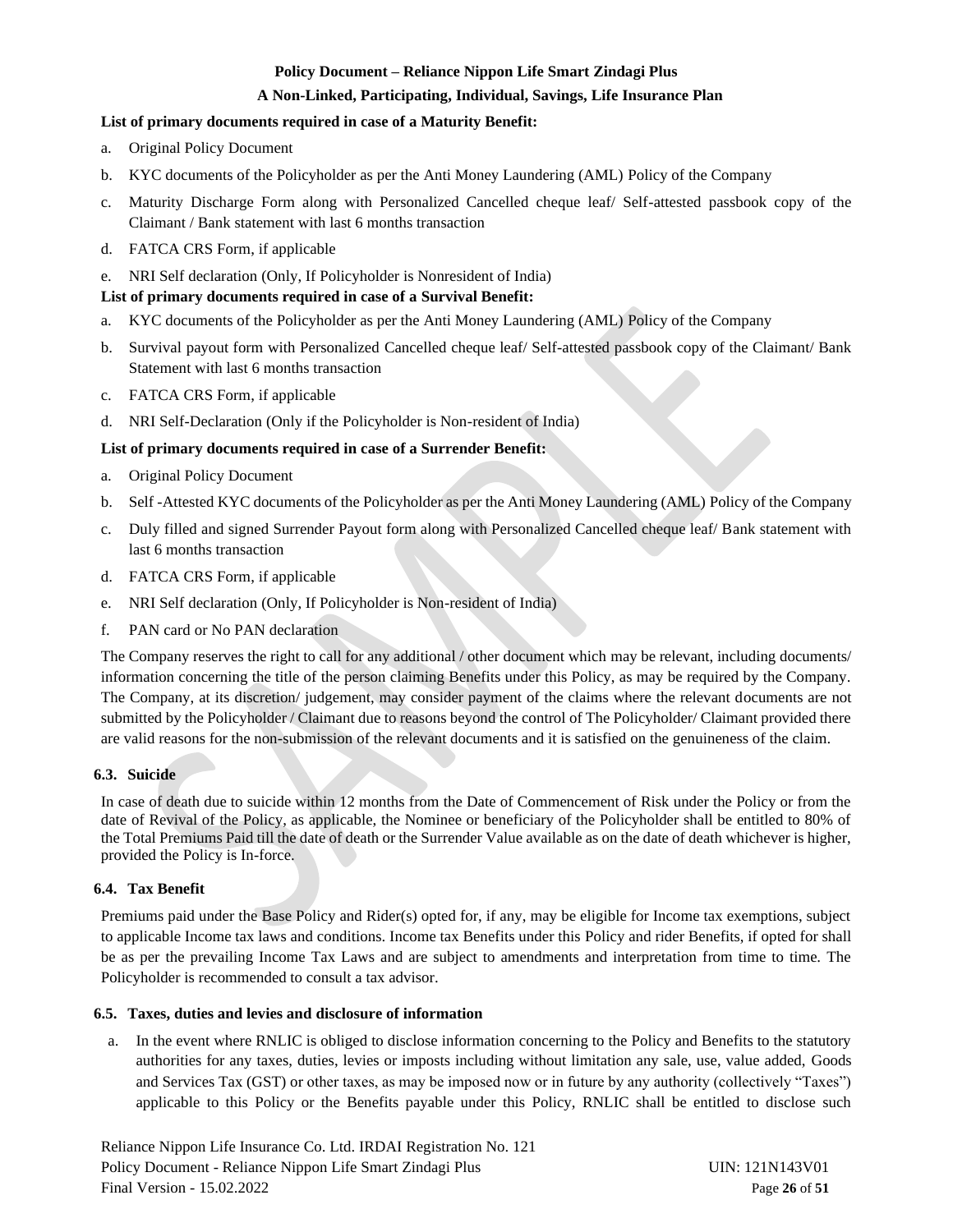**List of primary documents required in case of a Maturity Benefit:**

a. Original Policy Document
b. KYC documents of the Policyholder as per the Anti Money Laundering (AML) Policy of the Company
c. Maturity Discharge Form along with Personalized Cancelled cheque leaf/ Self-attested passbook copy of the Claimant / Bank statement with last 6 months transaction
d. FATCA CRS Form, if applicable
e. NRI Self declaration (Only, If Policyholder is Nonresident of India)

**List of primary documents required in case of a Survival Benefit:**

a. KYC documents of the Policyholder as per the Anti Money Laundering (AML) Policy of the Company
b. Survival payout form with Personalized Cancelled cheque leaf/ Self-attested passbook copy of the Claimant/ Bank Statement with last 6 months transaction
c. FATCA CRS Form, if applicable
d. NRI Self-Declaration (Only if the Policyholder is Non-resident of India)

**List of primary documents required in case of a Surrender Benefit:**

a. Original Policy Document
b. Self -Attested KYC documents of the Policyholder as per the Anti Money Laundering (AML) Policy of the Company
c. Duly filled and signed Surrender Payout form along with Personalized Cancelled cheque leaf/ Bank statement with last 6 months transaction
d. FATCA CRS Form, if applicable
e. NRI Self declaration (Only, If Policyholder is Non-resident of India)
f. PAN card or No PAN declaration

The Company reserves the right to call for any additional / other document which may be relevant, including documents/ information concerning the title of the person claiming Benefits under this Policy, as may be required by the Company. The Company, at its discretion/ judgement, may consider payment of the claims where the relevant documents are not submitted by the Policyholder / Claimant due to reasons beyond the control of The Policyholder/ Claimant provided there are valid reasons for the non-submission of the relevant documents and it is satisfied on the genuineness of the claim.

### 6.3. Suicide

In case of death due to suicide within 12 months from the Date of Commencement of Risk under the Policy or from the date of Revival of the Policy, as applicable, the Nominee or beneficiary of the Policyholder shall be entitled to 80% of the Total Premiums Paid till the date of death or the Surrender Value available as on the date of death whichever is higher, provided the Policy is In-force.

### 6.4. Tax Benefit

Premiums paid under the Base Policy and Rider(s) opted for, if any, may be eligible for Income tax exemptions, subject to applicable Income tax laws and conditions. Income tax Benefits under this Policy and rider Benefits, if opted for shall be as per the prevailing Income Tax Laws and are subject to amendments and interpretation from time to time. The Policyholder is recommended to consult a tax advisor.

### 6.5. Taxes, duties and levies and disclosure of information

a. In the event where RNLIC is obliged to disclose information concerning to the Policy and Benefits to the statutory authorities for any taxes, duties, levies or imposts including without limitation any sale, use, value added, Goods and Services Tax (GST) or other taxes, as may be imposed now or in future by any authority (collectively "Taxes") applicable to this Policy or the Benefits payable under this Policy, RNLIC shall be entitled to disclose such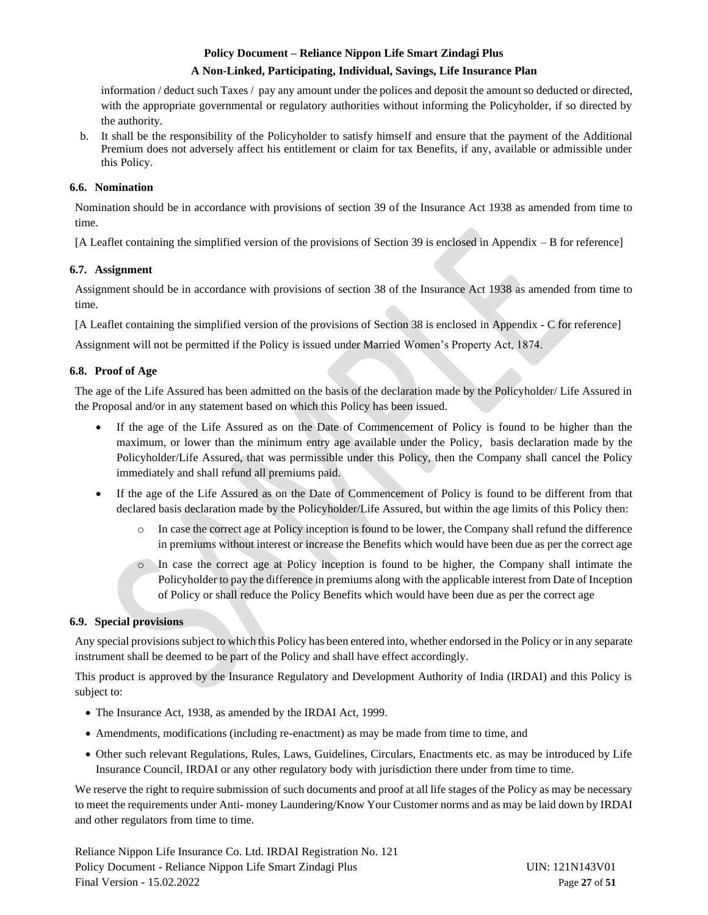information / deduct such Taxes / pay any amount under the polices and deposit the amount so deducted or directed, with the appropriate governmental or regulatory authorities without informing the Policyholder, if so directed by the authority.

b. It shall be the responsibility of the Policyholder to satisfy himself and ensure that the payment of the Additional Premium does not adversely affect his entitlement or claim for tax Benefits, if any, available or admissible under this Policy.

### 6.6. Nomination

Nomination should be in accordance with provisions of section 39 of the Insurance Act 1938 as amended from time to time.

[A Leaflet containing the simplified version of the provisions of Section 39 is enclosed in Appendix – B for reference]

### 6.7. Assignment

Assignment should be in accordance with provisions of section 38 of the Insurance Act 1938 as amended from time to time.

[A Leaflet containing the simplified version of the provisions of Section 38 is enclosed in Appendix - C for reference]

Assignment will not be permitted if the Policy is issued under Married Women's Property Act, 1874.

### 6.8. Proof of Age

The age of the Life Assured has been admitted on the basis of the declaration made by the Policyholder/ Life Assured in the Proposal and/or in any statement based on which this Policy has been issued.

- If the age of the Life Assured as on the Date of Commencement of Policy is found to be higher than the maximum, or lower than the minimum entry age available under the Policy, basis declaration made by the Policyholder/Life Assured, that was permissible under this Policy, then the Company shall cancel the Policy immediately and shall refund all premiums paid.
- If the age of the Life Assured as on the Date of Commencement of Policy is found to be different from that declared basis declaration made by the Policyholder/Life Assured, but within the age limits of this Policy then:
  - In case the correct age at Policy inception is found to be lower, the Company shall refund the difference in premiums without interest or increase the Benefits which would have been due as per the correct age
  - In case the correct age at Policy inception is found to be higher, the Company shall intimate the Policyholder to pay the difference in premiums along with the applicable interest from Date of Inception of Policy or shall reduce the Policy Benefits which would have been due as per the correct age

### 6.9. Special provisions

Any special provisions subject to which this Policy has been entered into, whether endorsed in the Policy or in any separate instrument shall be deemed to be part of the Policy and shall have effect accordingly.

This product is approved by the Insurance Regulatory and Development Authority of India (IRDAI) and this Policy is subject to:

- The Insurance Act, 1938, as amended by the IRDAI Act, 1999.
- Amendments, modifications (including re-enactment) as may be made from time to time, and
- Other such relevant Regulations, Rules, Laws, Guidelines, Circulars, Enactments etc. as may be introduced by Life Insurance Council, IRDAI or any other regulatory body with jurisdiction there under from time to time.

We reserve the right to require submission of such documents and proof at all life stages of the Policy as may be necessary to meet the requirements under Anti- money Laundering/Know Your Customer norms and as may be laid down by IRDAI and other regulators from time to time.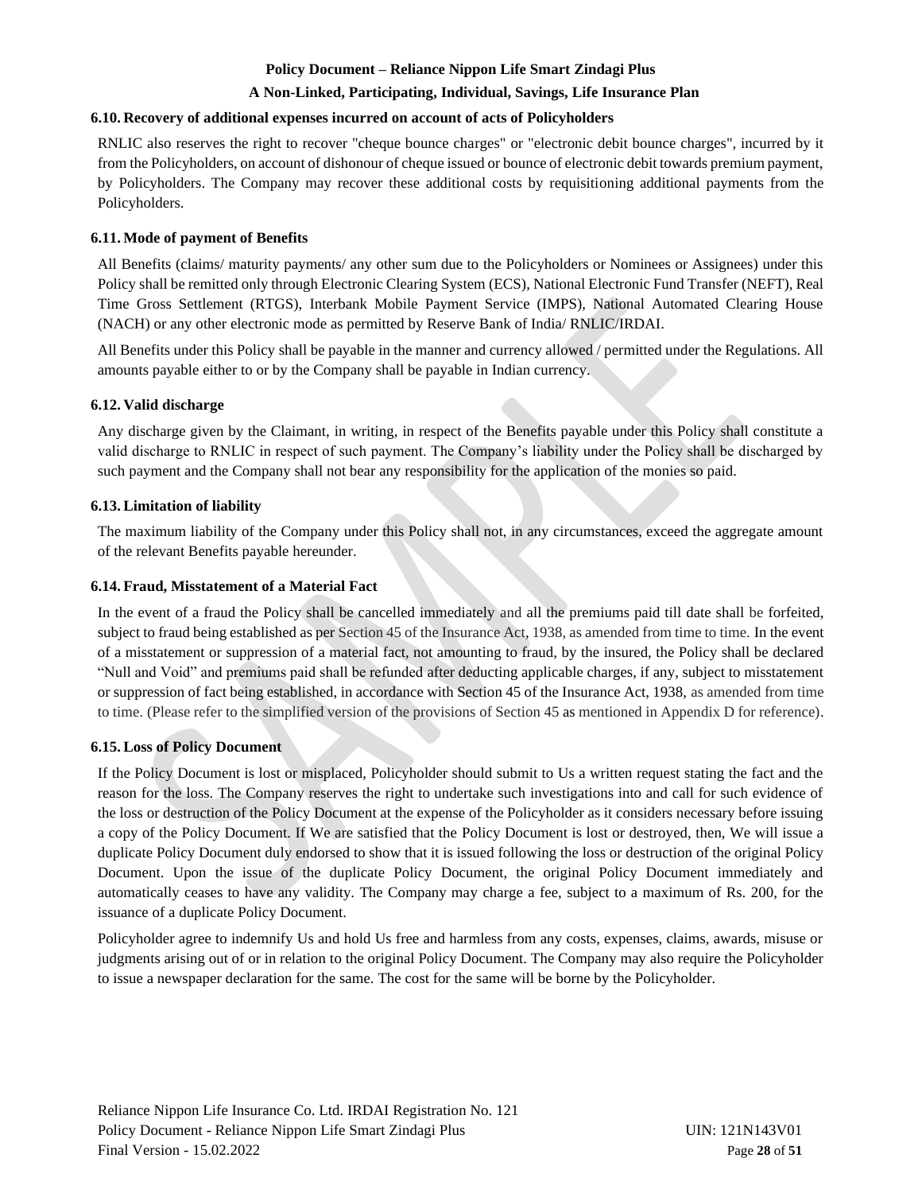### 6.10. Recovery of additional expenses incurred on account of acts of Policyholders

RNLIC also reserves the right to recover "cheque bounce charges" or "electronic debit bounce charges", incurred by it from the Policyholders, on account of dishonour of cheque issued or bounce of electronic debit towards premium payment, by Policyholders. The Company may recover these additional costs by requisitioning additional payments from the Policyholders.

### 6.11. Mode of payment of Benefits

All Benefits (claims/ maturity payments/ any other sum due to the Policyholders or Nominees or Assignees) under this Policy shall be remitted only through Electronic Clearing System (ECS), National Electronic Fund Transfer (NEFT), Real Time Gross Settlement (RTGS), Interbank Mobile Payment Service (IMPS), National Automated Clearing House (NACH) or any other electronic mode as permitted by Reserve Bank of India/ RNLIC/IRDAI.

All Benefits under this Policy shall be payable in the manner and currency allowed / permitted under the Regulations. All amounts payable either to or by the Company shall be payable in Indian currency.

### 6.12. Valid discharge

Any discharge given by the Claimant, in writing, in respect of the Benefits payable under this Policy shall constitute a valid discharge to RNLIC in respect of such payment. The Company's liability under the Policy shall be discharged by such payment and the Company shall not bear any responsibility for the application of the monies so paid.

### 6.13. Limitation of liability

The maximum liability of the Company under this Policy shall not, in any circumstances, exceed the aggregate amount of the relevant Benefits payable hereunder.

### 6.14. Fraud, Misstatement of a Material Fact

In the event of a fraud the Policy shall be cancelled immediately and all the premiums paid till date shall be forfeited, subject to fraud being established as per Section 45 of the Insurance Act, 1938, as amended from time to time. In the event of a misstatement or suppression of a material fact, not amounting to fraud, by the insured, the Policy shall be declared "Null and Void" and premiums paid shall be refunded after deducting applicable charges, if any, subject to misstatement or suppression of fact being established, in accordance with Section 45 of the Insurance Act, 1938, as amended from time to time. (Please refer to the simplified version of the provisions of Section 45 as mentioned in Appendix D for reference).

### 6.15. Loss of Policy Document

If the Policy Document is lost or misplaced, Policyholder should submit to Us a written request stating the fact and the reason for the loss. The Company reserves the right to undertake such investigations into and call for such evidence of the loss or destruction of the Policy Document at the expense of the Policyholder as it considers necessary before issuing a copy of the Policy Document. If We are satisfied that the Policy Document is lost or destroyed, then, We will issue a duplicate Policy Document duly endorsed to show that it is issued following the loss or destruction of the original Policy Document. Upon the issue of the duplicate Policy Document, the original Policy Document immediately and automatically ceases to have any validity. The Company may charge a fee, subject to a maximum of Rs. 200, for the issuance of a duplicate Policy Document.

Policyholder agree to indemnify Us and hold Us free and harmless from any costs, expenses, claims, awards, misuse or judgments arising out of or in relation to the original Policy Document. The Company may also require the Policyholder to issue a newspaper declaration for the same. The cost for the same will be borne by the Policyholder.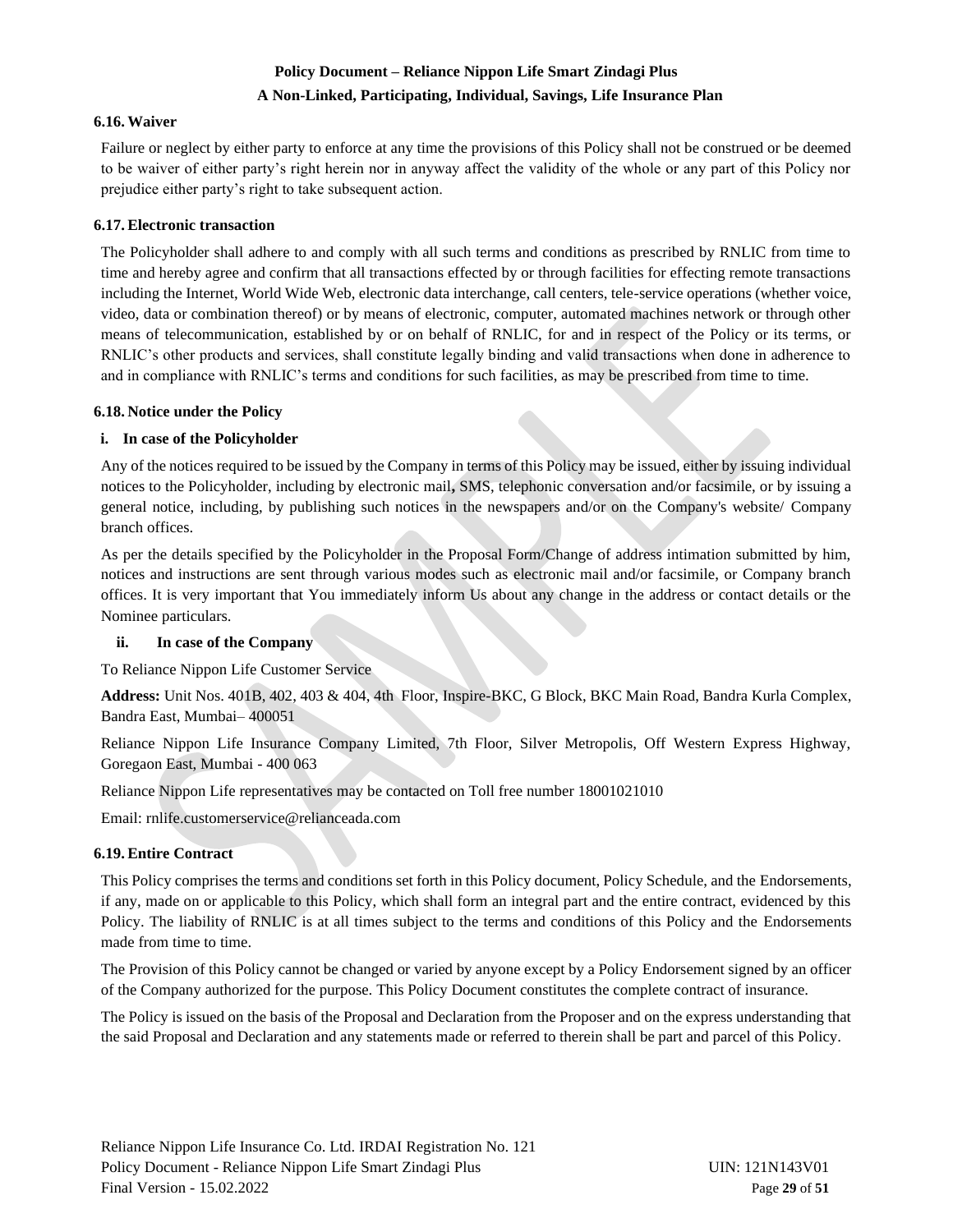### 6.16. Waiver

Failure or neglect by either party to enforce at any time the provisions of this Policy shall not be construed or be deemed to be waiver of either party's right herein nor in anyway affect the validity of the whole or any part of this Policy nor prejudice either party's right to take subsequent action.

### 6.17. Electronic transaction

The Policyholder shall adhere to and comply with all such terms and conditions as prescribed by RNLIC from time to time and hereby agree and confirm that all transactions effected by or through facilities for effecting remote transactions including the Internet, World Wide Web, electronic data interchange, call centers, tele-service operations (whether voice, video, data or combination thereof) or by means of electronic, computer, automated machines network or through other means of telecommunication, established by or on behalf of RNLIC, for and in respect of the Policy or its terms, or RNLIC's other products and services, shall constitute legally binding and valid transactions when done in adherence to and in compliance with RNLIC's terms and conditions for such facilities, as may be prescribed from time to time.

### 6.18. Notice under the Policy

**i. In case of the Policyholder**

Any of the notices required to be issued by the Company in terms of this Policy may be issued, either by issuing individual notices to the Policyholder, including by electronic mail**,** SMS, telephonic conversation and/or facsimile, or by issuing a general notice, including, by publishing such notices in the newspapers and/or on the Company's website/ Company branch offices.

As per the details specified by the Policyholder in the Proposal Form/Change of address intimation submitted by him, notices and instructions are sent through various modes such as electronic mail and/or facsimile, or Company branch offices. It is very important that You immediately inform Us about any change in the address or contact details or the Nominee particulars.

**ii. In case of the Company**

To Reliance Nippon Life Customer Service

**Address:** Unit Nos. 401B, 402, 403 & 404, 4th Floor, Inspire-BKC, G Block, BKC Main Road, Bandra Kurla Complex, Bandra East, Mumbai– 400051

Reliance Nippon Life Insurance Company Limited, 7th Floor, Silver Metropolis, Off Western Express Highway, Goregaon East, Mumbai - 400 063

Reliance Nippon Life representatives may be contacted on Toll free number 18001021010

Email: rnlife.customerservice@relianceada.com

### 6.19. Entire Contract

This Policy comprises the terms and conditions set forth in this Policy document, Policy Schedule, and the Endorsements, if any, made on or applicable to this Policy, which shall form an integral part and the entire contract, evidenced by this Policy. The liability of RNLIC is at all times subject to the terms and conditions of this Policy and the Endorsements made from time to time.

The Provision of this Policy cannot be changed or varied by anyone except by a Policy Endorsement signed by an officer of the Company authorized for the purpose. This Policy Document constitutes the complete contract of insurance.

The Policy is issued on the basis of the Proposal and Declaration from the Proposer and on the express understanding that the said Proposal and Declaration and any statements made or referred to therein shall be part and parcel of this Policy.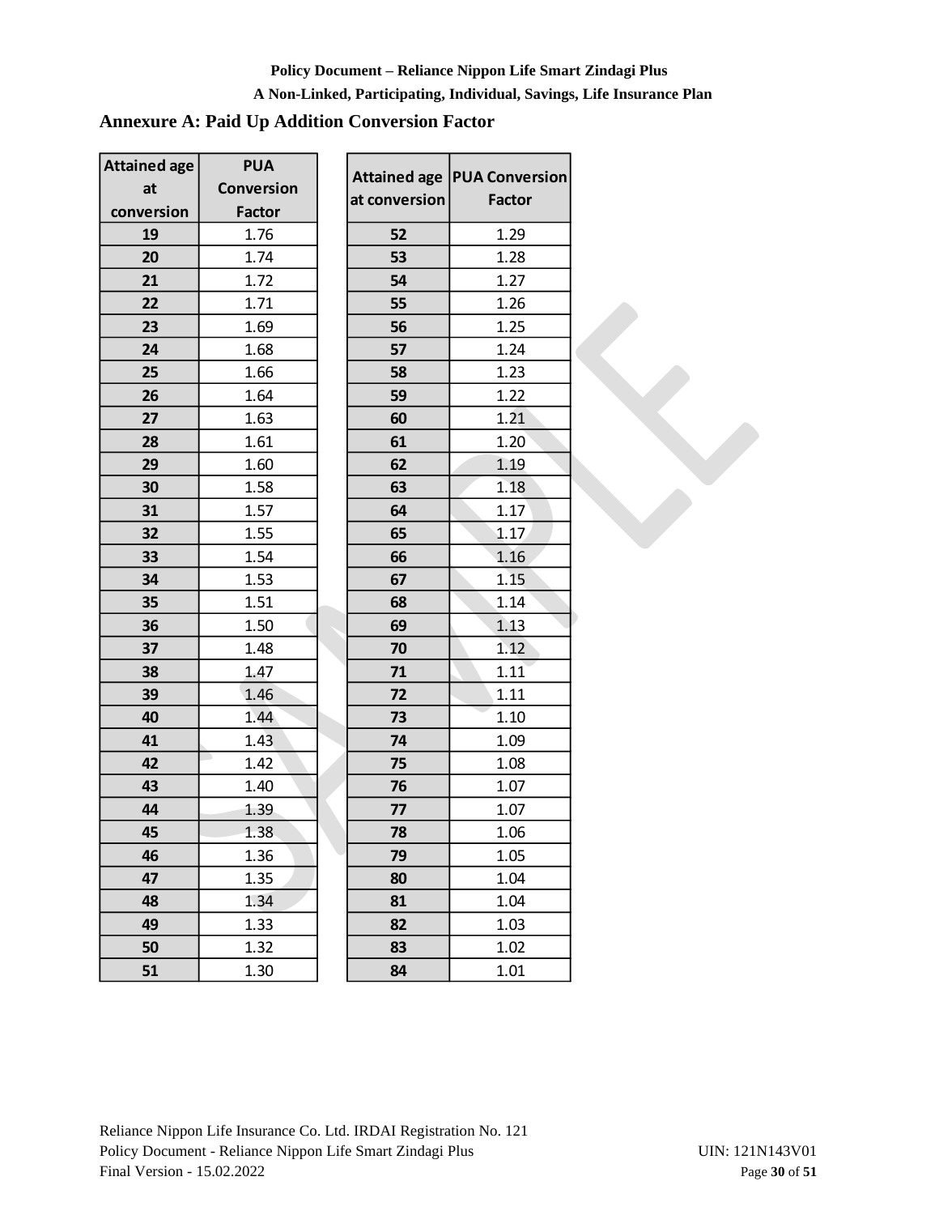## Annexure A: Paid Up Addition Conversion Factor

| Attained age at conversion | PUA Conversion Factor |
|---|---|
| 19 | 1.76 |
| 20 | 1.74 |
| 21 | 1.72 |
| 22 | 1.71 |
| 23 | 1.69 |
| 24 | 1.68 |
| 25 | 1.66 |
| 26 | 1.64 |
| 27 | 1.63 |
| 28 | 1.61 |
| 29 | 1.60 |
| 30 | 1.58 |
| 31 | 1.57 |
| 32 | 1.55 |
| 33 | 1.54 |
| 34 | 1.53 |
| 35 | 1.51 |
| 36 | 1.50 |
| 37 | 1.48 |
| 38 | 1.47 |
| 39 | 1.46 |
| 40 | 1.44 |
| 41 | 1.43 |
| 42 | 1.42 |
| 43 | 1.40 |
| 44 | 1.39 |
| 45 | 1.38 |
| 46 | 1.36 |
| 47 | 1.35 |
| 48 | 1.34 |
| 49 | 1.33 |
| 50 | 1.32 |
| 51 | 1.30 |

| Attained age at conversion | PUA Conversion Factor |
|---|---|
| 52 | 1.29 |
| 53 | 1.28 |
| 54 | 1.27 |
| 55 | 1.26 |
| 56 | 1.25 |
| 57 | 1.24 |
| 58 | 1.23 |
| 59 | 1.22 |
| 60 | 1.21 |
| 61 | 1.20 |
| 62 | 1.19 |
| 63 | 1.18 |
| 64 | 1.17 |
| 65 | 1.17 |
| 66 | 1.16 |
| 67 | 1.15 |
| 68 | 1.14 |
| 69 | 1.13 |
| 70 | 1.12 |
| 71 | 1.11 |
| 72 | 1.11 |
| 73 | 1.10 |
| 74 | 1.09 |
| 75 | 1.08 |
| 76 | 1.07 |
| 77 | 1.07 |
| 78 | 1.06 |
| 79 | 1.05 |
| 80 | 1.04 |
| 81 | 1.04 |
| 82 | 1.03 |
| 83 | 1.02 |
| 84 | 1.01 |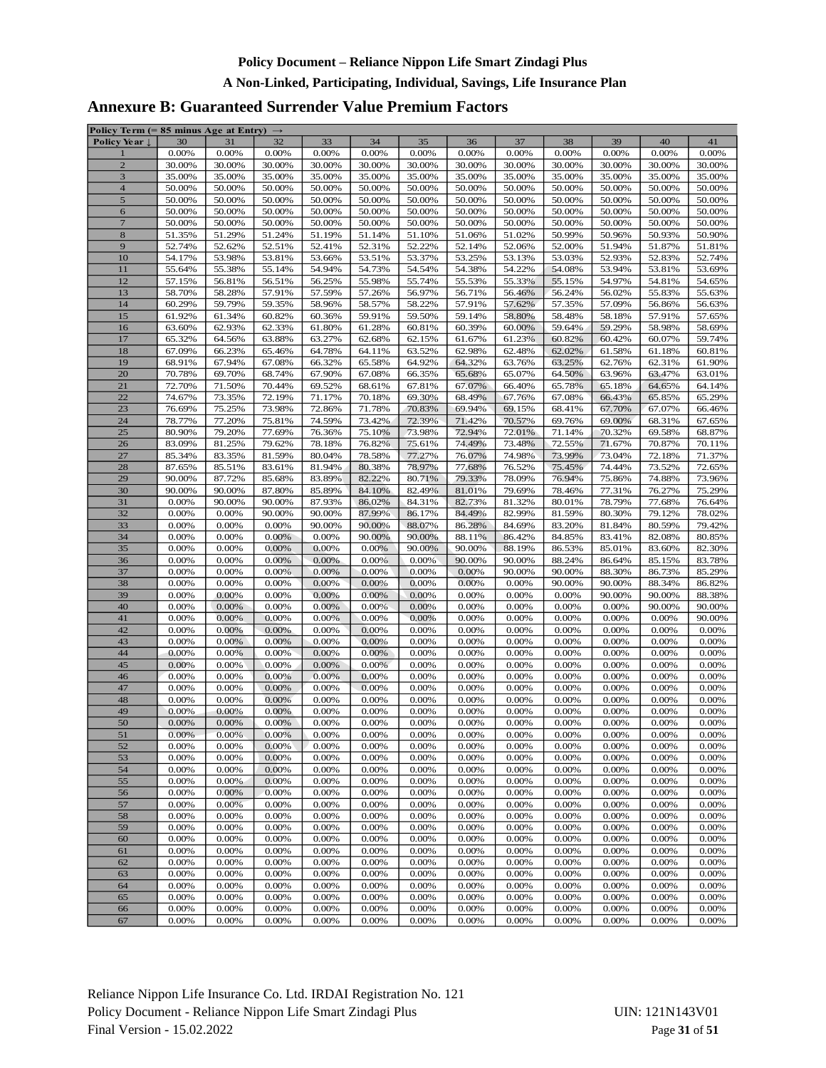Policy Document – Reliance Nippon Life Smart Zindagi Plus

A Non-Linked, Participating, Individual, Savings, Life Insurance Plan

## Annexure B: Guaranteed Surrender Value Premium Factors

| Policy Term (= 85 minus Age at Entry) → | | | | | | | | | | | | |
|---|---|---|---|---|---|---|---|---|---|---|---|---|
| Policy Year ↓ | 30 | 31 | 32 | 33 | 34 | 35 | 36 | 37 | 38 | 39 | 40 | 41 |
| 1 | 0.00% | 0.00% | 0.00% | 0.00% | 0.00% | 0.00% | 0.00% | 0.00% | 0.00% | 0.00% | 0.00% | 0.00% |
| 2 | 30.00% | 30.00% | 30.00% | 30.00% | 30.00% | 30.00% | 30.00% | 30.00% | 30.00% | 30.00% | 30.00% | 30.00% |
| 3 | 35.00% | 35.00% | 35.00% | 35.00% | 35.00% | 35.00% | 35.00% | 35.00% | 35.00% | 35.00% | 35.00% | 35.00% |
| 4 | 50.00% | 50.00% | 50.00% | 50.00% | 50.00% | 50.00% | 50.00% | 50.00% | 50.00% | 50.00% | 50.00% | 50.00% |
| 5 | 50.00% | 50.00% | 50.00% | 50.00% | 50.00% | 50.00% | 50.00% | 50.00% | 50.00% | 50.00% | 50.00% | 50.00% |
| 6 | 50.00% | 50.00% | 50.00% | 50.00% | 50.00% | 50.00% | 50.00% | 50.00% | 50.00% | 50.00% | 50.00% | 50.00% |
| 7 | 50.00% | 50.00% | 50.00% | 50.00% | 50.00% | 50.00% | 50.00% | 50.00% | 50.00% | 50.00% | 50.00% | 50.00% |
| 8 | 51.35% | 51.29% | 51.24% | 51.19% | 51.14% | 51.10% | 51.06% | 51.02% | 50.99% | 50.96% | 50.93% | 50.90% |
| 9 | 52.74% | 52.62% | 52.51% | 52.41% | 52.31% | 52.22% | 52.14% | 52.06% | 52.00% | 51.94% | 51.87% | 51.81% |
| 10 | 54.17% | 53.98% | 53.81% | 53.66% | 53.51% | 53.37% | 53.25% | 53.13% | 53.03% | 52.93% | 52.83% | 52.74% |
| 11 | 55.64% | 55.38% | 55.14% | 54.94% | 54.73% | 54.54% | 54.38% | 54.22% | 54.08% | 53.94% | 53.81% | 53.69% |
| 12 | 57.15% | 56.81% | 56.51% | 56.25% | 55.98% | 55.74% | 55.53% | 55.33% | 55.15% | 54.97% | 54.81% | 54.65% |
| 13 | 58.70% | 58.28% | 57.91% | 57.59% | 57.26% | 56.97% | 56.71% | 56.46% | 56.24% | 56.02% | 55.83% | 55.63% |
| 14 | 60.29% | 59.79% | 59.35% | 58.96% | 58.57% | 58.22% | 57.91% | 57.62% | 57.35% | 57.09% | 56.86% | 56.63% |
| 15 | 61.92% | 61.34% | 60.82% | 60.36% | 59.91% | 59.50% | 59.14% | 58.80% | 58.48% | 58.18% | 57.91% | 57.65% |
| 16 | 63.60% | 62.93% | 62.33% | 61.80% | 61.28% | 60.81% | 60.39% | 60.00% | 59.64% | 59.29% | 58.98% | 58.69% |
| 17 | 65.32% | 64.56% | 63.88% | 63.27% | 62.68% | 62.15% | 61.67% | 61.23% | 60.82% | 60.42% | 60.07% | 59.74% |
| 18 | 67.09% | 66.23% | 65.46% | 64.78% | 64.11% | 63.52% | 62.98% | 62.48% | 62.02% | 61.58% | 61.18% | 60.81% |
| 19 | 68.91% | 67.94% | 67.08% | 66.32% | 65.58% | 64.92% | 64.32% | 63.76% | 63.25% | 62.76% | 62.31% | 61.90% |
| 20 | 70.78% | 69.70% | 68.74% | 67.90% | 67.08% | 66.35% | 65.68% | 65.07% | 64.50% | 63.96% | 63.47% | 63.01% |
| 21 | 72.70% | 71.50% | 70.44% | 69.52% | 68.61% | 67.81% | 67.07% | 66.40% | 65.78% | 65.18% | 64.65% | 64.14% |
| 22 | 74.67% | 73.35% | 72.19% | 71.17% | 70.18% | 69.30% | 68.49% | 67.76% | 67.08% | 66.43% | 65.85% | 65.29% |
| 23 | 76.69% | 75.25% | 73.98% | 72.86% | 71.78% | 70.83% | 69.94% | 69.15% | 68.41% | 67.70% | 67.07% | 66.46% |
| 24 | 78.77% | 77.20% | 75.81% | 74.59% | 73.42% | 72.39% | 71.42% | 70.57% | 69.76% | 69.00% | 68.31% | 67.65% |
| 25 | 80.90% | 79.20% | 77.69% | 76.36% | 75.10% | 73.98% | 72.94% | 72.01% | 71.14% | 70.32% | 69.58% | 68.87% |
| 26 | 83.09% | 81.25% | 79.62% | 78.18% | 76.82% | 75.61% | 74.49% | 73.48% | 72.55% | 71.67% | 70.87% | 70.11% |
| 27 | 85.34% | 83.35% | 81.59% | 80.04% | 78.58% | 77.27% | 76.07% | 74.98% | 73.99% | 73.04% | 72.18% | 71.37% |
| 28 | 87.65% | 85.51% | 83.61% | 81.94% | 80.38% | 78.97% | 77.68% | 76.52% | 75.45% | 74.44% | 73.52% | 72.65% |
| 29 | 90.00% | 87.72% | 85.68% | 83.89% | 82.22% | 80.71% | 79.33% | 78.09% | 76.94% | 75.86% | 74.88% | 73.96% |
| 30 | 90.00% | 90.00% | 87.80% | 85.89% | 84.10% | 82.49% | 81.01% | 79.69% | 78.46% | 77.31% | 76.27% | 75.29% |
| 31 | 0.00% | 90.00% | 90.00% | 87.93% | 86.02% | 84.31% | 82.73% | 81.32% | 80.01% | 78.79% | 77.68% | 76.64% |
| 32 | 0.00% | 0.00% | 90.00% | 90.00% | 87.99% | 86.17% | 84.49% | 82.99% | 81.59% | 80.30% | 79.12% | 78.02% |
| 33 | 0.00% | 0.00% | 0.00% | 90.00% | 90.00% | 88.07% | 86.28% | 84.69% | 83.20% | 81.84% | 80.59% | 79.42% |
| 34 | 0.00% | 0.00% | 0.00% | 0.00% | 90.00% | 90.00% | 88.11% | 86.42% | 84.85% | 83.41% | 82.08% | 80.85% |
| 35 | 0.00% | 0.00% | 0.00% | 0.00% | 0.00% | 90.00% | 90.00% | 88.19% | 86.53% | 85.01% | 83.60% | 82.30% |
| 36 | 0.00% | 0.00% | 0.00% | 0.00% | 0.00% | 0.00% | 90.00% | 90.00% | 88.24% | 86.64% | 85.15% | 83.78% |
| 37 | 0.00% | 0.00% | 0.00% | 0.00% | 0.00% | 0.00% | 0.00% | 90.00% | 90.00% | 88.30% | 86.73% | 85.29% |
| 38 | 0.00% | 0.00% | 0.00% | 0.00% | 0.00% | 0.00% | 0.00% | 0.00% | 90.00% | 90.00% | 88.34% | 86.82% |
| 39 | 0.00% | 0.00% | 0.00% | 0.00% | 0.00% | 0.00% | 0.00% | 0.00% | 0.00% | 90.00% | 90.00% | 88.38% |
| 40 | 0.00% | 0.00% | 0.00% | 0.00% | 0.00% | 0.00% | 0.00% | 0.00% | 0.00% | 0.00% | 90.00% | 90.00% |
| 41 | 0.00% | 0.00% | 0.00% | 0.00% | 0.00% | 0.00% | 0.00% | 0.00% | 0.00% | 0.00% | 0.00% | 90.00% |
| 42 | 0.00% | 0.00% | 0.00% | 0.00% | 0.00% | 0.00% | 0.00% | 0.00% | 0.00% | 0.00% | 0.00% | 0.00% |
| 43 | 0.00% | 0.00% | 0.00% | 0.00% | 0.00% | 0.00% | 0.00% | 0.00% | 0.00% | 0.00% | 0.00% | 0.00% |
| 44 | 0.00% | 0.00% | 0.00% | 0.00% | 0.00% | 0.00% | 0.00% | 0.00% | 0.00% | 0.00% | 0.00% | 0.00% |
| 45 | 0.00% | 0.00% | 0.00% | 0.00% | 0.00% | 0.00% | 0.00% | 0.00% | 0.00% | 0.00% | 0.00% | 0.00% |
| 46 | 0.00% | 0.00% | 0.00% | 0.00% | 0.00% | 0.00% | 0.00% | 0.00% | 0.00% | 0.00% | 0.00% | 0.00% |
| 47 | 0.00% | 0.00% | 0.00% | 0.00% | 0.00% | 0.00% | 0.00% | 0.00% | 0.00% | 0.00% | 0.00% | 0.00% |
| 48 | 0.00% | 0.00% | 0.00% | 0.00% | 0.00% | 0.00% | 0.00% | 0.00% | 0.00% | 0.00% | 0.00% | 0.00% |
| 49 | 0.00% | 0.00% | 0.00% | 0.00% | 0.00% | 0.00% | 0.00% | 0.00% | 0.00% | 0.00% | 0.00% | 0.00% |
| 50 | 0.00% | 0.00% | 0.00% | 0.00% | 0.00% | 0.00% | 0.00% | 0.00% | 0.00% | 0.00% | 0.00% | 0.00% |
| 51 | 0.00% | 0.00% | 0.00% | 0.00% | 0.00% | 0.00% | 0.00% | 0.00% | 0.00% | 0.00% | 0.00% | 0.00% |
| 52 | 0.00% | 0.00% | 0.00% | 0.00% | 0.00% | 0.00% | 0.00% | 0.00% | 0.00% | 0.00% | 0.00% | 0.00% |
| 53 | 0.00% | 0.00% | 0.00% | 0.00% | 0.00% | 0.00% | 0.00% | 0.00% | 0.00% | 0.00% | 0.00% | 0.00% |
| 54 | 0.00% | 0.00% | 0.00% | 0.00% | 0.00% | 0.00% | 0.00% | 0.00% | 0.00% | 0.00% | 0.00% | 0.00% |
| 55 | 0.00% | 0.00% | 0.00% | 0.00% | 0.00% | 0.00% | 0.00% | 0.00% | 0.00% | 0.00% | 0.00% | 0.00% |
| 56 | 0.00% | 0.00% | 0.00% | 0.00% | 0.00% | 0.00% | 0.00% | 0.00% | 0.00% | 0.00% | 0.00% | 0.00% |
| 57 | 0.00% | 0.00% | 0.00% | 0.00% | 0.00% | 0.00% | 0.00% | 0.00% | 0.00% | 0.00% | 0.00% | 0.00% |
| 58 | 0.00% | 0.00% | 0.00% | 0.00% | 0.00% | 0.00% | 0.00% | 0.00% | 0.00% | 0.00% | 0.00% | 0.00% |
| 59 | 0.00% | 0.00% | 0.00% | 0.00% | 0.00% | 0.00% | 0.00% | 0.00% | 0.00% | 0.00% | 0.00% | 0.00% |
| 60 | 0.00% | 0.00% | 0.00% | 0.00% | 0.00% | 0.00% | 0.00% | 0.00% | 0.00% | 0.00% | 0.00% | 0.00% |
| 61 | 0.00% | 0.00% | 0.00% | 0.00% | 0.00% | 0.00% | 0.00% | 0.00% | 0.00% | 0.00% | 0.00% | 0.00% |
| 62 | 0.00% | 0.00% | 0.00% | 0.00% | 0.00% | 0.00% | 0.00% | 0.00% | 0.00% | 0.00% | 0.00% | 0.00% |
| 63 | 0.00% | 0.00% | 0.00% | 0.00% | 0.00% | 0.00% | 0.00% | 0.00% | 0.00% | 0.00% | 0.00% | 0.00% |
| 64 | 0.00% | 0.00% | 0.00% | 0.00% | 0.00% | 0.00% | 0.00% | 0.00% | 0.00% | 0.00% | 0.00% | 0.00% |
| 65 | 0.00% | 0.00% | 0.00% | 0.00% | 0.00% | 0.00% | 0.00% | 0.00% | 0.00% | 0.00% | 0.00% | 0.00% |
| 66 | 0.00% | 0.00% | 0.00% | 0.00% | 0.00% | 0.00% | 0.00% | 0.00% | 0.00% | 0.00% | 0.00% | 0.00% |
| 67 | 0.00% | 0.00% | 0.00% | 0.00% | 0.00% | 0.00% | 0.00% | 0.00% | 0.00% | 0.00% | 0.00% | 0.00% |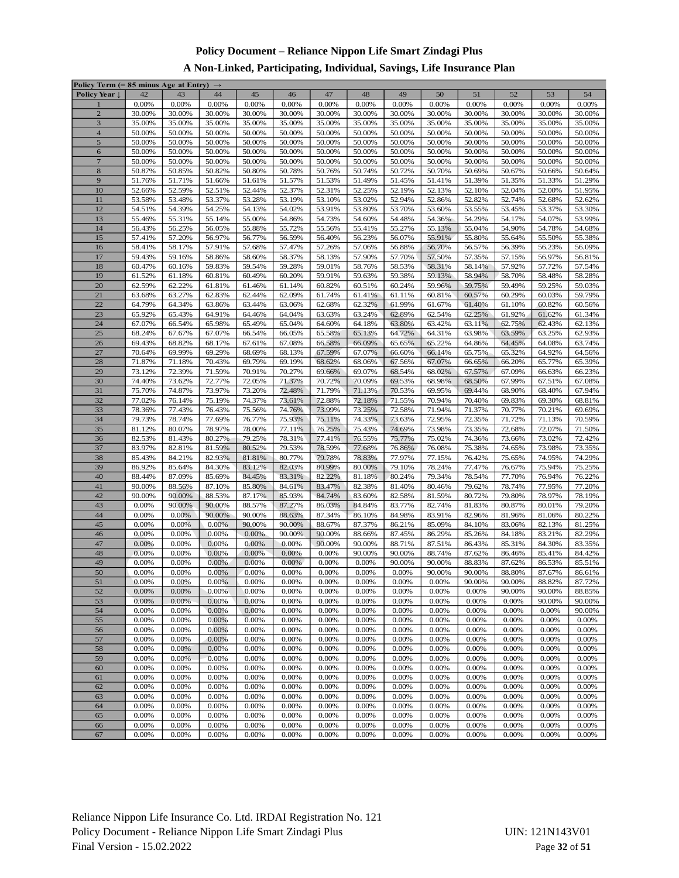**Policy Document – Reliance Nippon Life Smart Zindagi Plus**

**A Non-Linked, Participating, Individual, Savings, Life Insurance Plan**

| Policy Term (= 85 minus Age at Entry) → | | | | | | | | | | | | | |
|---|---|---|---|---|---|---|---|---|---|---|---|---|---|
| Policy Year ↓ | 42 | 43 | 44 | 45 | 46 | 47 | 48 | 49 | 50 | 51 | 52 | 53 | 54 |
| 1 | 0.00% | 0.00% | 0.00% | 0.00% | 0.00% | 0.00% | 0.00% | 0.00% | 0.00% | 0.00% | 0.00% | 0.00% | 0.00% |
| 2 | 30.00% | 30.00% | 30.00% | 30.00% | 30.00% | 30.00% | 30.00% | 30.00% | 30.00% | 30.00% | 30.00% | 30.00% | 30.00% |
| 3 | 35.00% | 35.00% | 35.00% | 35.00% | 35.00% | 35.00% | 35.00% | 35.00% | 35.00% | 35.00% | 35.00% | 35.00% | 35.00% |
| 4 | 50.00% | 50.00% | 50.00% | 50.00% | 50.00% | 50.00% | 50.00% | 50.00% | 50.00% | 50.00% | 50.00% | 50.00% | 50.00% |
| 5 | 50.00% | 50.00% | 50.00% | 50.00% | 50.00% | 50.00% | 50.00% | 50.00% | 50.00% | 50.00% | 50.00% | 50.00% | 50.00% |
| 6 | 50.00% | 50.00% | 50.00% | 50.00% | 50.00% | 50.00% | 50.00% | 50.00% | 50.00% | 50.00% | 50.00% | 50.00% | 50.00% |
| 7 | 50.00% | 50.00% | 50.00% | 50.00% | 50.00% | 50.00% | 50.00% | 50.00% | 50.00% | 50.00% | 50.00% | 50.00% | 50.00% |
| 8 | 50.87% | 50.85% | 50.82% | 50.80% | 50.78% | 50.76% | 50.74% | 50.72% | 50.70% | 50.69% | 50.67% | 50.66% | 50.64% |
| 9 | 51.76% | 51.71% | 51.66% | 51.61% | 51.57% | 51.53% | 51.49% | 51.45% | 51.41% | 51.39% | 51.35% | 51.33% | 51.29% |
| 10 | 52.66% | 52.59% | 52.51% | 52.44% | 52.37% | 52.31% | 52.25% | 52.19% | 52.13% | 52.10% | 52.04% | 52.00% | 51.95% |
| 11 | 53.58% | 53.48% | 53.37% | 53.28% | 53.19% | 53.10% | 53.02% | 52.94% | 52.86% | 52.82% | 52.74% | 52.68% | 52.62% |
| 12 | 54.51% | 54.39% | 54.25% | 54.13% | 54.02% | 53.91% | 53.80% | 53.70% | 53.60% | 53.55% | 53.45% | 53.37% | 53.30% |
| 13 | 55.46% | 55.31% | 55.14% | 55.00% | 54.86% | 54.73% | 54.60% | 54.48% | 54.36% | 54.29% | 54.17% | 54.07% | 53.99% |
| 14 | 56.43% | 56.25% | 56.05% | 55.88% | 55.72% | 55.56% | 55.41% | 55.27% | 55.13% | 55.04% | 54.90% | 54.78% | 54.68% |
| 15 | 57.41% | 57.20% | 56.97% | 56.77% | 56.59% | 56.40% | 56.23% | 56.07% | 55.91% | 55.80% | 55.64% | 55.50% | 55.38% |
| 16 | 58.41% | 58.17% | 57.91% | 57.68% | 57.47% | 57.26% | 57.06% | 56.88% | 56.70% | 56.57% | 56.39% | 56.23% | 56.09% |
| 17 | 59.43% | 59.16% | 58.86% | 58.60% | 58.37% | 58.13% | 57.90% | 57.70% | 57.50% | 57.35% | 57.15% | 56.97% | 56.81% |
| 18 | 60.47% | 60.16% | 59.83% | 59.54% | 59.28% | 59.01% | 58.76% | 58.53% | 58.31% | 58.14% | 57.92% | 57.72% | 57.54% |
| 19 | 61.52% | 61.18% | 60.81% | 60.49% | 60.20% | 59.91% | 59.63% | 59.38% | 59.13% | 58.94% | 58.70% | 58.48% | 58.28% |
| 20 | 62.59% | 62.22% | 61.81% | 61.46% | 61.14% | 60.82% | 60.51% | 60.24% | 59.96% | 59.75% | 59.49% | 59.25% | 59.03% |
| 21 | 63.68% | 63.27% | 62.83% | 62.44% | 62.09% | 61.74% | 61.41% | 61.11% | 60.81% | 60.57% | 60.29% | 60.03% | 59.79% |
| 22 | 64.79% | 64.34% | 63.86% | 63.44% | 63.06% | 62.68% | 62.32% | 61.99% | 61.67% | 61.40% | 61.10% | 60.82% | 60.56% |
| 23 | 65.92% | 65.43% | 64.91% | 64.46% | 64.04% | 63.63% | 63.24% | 62.89% | 62.54% | 62.25% | 61.92% | 61.62% | 61.34% |
| 24 | 67.07% | 66.54% | 65.98% | 65.49% | 65.04% | 64.60% | 64.18% | 63.80% | 63.42% | 63.11% | 62.75% | 62.43% | 62.13% |
| 25 | 68.24% | 67.67% | 67.07% | 66.54% | 66.05% | 65.58% | 65.13% | 64.72% | 64.31% | 63.98% | 63.59% | 63.25% | 62.93% |
| 26 | 69.43% | 68.82% | 68.17% | 67.61% | 67.08% | 66.58% | 66.09% | 65.65% | 65.22% | 64.86% | 64.45% | 64.08% | 63.74% |
| 27 | 70.64% | 69.99% | 69.29% | 68.69% | 68.13% | 67.59% | 67.07% | 66.60% | 66.14% | 65.75% | 65.32% | 64.92% | 64.56% |
| 28 | 71.87% | 71.18% | 70.43% | 69.79% | 69.19% | 68.62% | 68.06% | 67.56% | 67.07% | 66.65% | 66.20% | 65.77% | 65.39% |
| 29 | 73.12% | 72.39% | 71.59% | 70.91% | 70.27% | 69.66% | 69.07% | 68.54% | 68.02% | 67.57% | 67.09% | 66.63% | 66.23% |
| 30 | 74.40% | 73.62% | 72.77% | 72.05% | 71.37% | 70.72% | 70.09% | 69.53% | 68.98% | 68.50% | 67.99% | 67.51% | 67.08% |
| 31 | 75.70% | 74.87% | 73.97% | 73.20% | 72.48% | 71.79% | 71.13% | 70.53% | 69.95% | 69.44% | 68.90% | 68.40% | 67.94% |
| 32 | 77.02% | 76.14% | 75.19% | 74.37% | 73.61% | 72.88% | 72.18% | 71.55% | 70.94% | 70.40% | 69.83% | 69.30% | 68.81% |
| 33 | 78.36% | 77.43% | 76.43% | 75.56% | 74.76% | 73.99% | 73.25% | 72.58% | 71.94% | 71.37% | 70.77% | 70.21% | 69.69% |
| 34 | 79.73% | 78.74% | 77.69% | 76.77% | 75.93% | 75.11% | 74.33% | 73.63% | 72.95% | 72.35% | 71.72% | 71.13% | 70.59% |
| 35 | 81.12% | 80.07% | 78.97% | 78.00% | 77.11% | 76.25% | 75.43% | 74.69% | 73.98% | 73.35% | 72.68% | 72.07% | 71.50% |
| 36 | 82.53% | 81.43% | 80.27% | 79.25% | 78.31% | 77.41% | 76.55% | 75.77% | 75.02% | 74.36% | 73.66% | 73.02% | 72.42% |
| 37 | 83.97% | 82.81% | 81.59% | 80.52% | 79.53% | 78.59% | 77.68% | 76.86% | 76.08% | 75.38% | 74.65% | 73.98% | 73.35% |
| 38 | 85.43% | 84.21% | 82.93% | 81.81% | 80.77% | 79.78% | 78.83% | 77.97% | 77.15% | 76.42% | 75.65% | 74.95% | 74.29% |
| 39 | 86.92% | 85.64% | 84.30% | 83.12% | 82.03% | 80.99% | 80.00% | 79.10% | 78.24% | 77.47% | 76.67% | 75.94% | 75.25% |
| 40 | 88.44% | 87.09% | 85.69% | 84.45% | 83.31% | 82.22% | 81.18% | 80.24% | 79.34% | 78.54% | 77.70% | 76.94% | 76.22% |
| 41 | 90.00% | 88.56% | 87.10% | 85.80% | 84.61% | 83.47% | 82.38% | 81.40% | 80.46% | 79.62% | 78.74% | 77.95% | 77.20% |
| 42 | 90.00% | 90.00% | 88.53% | 87.17% | 85.93% | 84.74% | 83.60% | 82.58% | 81.59% | 80.72% | 79.80% | 78.97% | 78.19% |
| 43 | 0.00% | 90.00% | 90.00% | 88.57% | 87.27% | 86.03% | 84.84% | 83.77% | 82.74% | 81.83% | 80.87% | 80.01% | 79.20% |
| 44 | 0.00% | 0.00% | 90.00% | 90.00% | 88.63% | 87.34% | 86.10% | 84.98% | 83.91% | 82.96% | 81.96% | 81.06% | 80.22% |
| 45 | 0.00% | 0.00% | 0.00% | 90.00% | 90.00% | 88.67% | 87.37% | 86.21% | 85.09% | 84.10% | 83.06% | 82.13% | 81.25% |
| 46 | 0.00% | 0.00% | 0.00% | 0.00% | 90.00% | 90.00% | 88.66% | 87.45% | 86.29% | 85.26% | 84.18% | 83.21% | 82.29% |
| 47 | 0.00% | 0.00% | 0.00% | 0.00% | 0.00% | 90.00% | 90.00% | 88.71% | 87.51% | 86.43% | 85.31% | 84.30% | 83.35% |
| 48 | 0.00% | 0.00% | 0.00% | 0.00% | 0.00% | 0.00% | 90.00% | 90.00% | 88.74% | 87.62% | 86.46% | 85.41% | 84.42% |
| 49 | 0.00% | 0.00% | 0.00% | 0.00% | 0.00% | 0.00% | 0.00% | 90.00% | 90.00% | 88.83% | 87.62% | 86.53% | 85.51% |
| 50 | 0.00% | 0.00% | 0.00% | 0.00% | 0.00% | 0.00% | 0.00% | 0.00% | 90.00% | 90.00% | 88.80% | 87.67% | 86.61% |
| 51 | 0.00% | 0.00% | 0.00% | 0.00% | 0.00% | 0.00% | 0.00% | 0.00% | 0.00% | 90.00% | 90.00% | 88.82% | 87.72% |
| 52 | 0.00% | 0.00% | 0.00% | 0.00% | 0.00% | 0.00% | 0.00% | 0.00% | 0.00% | 0.00% | 90.00% | 90.00% | 88.85% |
| 53 | 0.00% | 0.00% | 0.00% | 0.00% | 0.00% | 0.00% | 0.00% | 0.00% | 0.00% | 0.00% | 0.00% | 90.00% | 90.00% |
| 54 | 0.00% | 0.00% | 0.00% | 0.00% | 0.00% | 0.00% | 0.00% | 0.00% | 0.00% | 0.00% | 0.00% | 0.00% | 90.00% |
| 55 | 0.00% | 0.00% | 0.00% | 0.00% | 0.00% | 0.00% | 0.00% | 0.00% | 0.00% | 0.00% | 0.00% | 0.00% | 0.00% |
| 56 | 0.00% | 0.00% | 0.00% | 0.00% | 0.00% | 0.00% | 0.00% | 0.00% | 0.00% | 0.00% | 0.00% | 0.00% | 0.00% |
| 57 | 0.00% | 0.00% | 0.00% | 0.00% | 0.00% | 0.00% | 0.00% | 0.00% | 0.00% | 0.00% | 0.00% | 0.00% | 0.00% |
| 58 | 0.00% | 0.00% | 0.00% | 0.00% | 0.00% | 0.00% | 0.00% | 0.00% | 0.00% | 0.00% | 0.00% | 0.00% | 0.00% |
| 59 | 0.00% | 0.00% | 0.00% | 0.00% | 0.00% | 0.00% | 0.00% | 0.00% | 0.00% | 0.00% | 0.00% | 0.00% | 0.00% |
| 60 | 0.00% | 0.00% | 0.00% | 0.00% | 0.00% | 0.00% | 0.00% | 0.00% | 0.00% | 0.00% | 0.00% | 0.00% | 0.00% |
| 61 | 0.00% | 0.00% | 0.00% | 0.00% | 0.00% | 0.00% | 0.00% | 0.00% | 0.00% | 0.00% | 0.00% | 0.00% | 0.00% |
| 62 | 0.00% | 0.00% | 0.00% | 0.00% | 0.00% | 0.00% | 0.00% | 0.00% | 0.00% | 0.00% | 0.00% | 0.00% | 0.00% |
| 63 | 0.00% | 0.00% | 0.00% | 0.00% | 0.00% | 0.00% | 0.00% | 0.00% | 0.00% | 0.00% | 0.00% | 0.00% | 0.00% |
| 64 | 0.00% | 0.00% | 0.00% | 0.00% | 0.00% | 0.00% | 0.00% | 0.00% | 0.00% | 0.00% | 0.00% | 0.00% | 0.00% |
| 65 | 0.00% | 0.00% | 0.00% | 0.00% | 0.00% | 0.00% | 0.00% | 0.00% | 0.00% | 0.00% | 0.00% | 0.00% | 0.00% |
| 66 | 0.00% | 0.00% | 0.00% | 0.00% | 0.00% | 0.00% | 0.00% | 0.00% | 0.00% | 0.00% | 0.00% | 0.00% | 0.00% |
| 67 | 0.00% | 0.00% | 0.00% | 0.00% | 0.00% | 0.00% | 0.00% | 0.00% | 0.00% | 0.00% | 0.00% | 0.00% | 0.00% |

Reliance Nippon Life Insurance Co. Ltd. IRDAI Registration No. 121
Policy Document - Reliance Nippon Life Smart Zindagi Plus UIN: 121N143V01
Final Version - 15.02.2022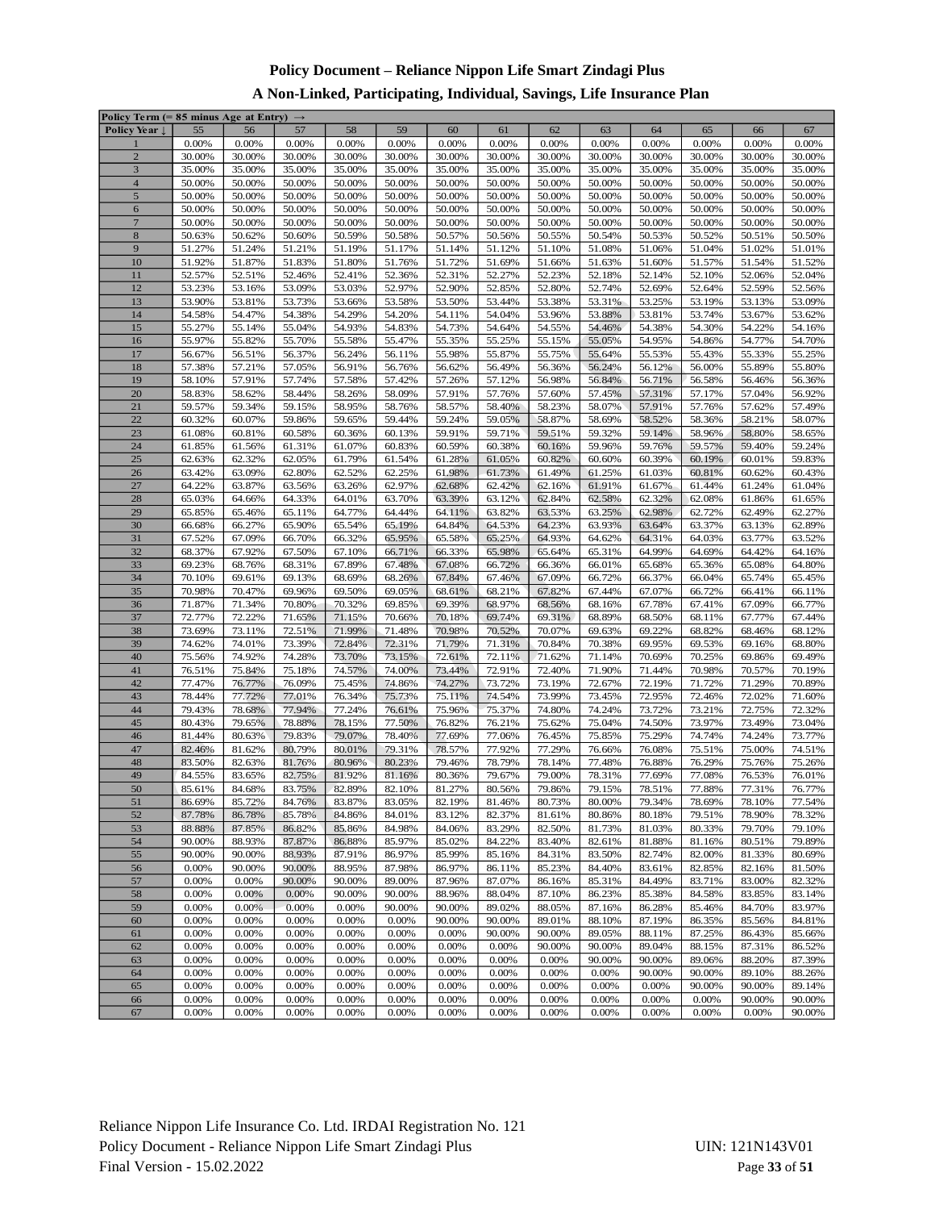**Policy Document – Reliance Nippon Life Smart Zindagi Plus**

**A Non-Linked, Participating, Individual, Savings, Life Insurance Plan**

| Policy Term (= 85 minus Age at Entry) → | | | | | | | | | | | | | |
|---|---|---|---|---|---|---|---|---|---|---|---|---|---|
| Policy Year ↓ | 55 | 56 | 57 | 58 | 59 | 60 | 61 | 62 | 63 | 64 | 65 | 66 | 67 |
| 1 | 0.00% | 0.00% | 0.00% | 0.00% | 0.00% | 0.00% | 0.00% | 0.00% | 0.00% | 0.00% | 0.00% | 0.00% | 0.00% |
| 2 | 30.00% | 30.00% | 30.00% | 30.00% | 30.00% | 30.00% | 30.00% | 30.00% | 30.00% | 30.00% | 30.00% | 30.00% | 30.00% |
| 3 | 35.00% | 35.00% | 35.00% | 35.00% | 35.00% | 35.00% | 35.00% | 35.00% | 35.00% | 35.00% | 35.00% | 35.00% | 35.00% |
| 4 | 50.00% | 50.00% | 50.00% | 50.00% | 50.00% | 50.00% | 50.00% | 50.00% | 50.00% | 50.00% | 50.00% | 50.00% | 50.00% |
| 5 | 50.00% | 50.00% | 50.00% | 50.00% | 50.00% | 50.00% | 50.00% | 50.00% | 50.00% | 50.00% | 50.00% | 50.00% | 50.00% |
| 6 | 50.00% | 50.00% | 50.00% | 50.00% | 50.00% | 50.00% | 50.00% | 50.00% | 50.00% | 50.00% | 50.00% | 50.00% | 50.00% |
| 7 | 50.00% | 50.00% | 50.00% | 50.00% | 50.00% | 50.00% | 50.00% | 50.00% | 50.00% | 50.00% | 50.00% | 50.00% | 50.00% |
| 8 | 50.63% | 50.62% | 50.60% | 50.59% | 50.58% | 50.57% | 50.56% | 50.55% | 50.54% | 50.53% | 50.52% | 50.51% | 50.50% |
| 9 | 51.27% | 51.24% | 51.21% | 51.19% | 51.17% | 51.14% | 51.12% | 51.10% | 51.08% | 51.06% | 51.04% | 51.02% | 51.01% |
| 10 | 51.92% | 51.87% | 51.83% | 51.80% | 51.76% | 51.72% | 51.69% | 51.66% | 51.63% | 51.60% | 51.57% | 51.54% | 51.52% |
| 11 | 52.57% | 52.51% | 52.46% | 52.41% | 52.36% | 52.31% | 52.27% | 52.23% | 52.18% | 52.14% | 52.10% | 52.06% | 52.04% |
| 12 | 53.23% | 53.16% | 53.09% | 53.03% | 52.97% | 52.90% | 52.85% | 52.80% | 52.74% | 52.69% | 52.64% | 52.59% | 52.56% |
| 13 | 53.90% | 53.81% | 53.73% | 53.66% | 53.58% | 53.50% | 53.44% | 53.38% | 53.31% | 53.25% | 53.19% | 53.13% | 53.09% |
| 14 | 54.58% | 54.47% | 54.38% | 54.29% | 54.20% | 54.11% | 54.04% | 53.96% | 53.88% | 53.81% | 53.74% | 53.67% | 53.62% |
| 15 | 55.27% | 55.14% | 55.04% | 54.93% | 54.83% | 54.73% | 54.64% | 54.55% | 54.46% | 54.38% | 54.30% | 54.22% | 54.16% |
| 16 | 55.97% | 55.82% | 55.70% | 55.58% | 55.47% | 55.35% | 55.25% | 55.15% | 55.05% | 54.95% | 54.86% | 54.77% | 54.70% |
| 17 | 56.67% | 56.51% | 56.37% | 56.24% | 56.11% | 55.98% | 55.87% | 55.75% | 55.64% | 55.53% | 55.43% | 55.33% | 55.25% |
| 18 | 57.38% | 57.21% | 57.05% | 56.91% | 56.76% | 56.62% | 56.49% | 56.36% | 56.24% | 56.12% | 56.00% | 55.89% | 55.80% |
| 19 | 58.10% | 57.91% | 57.74% | 57.58% | 57.42% | 57.26% | 57.12% | 56.98% | 56.84% | 56.71% | 56.58% | 56.46% | 56.36% |
| 20 | 58.83% | 58.62% | 58.44% | 58.26% | 58.09% | 57.91% | 57.76% | 57.60% | 57.45% | 57.31% | 57.17% | 57.04% | 56.92% |
| 21 | 59.57% | 59.34% | 59.15% | 58.95% | 58.76% | 58.57% | 58.40% | 58.23% | 58.07% | 57.91% | 57.76% | 57.62% | 57.49% |
| 22 | 60.32% | 60.07% | 59.86% | 59.65% | 59.44% | 59.24% | 59.05% | 58.87% | 58.69% | 58.52% | 58.36% | 58.21% | 58.07% |
| 23 | 61.08% | 60.81% | 60.58% | 60.36% | 60.13% | 59.91% | 59.71% | 59.51% | 59.32% | 59.14% | 58.96% | 58.80% | 58.65% |
| 24 | 61.85% | 61.56% | 61.31% | 61.07% | 60.83% | 60.59% | 60.38% | 60.16% | 59.96% | 59.76% | 59.57% | 59.40% | 59.24% |
| 25 | 62.63% | 62.32% | 62.05% | 61.79% | 61.54% | 61.28% | 61.05% | 60.82% | 60.60% | 60.39% | 60.19% | 60.01% | 59.83% |
| 26 | 63.42% | 63.09% | 62.80% | 62.52% | 62.25% | 61.98% | 61.73% | 61.49% | 61.25% | 61.03% | 60.81% | 60.62% | 60.43% |
| 27 | 64.22% | 63.87% | 63.56% | 63.26% | 62.97% | 62.68% | 62.42% | 62.16% | 61.91% | 61.67% | 61.44% | 61.24% | 61.04% |
| 28 | 65.03% | 64.66% | 64.33% | 64.01% | 63.70% | 63.39% | 63.12% | 62.84% | 62.58% | 62.32% | 62.08% | 61.86% | 61.65% |
| 29 | 65.85% | 65.46% | 65.11% | 64.77% | 64.44% | 64.11% | 63.82% | 63.53% | 63.25% | 62.98% | 62.72% | 62.49% | 62.27% |
| 30 | 66.68% | 66.27% | 65.90% | 65.54% | 65.19% | 64.84% | 64.53% | 64.23% | 63.93% | 63.64% | 63.37% | 63.13% | 62.89% |
| 31 | 67.52% | 67.09% | 66.70% | 66.32% | 65.95% | 65.58% | 65.25% | 64.93% | 64.62% | 64.31% | 64.03% | 63.77% | 63.52% |
| 32 | 68.37% | 67.92% | 67.50% | 67.10% | 66.71% | 66.33% | 65.98% | 65.64% | 65.31% | 64.99% | 64.69% | 64.42% | 64.16% |
| 33 | 69.23% | 68.76% | 68.31% | 67.89% | 67.48% | 67.08% | 66.72% | 66.36% | 66.01% | 65.68% | 65.36% | 65.08% | 64.80% |
| 34 | 70.10% | 69.61% | 69.13% | 68.69% | 68.26% | 67.84% | 67.46% | 67.09% | 66.72% | 66.37% | 66.04% | 65.74% | 65.45% |
| 35 | 70.98% | 70.47% | 69.96% | 69.50% | 69.05% | 68.61% | 68.21% | 67.82% | 67.44% | 67.07% | 66.72% | 66.41% | 66.11% |
| 36 | 71.87% | 71.34% | 70.80% | 70.32% | 69.85% | 69.39% | 68.97% | 68.56% | 68.16% | 67.78% | 67.41% | 67.09% | 66.77% |
| 37 | 72.77% | 72.22% | 71.65% | 71.15% | 70.66% | 70.18% | 69.74% | 69.31% | 68.89% | 68.50% | 68.11% | 67.77% | 67.44% |
| 38 | 73.69% | 73.11% | 72.51% | 71.99% | 71.48% | 70.98% | 70.52% | 70.07% | 69.63% | 69.22% | 68.82% | 68.46% | 68.12% |
| 39 | 74.62% | 74.01% | 73.39% | 72.84% | 72.31% | 71.79% | 71.31% | 70.84% | 70.38% | 69.95% | 69.53% | 69.16% | 68.80% |
| 40 | 75.56% | 74.92% | 74.28% | 73.70% | 73.15% | 72.61% | 72.11% | 71.62% | 71.14% | 70.69% | 70.25% | 69.86% | 69.49% |
| 41 | 76.51% | 75.84% | 75.18% | 74.57% | 74.00% | 73.44% | 72.91% | 72.40% | 71.90% | 71.44% | 70.98% | 70.57% | 70.19% |
| 42 | 77.47% | 76.77% | 76.09% | 75.45% | 74.86% | 74.27% | 73.72% | 73.19% | 72.67% | 72.19% | 71.72% | 71.29% | 70.89% |
| 43 | 78.44% | 77.72% | 77.01% | 76.34% | 75.73% | 75.11% | 74.54% | 73.99% | 73.45% | 72.95% | 72.46% | 72.02% | 71.60% |
| 44 | 79.43% | 78.68% | 77.94% | 77.24% | 76.61% | 75.96% | 75.37% | 74.80% | 74.24% | 73.72% | 73.21% | 72.75% | 72.32% |
| 45 | 80.43% | 79.65% | 78.88% | 78.15% | 77.50% | 76.82% | 76.21% | 75.62% | 75.04% | 74.50% | 73.97% | 73.49% | 73.04% |
| 46 | 81.44% | 80.63% | 79.83% | 79.07% | 78.40% | 77.69% | 77.06% | 76.45% | 75.85% | 75.29% | 74.74% | 74.24% | 73.77% |
| 47 | 82.46% | 81.62% | 80.79% | 80.01% | 79.31% | 78.57% | 77.92% | 77.29% | 76.66% | 76.08% | 75.51% | 75.00% | 74.51% |
| 48 | 83.50% | 82.63% | 81.76% | 80.96% | 80.23% | 79.46% | 78.79% | 78.14% | 77.48% | 76.88% | 76.29% | 75.76% | 75.26% |
| 49 | 84.55% | 83.65% | 82.75% | 81.92% | 81.16% | 80.36% | 79.67% | 79.00% | 78.31% | 77.69% | 77.08% | 76.53% | 76.01% |
| 50 | 85.61% | 84.68% | 83.75% | 82.89% | 82.10% | 81.27% | 80.56% | 79.86% | 79.15% | 78.51% | 77.88% | 77.31% | 76.77% |
| 51 | 86.69% | 85.72% | 84.76% | 83.87% | 83.05% | 82.19% | 81.46% | 80.73% | 80.00% | 79.34% | 78.69% | 78.10% | 77.54% |
| 52 | 87.78% | 86.78% | 85.78% | 84.86% | 84.01% | 83.12% | 82.37% | 81.61% | 80.86% | 80.18% | 79.51% | 78.90% | 78.32% |
| 53 | 88.88% | 87.85% | 86.82% | 85.86% | 84.98% | 84.06% | 83.29% | 82.50% | 81.73% | 81.03% | 80.33% | 79.70% | 79.10% |
| 54 | 90.00% | 88.93% | 87.87% | 86.88% | 85.97% | 85.02% | 84.22% | 83.40% | 82.61% | 81.88% | 81.16% | 80.51% | 79.89% |
| 55 | 90.00% | 90.00% | 88.93% | 87.91% | 86.97% | 85.99% | 85.16% | 84.31% | 83.50% | 82.74% | 82.00% | 81.33% | 80.69% |
| 56 | 0.00% | 90.00% | 90.00% | 88.95% | 87.98% | 86.97% | 86.11% | 85.23% | 84.40% | 83.61% | 82.85% | 82.16% | 81.50% |
| 57 | 0.00% | 0.00% | 90.00% | 90.00% | 89.00% | 87.96% | 87.07% | 86.16% | 85.31% | 84.49% | 83.71% | 83.00% | 82.32% |
| 58 | 0.00% | 0.00% | 0.00% | 90.00% | 90.00% | 88.96% | 88.04% | 87.10% | 86.23% | 85.38% | 84.58% | 83.85% | 83.14% |
| 59 | 0.00% | 0.00% | 0.00% | 0.00% | 90.00% | 90.00% | 89.02% | 88.05% | 87.16% | 86.28% | 85.46% | 84.70% | 83.97% |
| 60 | 0.00% | 0.00% | 0.00% | 0.00% | 0.00% | 90.00% | 90.00% | 89.01% | 88.10% | 87.19% | 86.35% | 85.56% | 84.81% |
| 61 | 0.00% | 0.00% | 0.00% | 0.00% | 0.00% | 0.00% | 90.00% | 90.00% | 89.05% | 88.11% | 87.25% | 86.43% | 85.66% |
| 62 | 0.00% | 0.00% | 0.00% | 0.00% | 0.00% | 0.00% | 0.00% | 90.00% | 90.00% | 89.04% | 88.15% | 87.31% | 86.52% |
| 63 | 0.00% | 0.00% | 0.00% | 0.00% | 0.00% | 0.00% | 0.00% | 0.00% | 90.00% | 90.00% | 89.06% | 88.20% | 87.39% |
| 64 | 0.00% | 0.00% | 0.00% | 0.00% | 0.00% | 0.00% | 0.00% | 0.00% | 0.00% | 90.00% | 90.00% | 89.10% | 88.26% |
| 65 | 0.00% | 0.00% | 0.00% | 0.00% | 0.00% | 0.00% | 0.00% | 0.00% | 0.00% | 0.00% | 90.00% | 90.00% | 89.14% |
| 66 | 0.00% | 0.00% | 0.00% | 0.00% | 0.00% | 0.00% | 0.00% | 0.00% | 0.00% | 0.00% | 0.00% | 90.00% | 90.00% |
| 67 | 0.00% | 0.00% | 0.00% | 0.00% | 0.00% | 0.00% | 0.00% | 0.00% | 0.00% | 0.00% | 0.00% | 0.00% | 90.00% |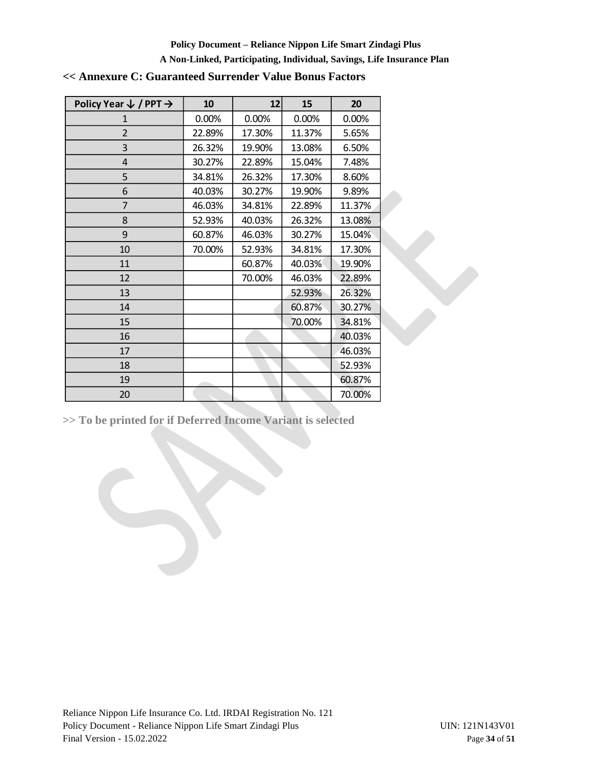## << Annexure C: Guaranteed Surrender Value Bonus Factors

| Policy Year ↓ / PPT → | 10 | 12 | 15 | 20 |
|---|---|---|---|---|
| 1 | 0.00% | 0.00% | 0.00% | 0.00% |
| 2 | 22.89% | 17.30% | 11.37% | 5.65% |
| 3 | 26.32% | 19.90% | 13.08% | 6.50% |
| 4 | 30.27% | 22.89% | 15.04% | 7.48% |
| 5 | 34.81% | 26.32% | 17.30% | 8.60% |
| 6 | 40.03% | 30.27% | 19.90% | 9.89% |
| 7 | 46.03% | 34.81% | 22.89% | 11.37% |
| 8 | 52.93% | 40.03% | 26.32% | 13.08% |
| 9 | 60.87% | 46.03% | 30.27% | 15.04% |
| 10 | 70.00% | 52.93% | 34.81% | 17.30% |
| 11 | | 60.87% | 40.03% | 19.90% |
| 12 | | 70.00% | 46.03% | 22.89% |
| 13 | | | 52.93% | 26.32% |
| 14 | | | 60.87% | 30.27% |
| 15 | | | 70.00% | 34.81% |
| 16 | | | | 40.03% |
| 17 | | | | 46.03% |
| 18 | | | | 52.93% |
| 19 | | | | 60.87% |
| 20 | | | | 70.00% |

**>> To be printed for if Deferred Income Variant is selected**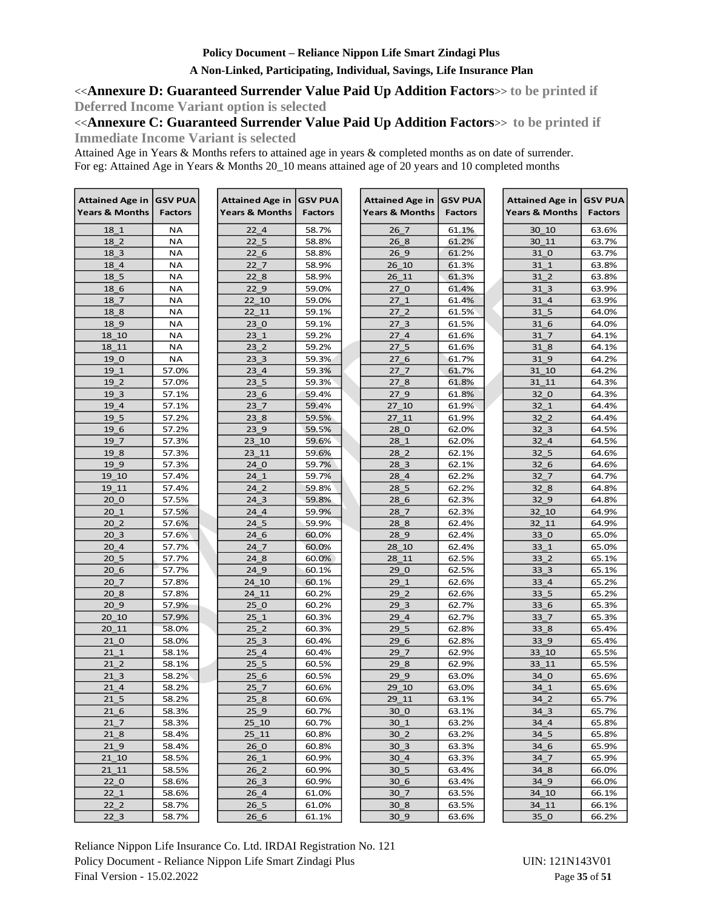<<**Annexure D: Guaranteed Surrender Value Paid Up Addition Factors**>> to be printed if Deferred Income Variant option is selected

<<**Annexure C: Guaranteed Surrender Value Paid Up Addition Factors**>> to be printed if Immediate Income Variant is selected

Attained Age in Years & Months refers to attained age in years & completed months as on date of surrender.
For eg: Attained Age in Years & Months 20_10 means attained age of 20 years and 10 completed months

| Attained Age in Years & Months | GSV PUA Factors |
|---|---|
| 18_1 | NA |
| 18_2 | NA |
| 18_3 | NA |
| 18_4 | NA |
| 18_5 | NA |
| 18_6 | NA |
| 18_7 | NA |
| 18_8 | NA |
| 18_9 | NA |
| 18_10 | NA |
| 18_11 | NA |
| 19_0 | NA |
| 19_1 | 57.0% |
| 19_2 | 57.0% |
| 19_3 | 57.1% |
| 19_4 | 57.1% |
| 19_5 | 57.2% |
| 19_6 | 57.2% |
| 19_7 | 57.3% |
| 19_8 | 57.3% |
| 19_9 | 57.3% |
| 19_10 | 57.4% |
| 19_11 | 57.4% |
| 20_0 | 57.5% |
| 20_1 | 57.5% |
| 20_2 | 57.6% |
| 20_3 | 57.6% |
| 20_4 | 57.7% |
| 20_5 | 57.7% |
| 20_6 | 57.7% |
| 20_7 | 57.8% |
| 20_8 | 57.8% |
| 20_9 | 57.9% |
| 20_10 | 57.9% |
| 20_11 | 58.0% |
| 21_0 | 58.0% |
| 21_1 | 58.1% |
| 21_2 | 58.1% |
| 21_3 | 58.2% |
| 21_4 | 58.2% |
| 21_5 | 58.2% |
| 21_6 | 58.3% |
| 21_7 | 58.3% |
| 21_8 | 58.4% |
| 21_9 | 58.4% |
| 21_10 | 58.5% |
| 21_11 | 58.5% |
| 22_0 | 58.6% |
| 22_1 | 58.6% |
| 22_2 | 58.7% |
| 22_3 | 58.7% |
| 22_4 | 58.7% |
| 22_5 | 58.8% |
| 22_6 | 58.8% |
| 22_7 | 58.9% |
| 22_8 | 58.9% |
| 22_9 | 59.0% |
| 22_10 | 59.0% |
| 22_11 | 59.1% |
| 23_0 | 59.1% |
| 23_1 | 59.2% |
| 23_2 | 59.2% |
| 23_3 | 59.3% |
| 23_4 | 59.3% |
| 23_5 | 59.3% |
| 23_6 | 59.4% |
| 23_7 | 59.4% |
| 23_8 | 59.5% |
| 23_9 | 59.5% |
| 23_10 | 59.6% |
| 23_11 | 59.6% |
| 24_0 | 59.7% |
| 24_1 | 59.7% |
| 24_2 | 59.8% |
| 24_3 | 59.8% |
| 24_4 | 59.9% |
| 24_5 | 59.9% |
| 24_6 | 60.0% |
| 24_7 | 60.0% |
| 24_8 | 60.0% |
| 24_9 | 60.1% |
| 24_10 | 60.1% |
| 24_11 | 60.2% |
| 25_0 | 60.2% |
| 25_1 | 60.3% |
| 25_2 | 60.3% |
| 25_3 | 60.4% |
| 25_4 | 60.4% |
| 25_5 | 60.5% |
| 25_6 | 60.5% |
| 25_7 | 60.6% |
| 25_8 | 60.6% |
| 25_9 | 60.7% |
| 25_10 | 60.7% |
| 25_11 | 60.8% |
| 26_0 | 60.8% |
| 26_1 | 60.9% |
| 26_2 | 60.9% |
| 26_3 | 60.9% |
| 26_4 | 61.0% |
| 26_5 | 61.0% |
| 26_6 | 61.1% |
| 26_7 | 61.1% |
| 26_8 | 61.2% |
| 26_9 | 61.2% |
| 26_10 | 61.3% |
| 26_11 | 61.3% |
| 27_0 | 61.4% |
| 27_1 | 61.4% |
| 27_2 | 61.5% |
| 27_3 | 61.5% |
| 27_4 | 61.6% |
| 27_5 | 61.6% |
| 27_6 | 61.7% |
| 27_7 | 61.7% |
| 27_8 | 61.8% |
| 27_9 | 61.8% |
| 27_10 | 61.9% |
| 27_11 | 61.9% |
| 28_0 | 62.0% |
| 28_1 | 62.0% |
| 28_2 | 62.1% |
| 28_3 | 62.1% |
| 28_4 | 62.2% |
| 28_5 | 62.2% |
| 28_6 | 62.3% |
| 28_7 | 62.3% |
| 28_8 | 62.4% |
| 28_9 | 62.4% |
| 28_10 | 62.4% |
| 28_11 | 62.5% |
| 29_0 | 62.5% |
| 29_1 | 62.6% |
| 29_2 | 62.6% |
| 29_3 | 62.7% |
| 29_4 | 62.7% |
| 29_5 | 62.8% |
| 29_6 | 62.8% |
| 29_7 | 62.9% |
| 29_8 | 62.9% |
| 29_9 | 63.0% |
| 29_10 | 63.0% |
| 29_11 | 63.1% |
| 30_0 | 63.1% |
| 30_1 | 63.2% |
| 30_2 | 63.2% |
| 30_3 | 63.3% |
| 30_4 | 63.3% |
| 30_5 | 63.4% |
| 30_6 | 63.4% |
| 30_7 | 63.5% |
| 30_8 | 63.5% |
| 30_9 | 63.6% |
| 30_10 | 63.6% |
| 30_11 | 63.7% |
| 31_0 | 63.7% |
| 31_1 | 63.8% |
| 31_2 | 63.8% |
| 31_3 | 63.9% |
| 31_4 | 63.9% |
| 31_5 | 64.0% |
| 31_6 | 64.0% |
| 31_7 | 64.1% |
| 31_8 | 64.1% |
| 31_9 | 64.2% |
| 31_10 | 64.2% |
| 31_11 | 64.3% |
| 32_0 | 64.3% |
| 32_1 | 64.4% |
| 32_2 | 64.4% |
| 32_3 | 64.5% |
| 32_4 | 64.5% |
| 32_5 | 64.6% |
| 32_6 | 64.6% |
| 32_7 | 64.7% |
| 32_8 | 64.8% |
| 32_9 | 64.8% |
| 32_10 | 64.9% |
| 32_11 | 64.9% |
| 33_0 | 65.0% |
| 33_1 | 65.0% |
| 33_2 | 65.1% |
| 33_3 | 65.1% |
| 33_4 | 65.2% |
| 33_5 | 65.2% |
| 33_6 | 65.3% |
| 33_7 | 65.3% |
| 33_8 | 65.4% |
| 33_9 | 65.4% |
| 33_10 | 65.5% |
| 33_11 | 65.5% |
| 34_0 | 65.6% |
| 34_1 | 65.6% |
| 34_2 | 65.7% |
| 34_3 | 65.7% |
| 34_4 | 65.8% |
| 34_5 | 65.8% |
| 34_6 | 65.9% |
| 34_7 | 65.9% |
| 34_8 | 66.0% |
| 34_9 | 66.0% |
| 34_10 | 66.1% |
| 34_11 | 66.1% |
| 35_0 | 66.2% |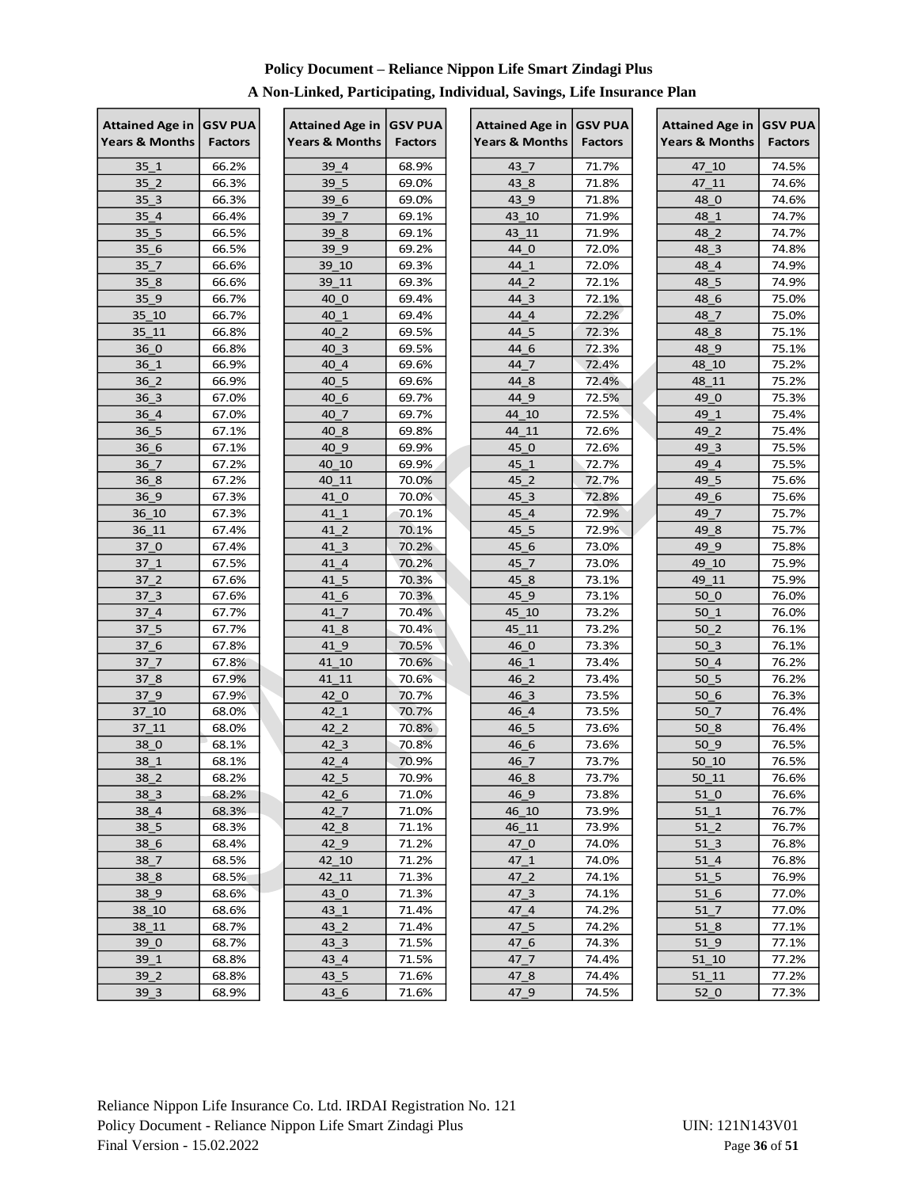| Attained Age in Years & Months | GSV PUA Factors |
|---|---|
| 35_1 | 66.2% |
| 35_2 | 66.3% |
| 35_3 | 66.3% |
| 35_4 | 66.4% |
| 35_5 | 66.5% |
| 35_6 | 66.5% |
| 35_7 | 66.6% |
| 35_8 | 66.6% |
| 35_9 | 66.7% |
| 35_10 | 66.7% |
| 35_11 | 66.8% |
| 36_0 | 66.8% |
| 36_1 | 66.9% |
| 36_2 | 66.9% |
| 36_3 | 67.0% |
| 36_4 | 67.0% |
| 36_5 | 67.1% |
| 36_6 | 67.1% |
| 36_7 | 67.2% |
| 36_8 | 67.2% |
| 36_9 | 67.3% |
| 36_10 | 67.3% |
| 36_11 | 67.4% |
| 37_0 | 67.4% |
| 37_1 | 67.5% |
| 37_2 | 67.6% |
| 37_3 | 67.6% |
| 37_4 | 67.7% |
| 37_5 | 67.7% |
| 37_6 | 67.8% |
| 37_7 | 67.8% |
| 37_8 | 67.9% |
| 37_9 | 67.9% |
| 37_10 | 68.0% |
| 37_11 | 68.0% |
| 38_0 | 68.1% |
| 38_1 | 68.1% |
| 38_2 | 68.2% |
| 38_3 | 68.2% |
| 38_4 | 68.3% |
| 38_5 | 68.3% |
| 38_6 | 68.4% |
| 38_7 | 68.5% |
| 38_8 | 68.5% |
| 38_9 | 68.6% |
| 38_10 | 68.6% |
| 38_11 | 68.7% |
| 39_0 | 68.7% |
| 39_1 | 68.8% |
| 39_2 | 68.8% |
| 39_3 | 68.9% |
| 39_4 | 68.9% |
| 39_5 | 69.0% |
| 39_6 | 69.0% |
| 39_7 | 69.1% |
| 39_8 | 69.1% |
| 39_9 | 69.2% |
| 39_10 | 69.3% |
| 39_11 | 69.3% |
| 40_0 | 69.4% |
| 40_1 | 69.4% |
| 40_2 | 69.5% |
| 40_3 | 69.5% |
| 40_4 | 69.6% |
| 40_5 | 69.6% |
| 40_6 | 69.7% |
| 40_7 | 69.7% |
| 40_8 | 69.8% |
| 40_9 | 69.9% |
| 40_10 | 69.9% |
| 40_11 | 70.0% |
| 41_0 | 70.0% |
| 41_1 | 70.1% |
| 41_2 | 70.1% |
| 41_3 | 70.2% |
| 41_4 | 70.2% |
| 41_5 | 70.3% |
| 41_6 | 70.3% |
| 41_7 | 70.4% |
| 41_8 | 70.4% |
| 41_9 | 70.5% |
| 41_10 | 70.6% |
| 41_11 | 70.6% |
| 42_0 | 70.7% |
| 42_1 | 70.7% |
| 42_2 | 70.8% |
| 42_3 | 70.8% |
| 42_4 | 70.9% |
| 42_5 | 70.9% |
| 42_6 | 71.0% |
| 42_7 | 71.0% |
| 42_8 | 71.1% |
| 42_9 | 71.2% |
| 42_10 | 71.2% |
| 42_11 | 71.3% |
| 43_0 | 71.3% |
| 43_1 | 71.4% |
| 43_2 | 71.4% |
| 43_3 | 71.5% |
| 43_4 | 71.5% |
| 43_5 | 71.6% |
| 43_6 | 71.6% |
| 43_7 | 71.7% |
| 43_8 | 71.8% |
| 43_9 | 71.8% |
| 43_10 | 71.9% |
| 43_11 | 71.9% |
| 44_0 | 72.0% |
| 44_1 | 72.0% |
| 44_2 | 72.1% |
| 44_3 | 72.1% |
| 44_4 | 72.2% |
| 44_5 | 72.3% |
| 44_6 | 72.3% |
| 44_7 | 72.4% |
| 44_8 | 72.4% |
| 44_9 | 72.5% |
| 44_10 | 72.5% |
| 44_11 | 72.6% |
| 45_0 | 72.6% |
| 45_1 | 72.7% |
| 45_2 | 72.7% |
| 45_3 | 72.8% |
| 45_4 | 72.9% |
| 45_5 | 72.9% |
| 45_6 | 73.0% |
| 45_7 | 73.0% |
| 45_8 | 73.1% |
| 45_9 | 73.1% |
| 45_10 | 73.2% |
| 45_11 | 73.2% |
| 46_0 | 73.3% |
| 46_1 | 73.4% |
| 46_2 | 73.4% |
| 46_3 | 73.5% |
| 46_4 | 73.5% |
| 46_5 | 73.6% |
| 46_6 | 73.6% |
| 46_7 | 73.7% |
| 46_8 | 73.7% |
| 46_9 | 73.8% |
| 46_10 | 73.9% |
| 46_11 | 73.9% |
| 47_0 | 74.0% |
| 47_1 | 74.0% |
| 47_2 | 74.1% |
| 47_3 | 74.1% |
| 47_4 | 74.2% |
| 47_5 | 74.2% |
| 47_6 | 74.3% |
| 47_7 | 74.4% |
| 47_8 | 74.4% |
| 47_9 | 74.5% |
| 47_10 | 74.5% |
| 47_11 | 74.6% |
| 48_0 | 74.6% |
| 48_1 | 74.7% |
| 48_2 | 74.7% |
| 48_3 | 74.8% |
| 48_4 | 74.9% |
| 48_5 | 74.9% |
| 48_6 | 75.0% |
| 48_7 | 75.0% |
| 48_8 | 75.1% |
| 48_9 | 75.1% |
| 48_10 | 75.2% |
| 48_11 | 75.2% |
| 49_0 | 75.3% |
| 49_1 | 75.4% |
| 49_2 | 75.4% |
| 49_3 | 75.5% |
| 49_4 | 75.5% |
| 49_5 | 75.6% |
| 49_6 | 75.6% |
| 49_7 | 75.7% |
| 49_8 | 75.7% |
| 49_9 | 75.8% |
| 49_10 | 75.9% |
| 49_11 | 75.9% |
| 50_0 | 76.0% |
| 50_1 | 76.0% |
| 50_2 | 76.1% |
| 50_3 | 76.1% |
| 50_4 | 76.2% |
| 50_5 | 76.2% |
| 50_6 | 76.3% |
| 50_7 | 76.4% |
| 50_8 | 76.4% |
| 50_9 | 76.5% |
| 50_10 | 76.5% |
| 50_11 | 76.6% |
| 51_0 | 76.6% |
| 51_1 | 76.7% |
| 51_2 | 76.7% |
| 51_3 | 76.8% |
| 51_4 | 76.8% |
| 51_5 | 76.9% |
| 51_6 | 77.0% |
| 51_7 | 77.0% |
| 51_8 | 77.1% |
| 51_9 | 77.1% |
| 51_10 | 77.2% |
| 51_11 | 77.2% |
| 52_0 | 77.3% |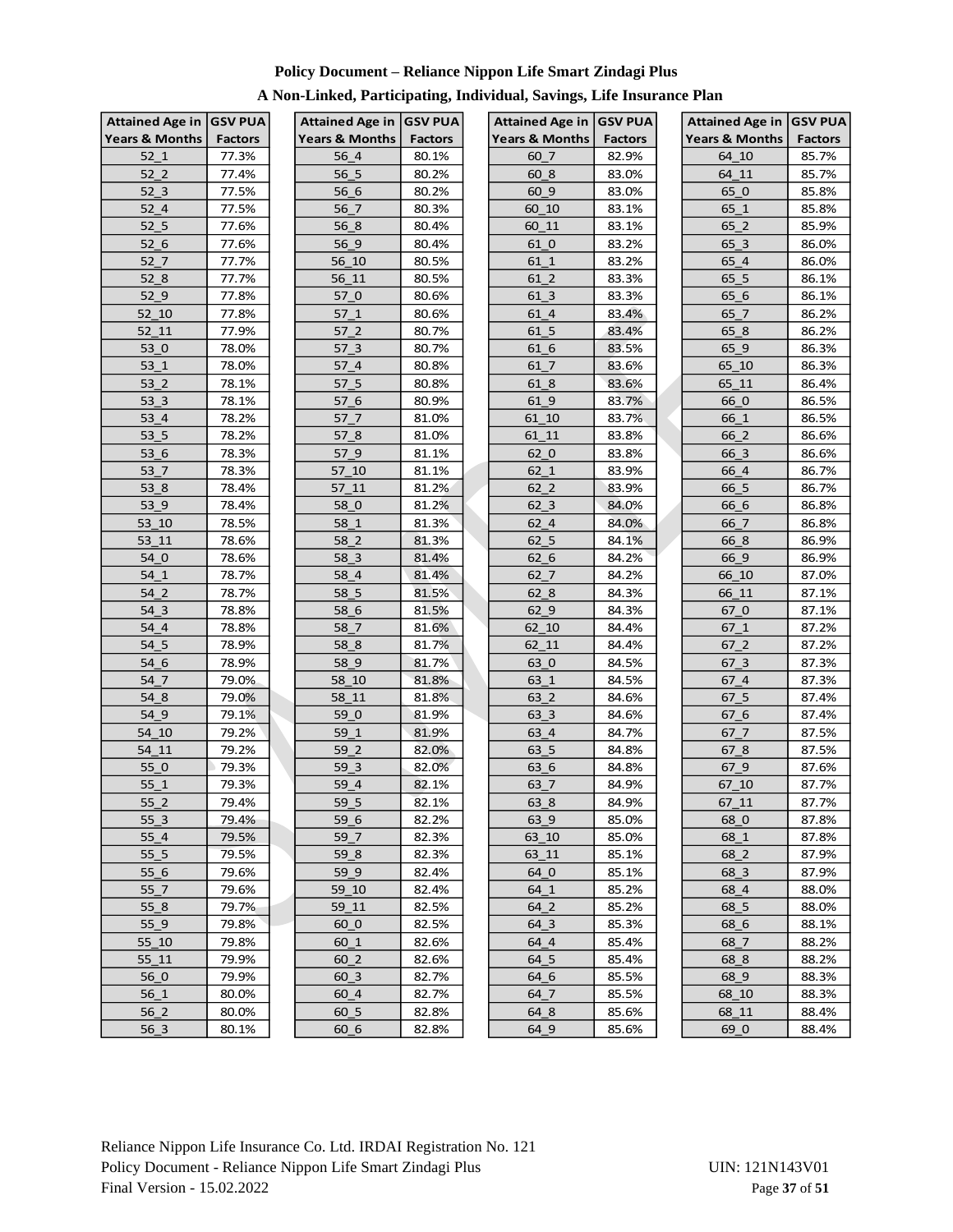| Attained Age in Years & Months | GSV PUA Factors |
|---|---|
| 52_1 | 77.3% |
| 52_2 | 77.4% |
| 52_3 | 77.5% |
| 52_4 | 77.5% |
| 52_5 | 77.6% |
| 52_6 | 77.6% |
| 52_7 | 77.7% |
| 52_8 | 77.7% |
| 52_9 | 77.8% |
| 52_10 | 77.8% |
| 52_11 | 77.9% |
| 53_0 | 78.0% |
| 53_1 | 78.0% |
| 53_2 | 78.1% |
| 53_3 | 78.1% |
| 53_4 | 78.2% |
| 53_5 | 78.2% |
| 53_6 | 78.3% |
| 53_7 | 78.3% |
| 53_8 | 78.4% |
| 53_9 | 78.4% |
| 53_10 | 78.5% |
| 53_11 | 78.6% |
| 54_0 | 78.6% |
| 54_1 | 78.7% |
| 54_2 | 78.7% |
| 54_3 | 78.8% |
| 54_4 | 78.8% |
| 54_5 | 78.9% |
| 54_6 | 78.9% |
| 54_7 | 79.0% |
| 54_8 | 79.0% |
| 54_9 | 79.1% |
| 54_10 | 79.2% |
| 54_11 | 79.2% |
| 55_0 | 79.3% |
| 55_1 | 79.3% |
| 55_2 | 79.4% |
| 55_3 | 79.4% |
| 55_4 | 79.5% |
| 55_5 | 79.5% |
| 55_6 | 79.6% |
| 55_7 | 79.6% |
| 55_8 | 79.7% |
| 55_9 | 79.8% |
| 55_10 | 79.8% |
| 55_11 | 79.9% |
| 56_0 | 79.9% |
| 56_1 | 80.0% |
| 56_2 | 80.0% |
| 56_3 | 80.1% |
| 56_4 | 80.1% |
| 56_5 | 80.2% |
| 56_6 | 80.2% |
| 56_7 | 80.3% |
| 56_8 | 80.4% |
| 56_9 | 80.4% |
| 56_10 | 80.5% |
| 56_11 | 80.5% |
| 57_0 | 80.6% |
| 57_1 | 80.6% |
| 57_2 | 80.7% |
| 57_3 | 80.7% |
| 57_4 | 80.8% |
| 57_5 | 80.8% |
| 57_6 | 80.9% |
| 57_7 | 81.0% |
| 57_8 | 81.0% |
| 57_9 | 81.1% |
| 57_10 | 81.1% |
| 57_11 | 81.2% |
| 58_0 | 81.2% |
| 58_1 | 81.3% |
| 58_2 | 81.3% |
| 58_3 | 81.4% |
| 58_4 | 81.4% |
| 58_5 | 81.5% |
| 58_6 | 81.5% |
| 58_7 | 81.6% |
| 58_8 | 81.7% |
| 58_9 | 81.7% |
| 58_10 | 81.8% |
| 58_11 | 81.8% |
| 59_0 | 81.9% |
| 59_1 | 81.9% |
| 59_2 | 82.0% |
| 59_3 | 82.0% |
| 59_4 | 82.1% |
| 59_5 | 82.1% |
| 59_6 | 82.2% |
| 59_7 | 82.3% |
| 59_8 | 82.3% |
| 59_9 | 82.4% |
| 59_10 | 82.4% |
| 59_11 | 82.5% |
| 60_0 | 82.5% |
| 60_1 | 82.6% |
| 60_2 | 82.6% |
| 60_3 | 82.7% |
| 60_4 | 82.7% |
| 60_5 | 82.8% |
| 60_6 | 82.8% |
| 60_7 | 82.9% |
| 60_8 | 83.0% |
| 60_9 | 83.0% |
| 60_10 | 83.1% |
| 60_11 | 83.1% |
| 61_0 | 83.2% |
| 61_1 | 83.2% |
| 61_2 | 83.3% |
| 61_3 | 83.3% |
| 61_4 | 83.4% |
| 61_5 | 83.4% |
| 61_6 | 83.5% |
| 61_7 | 83.6% |
| 61_8 | 83.6% |
| 61_9 | 83.7% |
| 61_10 | 83.7% |
| 61_11 | 83.8% |
| 62_0 | 83.8% |
| 62_1 | 83.9% |
| 62_2 | 83.9% |
| 62_3 | 84.0% |
| 62_4 | 84.0% |
| 62_5 | 84.1% |
| 62_6 | 84.2% |
| 62_7 | 84.2% |
| 62_8 | 84.3% |
| 62_9 | 84.3% |
| 62_10 | 84.4% |
| 62_11 | 84.4% |
| 63_0 | 84.5% |
| 63_1 | 84.5% |
| 63_2 | 84.6% |
| 63_3 | 84.6% |
| 63_4 | 84.7% |
| 63_5 | 84.8% |
| 63_6 | 84.8% |
| 63_7 | 84.9% |
| 63_8 | 84.9% |
| 63_9 | 85.0% |
| 63_10 | 85.0% |
| 63_11 | 85.1% |
| 64_0 | 85.1% |
| 64_1 | 85.2% |
| 64_2 | 85.2% |
| 64_3 | 85.3% |
| 64_4 | 85.4% |
| 64_5 | 85.4% |
| 64_6 | 85.5% |
| 64_7 | 85.5% |
| 64_8 | 85.6% |
| 64_9 | 85.6% |
| 64_10 | 85.7% |
| 64_11 | 85.7% |
| 65_0 | 85.8% |
| 65_1 | 85.8% |
| 65_2 | 85.9% |
| 65_3 | 86.0% |
| 65_4 | 86.0% |
| 65_5 | 86.1% |
| 65_6 | 86.1% |
| 65_7 | 86.2% |
| 65_8 | 86.2% |
| 65_9 | 86.3% |
| 65_10 | 86.3% |
| 65_11 | 86.4% |
| 66_0 | 86.5% |
| 66_1 | 86.5% |
| 66_2 | 86.6% |
| 66_3 | 86.6% |
| 66_4 | 86.7% |
| 66_5 | 86.7% |
| 66_6 | 86.8% |
| 66_7 | 86.8% |
| 66_8 | 86.9% |
| 66_9 | 86.9% |
| 66_10 | 87.0% |
| 66_11 | 87.1% |
| 67_0 | 87.1% |
| 67_1 | 87.2% |
| 67_2 | 87.2% |
| 67_3 | 87.3% |
| 67_4 | 87.3% |
| 67_5 | 87.4% |
| 67_6 | 87.4% |
| 67_7 | 87.5% |
| 67_8 | 87.5% |
| 67_9 | 87.6% |
| 67_10 | 87.7% |
| 67_11 | 87.7% |
| 68_0 | 87.8% |
| 68_1 | 87.8% |
| 68_2 | 87.9% |
| 68_3 | 87.9% |
| 68_4 | 88.0% |
| 68_5 | 88.0% |
| 68_6 | 88.1% |
| 68_7 | 88.2% |
| 68_8 | 88.2% |
| 68_9 | 88.3% |
| 68_10 | 88.3% |
| 68_11 | 88.4% |
| 69_0 | 88.4% |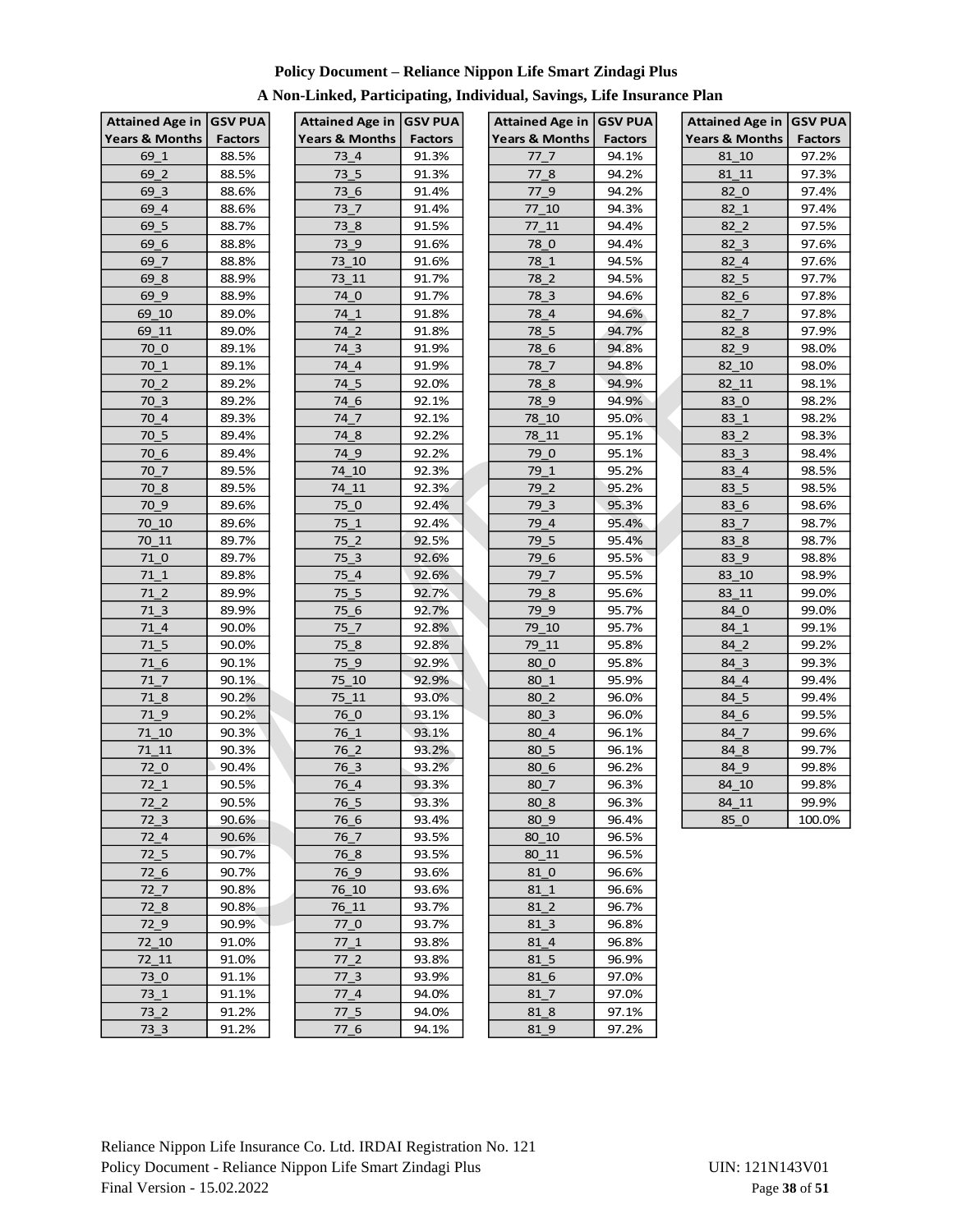**Policy Document – Reliance Nippon Life Smart Zindagi Plus**

**A Non-Linked, Participating, Individual, Savings, Life Insurance Plan**

| Attained Age in Years & Months | GSV PUA Factors |
|---|---|
| 69_1 | 88.5% |
| 69_2 | 88.5% |
| 69_3 | 88.6% |
| 69_4 | 88.6% |
| 69_5 | 88.7% |
| 69_6 | 88.8% |
| 69_7 | 88.8% |
| 69_8 | 88.9% |
| 69_9 | 88.9% |
| 69_10 | 89.0% |
| 69_11 | 89.0% |
| 70_0 | 89.1% |
| 70_1 | 89.1% |
| 70_2 | 89.2% |
| 70_3 | 89.2% |
| 70_4 | 89.3% |
| 70_5 | 89.4% |
| 70_6 | 89.4% |
| 70_7 | 89.5% |
| 70_8 | 89.5% |
| 70_9 | 89.6% |
| 70_10 | 89.6% |
| 70_11 | 89.7% |
| 71_0 | 89.7% |
| 71_1 | 89.8% |
| 71_2 | 89.9% |
| 71_3 | 89.9% |
| 71_4 | 90.0% |
| 71_5 | 90.0% |
| 71_6 | 90.1% |
| 71_7 | 90.1% |
| 71_8 | 90.2% |
| 71_9 | 90.2% |
| 71_10 | 90.3% |
| 71_11 | 90.3% |
| 72_0 | 90.4% |
| 72_1 | 90.5% |
| 72_2 | 90.5% |
| 72_3 | 90.6% |
| 72_4 | 90.6% |
| 72_5 | 90.7% |
| 72_6 | 90.7% |
| 72_7 | 90.8% |
| 72_8 | 90.8% |
| 72_9 | 90.9% |
| 72_10 | 91.0% |
| 72_11 | 91.0% |
| 73_0 | 91.1% |
| 73_1 | 91.1% |
| 73_2 | 91.2% |
| 73_3 | 91.2% |
| 73_4 | 91.3% |
| 73_5 | 91.3% |
| 73_6 | 91.4% |
| 73_7 | 91.4% |
| 73_8 | 91.5% |
| 73_9 | 91.6% |
| 73_10 | 91.6% |
| 73_11 | 91.7% |
| 74_0 | 91.7% |
| 74_1 | 91.8% |
| 74_2 | 91.8% |
| 74_3 | 91.9% |
| 74_4 | 91.9% |
| 74_5 | 92.0% |
| 74_6 | 92.1% |
| 74_7 | 92.1% |
| 74_8 | 92.2% |
| 74_9 | 92.2% |
| 74_10 | 92.3% |
| 74_11 | 92.3% |
| 75_0 | 92.4% |
| 75_1 | 92.4% |
| 75_2 | 92.5% |
| 75_3 | 92.6% |
| 75_4 | 92.6% |
| 75_5 | 92.7% |
| 75_6 | 92.7% |
| 75_7 | 92.8% |
| 75_8 | 92.8% |
| 75_9 | 92.9% |
| 75_10 | 92.9% |
| 75_11 | 93.0% |
| 76_0 | 93.1% |
| 76_1 | 93.1% |
| 76_2 | 93.2% |
| 76_3 | 93.2% |
| 76_4 | 93.3% |
| 76_5 | 93.3% |
| 76_6 | 93.4% |
| 76_7 | 93.5% |
| 76_8 | 93.5% |
| 76_9 | 93.6% |
| 76_10 | 93.6% |
| 76_11 | 93.7% |
| 77_0 | 93.7% |
| 77_1 | 93.8% |
| 77_2 | 93.8% |
| 77_3 | 93.9% |
| 77_4 | 94.0% |
| 77_5 | 94.0% |
| 77_6 | 94.1% |
| 77_7 | 94.1% |
| 77_8 | 94.2% |
| 77_9 | 94.2% |
| 77_10 | 94.3% |
| 77_11 | 94.4% |
| 78_0 | 94.4% |
| 78_1 | 94.5% |
| 78_2 | 94.5% |
| 78_3 | 94.6% |
| 78_4 | 94.6% |
| 78_5 | 94.7% |
| 78_6 | 94.8% |
| 78_7 | 94.8% |
| 78_8 | 94.9% |
| 78_9 | 94.9% |
| 78_10 | 95.0% |
| 78_11 | 95.1% |
| 79_0 | 95.1% |
| 79_1 | 95.2% |
| 79_2 | 95.2% |
| 79_3 | 95.3% |
| 79_4 | 95.4% |
| 79_5 | 95.4% |
| 79_6 | 95.5% |
| 79_7 | 95.5% |
| 79_8 | 95.6% |
| 79_9 | 95.7% |
| 79_10 | 95.7% |
| 79_11 | 95.8% |
| 80_0 | 95.8% |
| 80_1 | 95.9% |
| 80_2 | 96.0% |
| 80_3 | 96.0% |
| 80_4 | 96.1% |
| 80_5 | 96.1% |
| 80_6 | 96.2% |
| 80_7 | 96.3% |
| 80_8 | 96.3% |
| 80_9 | 96.4% |
| 80_10 | 96.5% |
| 80_11 | 96.5% |
| 81_0 | 96.6% |
| 81_1 | 96.6% |
| 81_2 | 96.7% |
| 81_3 | 96.8% |
| 81_4 | 96.8% |
| 81_5 | 96.9% |
| 81_6 | 97.0% |
| 81_7 | 97.0% |
| 81_8 | 97.1% |
| 81_9 | 97.2% |
| 81_10 | 97.2% |
| 81_11 | 97.3% |
| 82_0 | 97.4% |
| 82_1 | 97.4% |
| 82_2 | 97.5% |
| 82_3 | 97.6% |
| 82_4 | 97.6% |
| 82_5 | 97.7% |
| 82_6 | 97.8% |
| 82_7 | 97.8% |
| 82_8 | 97.9% |
| 82_9 | 98.0% |
| 82_10 | 98.0% |
| 82_11 | 98.1% |
| 83_0 | 98.2% |
| 83_1 | 98.2% |
| 83_2 | 98.3% |
| 83_3 | 98.4% |
| 83_4 | 98.5% |
| 83_5 | 98.5% |
| 83_6 | 98.6% |
| 83_7 | 98.7% |
| 83_8 | 98.7% |
| 83_9 | 98.8% |
| 83_10 | 98.9% |
| 83_11 | 99.0% |
| 84_0 | 99.0% |
| 84_1 | 99.1% |
| 84_2 | 99.2% |
| 84_3 | 99.3% |
| 84_4 | 99.4% |
| 84_5 | 99.4% |
| 84_6 | 99.5% |
| 84_7 | 99.6% |
| 84_8 | 99.7% |
| 84_9 | 99.8% |
| 84_10 | 99.8% |
| 84_11 | 99.9% |
| 85_0 | 100.0% |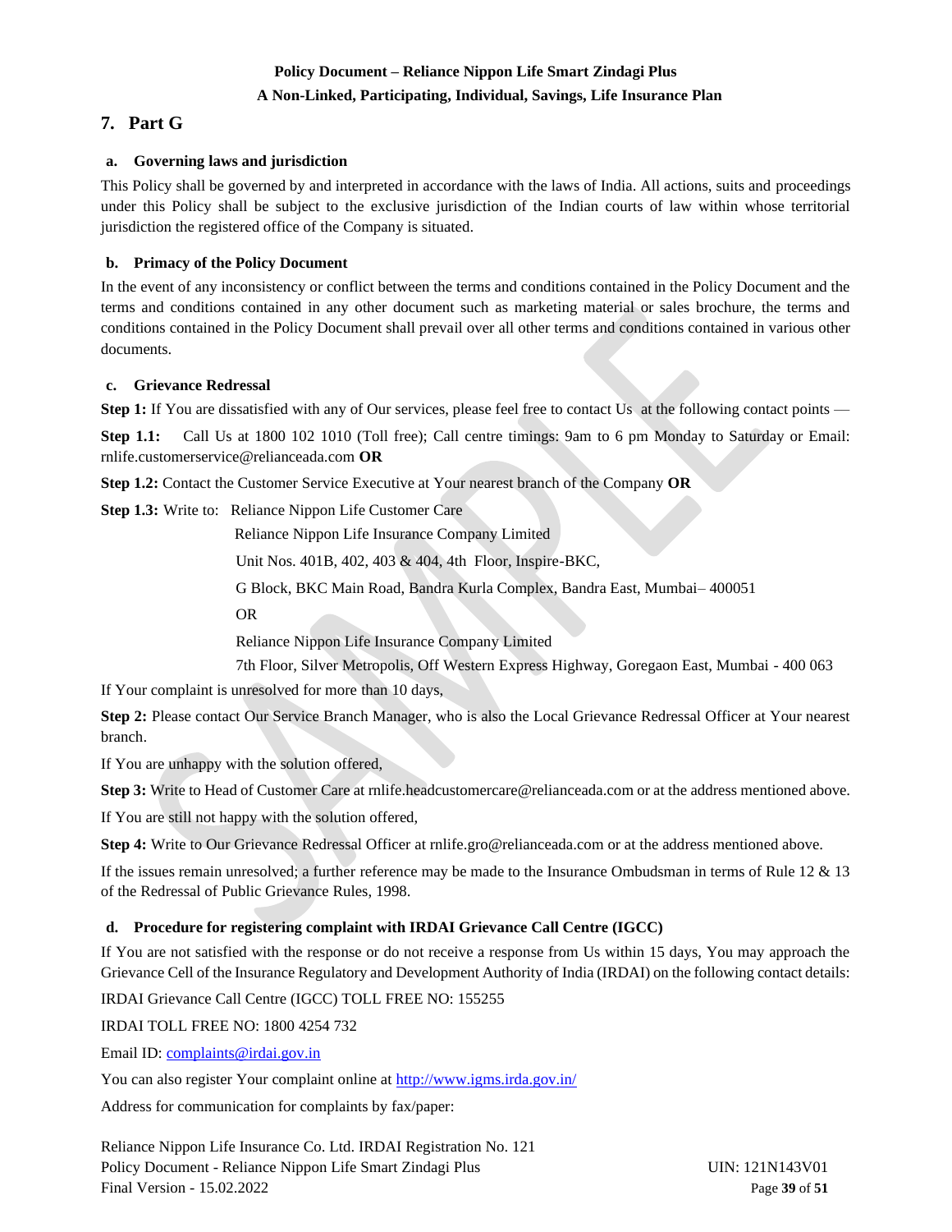## 7. Part G

### a. Governing laws and jurisdiction

This Policy shall be governed by and interpreted in accordance with the laws of India. All actions, suits and proceedings under this Policy shall be subject to the exclusive jurisdiction of the Indian courts of law within whose territorial jurisdiction the registered office of the Company is situated.

### b. Primacy of the Policy Document

In the event of any inconsistency or conflict between the terms and conditions contained in the Policy Document and the terms and conditions contained in any other document such as marketing material or sales brochure, the terms and conditions contained in the Policy Document shall prevail over all other terms and conditions contained in various other documents.

### c. Grievance Redressal

**Step 1:** If You are dissatisfied with any of Our services, please feel free to contact Us at the following contact points —

**Step 1.1:** Call Us at 1800 102 1010 (Toll free); Call centre timings: 9am to 6 pm Monday to Saturday or Email: rnlife.customerservice@relianceada.com **OR**

**Step 1.2:** Contact the Customer Service Executive at Your nearest branch of the Company **OR**

**Step 1.3:** Write to: Reliance Nippon Life Customer Care

Reliance Nippon Life Insurance Company Limited

Unit Nos. 401B, 402, 403 & 404, 4th Floor, Inspire-BKC,

G Block, BKC Main Road, Bandra Kurla Complex, Bandra East, Mumbai– 400051

OR

Reliance Nippon Life Insurance Company Limited

7th Floor, Silver Metropolis, Off Western Express Highway, Goregaon East, Mumbai - 400 063

If Your complaint is unresolved for more than 10 days,

**Step 2:** Please contact Our Service Branch Manager, who is also the Local Grievance Redressal Officer at Your nearest branch.

If You are unhappy with the solution offered,

**Step 3:** Write to Head of Customer Care at rnlife.headcustomercare@relianceada.com or at the address mentioned above.

If You are still not happy with the solution offered,

**Step 4:** Write to Our Grievance Redressal Officer at rnlife.gro@relianceada.com or at the address mentioned above.

If the issues remain unresolved; a further reference may be made to the Insurance Ombudsman in terms of Rule 12 & 13 of the Redressal of Public Grievance Rules, 1998.

### d. Procedure for registering complaint with IRDAI Grievance Call Centre (IGCC)

If You are not satisfied with the response or do not receive a response from Us within 15 days, You may approach the Grievance Cell of the Insurance Regulatory and Development Authority of India (IRDAI) on the following contact details:

IRDAI Grievance Call Centre (IGCC) TOLL FREE NO: 155255

IRDAI TOLL FREE NO: 1800 4254 732

Email ID: complaints@irdai.gov.in

You can also register Your complaint online at http://www.igms.irda.gov.in/

Address for communication for complaints by fax/paper: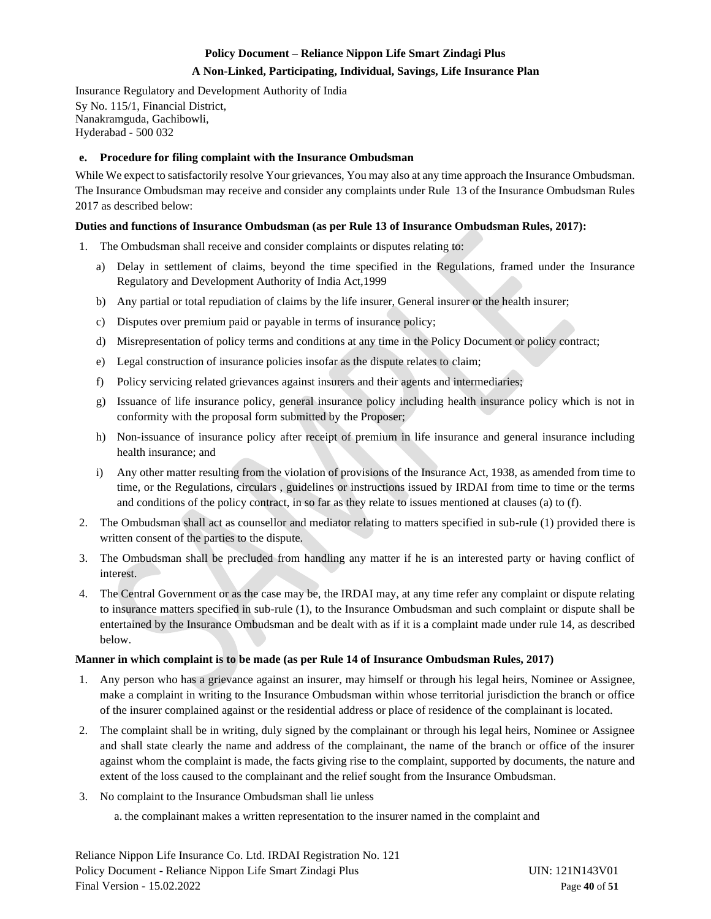Insurance Regulatory and Development Authority of India
Sy No. 115/1, Financial District,
Nanakramguda, Gachibowli,
Hyderabad - 500 032

**e. Procedure for filing complaint with the Insurance Ombudsman**

While We expect to satisfactorily resolve Your grievances, You may also at any time approach the Insurance Ombudsman. The Insurance Ombudsman may receive and consider any complaints under Rule 13 of the Insurance Ombudsman Rules 2017 as described below:

**Duties and functions of Insurance Ombudsman (as per Rule 13 of Insurance Ombudsman Rules, 2017):**

1. The Ombudsman shall receive and consider complaints or disputes relating to:
   a) Delay in settlement of claims, beyond the time specified in the Regulations, framed under the Insurance Regulatory and Development Authority of India Act,1999
   b) Any partial or total repudiation of claims by the life insurer, General insurer or the health insurer;
   c) Disputes over premium paid or payable in terms of insurance policy;
   d) Misrepresentation of policy terms and conditions at any time in the Policy Document or policy contract;
   e) Legal construction of insurance policies insofar as the dispute relates to claim;
   f) Policy servicing related grievances against insurers and their agents and intermediaries;
   g) Issuance of life insurance policy, general insurance policy including health insurance policy which is not in conformity with the proposal form submitted by the Proposer;
   h) Non-issuance of insurance policy after receipt of premium in life insurance and general insurance including health insurance; and
   i) Any other matter resulting from the violation of provisions of the Insurance Act, 1938, as amended from time to time, or the Regulations, circulars , guidelines or instructions issued by IRDAI from time to time or the terms and conditions of the policy contract, in so far as they relate to issues mentioned at clauses (a) to (f).
2. The Ombudsman shall act as counsellor and mediator relating to matters specified in sub-rule (1) provided there is written consent of the parties to the dispute.
3. The Ombudsman shall be precluded from handling any matter if he is an interested party or having conflict of interest.
4. The Central Government or as the case may be, the IRDAI may, at any time refer any complaint or dispute relating to insurance matters specified in sub-rule (1), to the Insurance Ombudsman and such complaint or dispute shall be entertained by the Insurance Ombudsman and be dealt with as if it is a complaint made under rule 14, as described below.

**Manner in which complaint is to be made (as per Rule 14 of Insurance Ombudsman Rules, 2017)**

1. Any person who has a grievance against an insurer, may himself or through his legal heirs, Nominee or Assignee, make a complaint in writing to the Insurance Ombudsman within whose territorial jurisdiction the branch or office of the insurer complained against or the residential address or place of residence of the complainant is located.
2. The complaint shall be in writing, duly signed by the complainant or through his legal heirs, Nominee or Assignee and shall state clearly the name and address of the complainant, the name of the branch or office of the insurer against whom the complaint is made, the facts giving rise to the complaint, supported by documents, the nature and extent of the loss caused to the complainant and the relief sought from the Insurance Ombudsman.
3. No complaint to the Insurance Ombudsman shall lie unless
   a. the complainant makes a written representation to the insurer named in the complaint and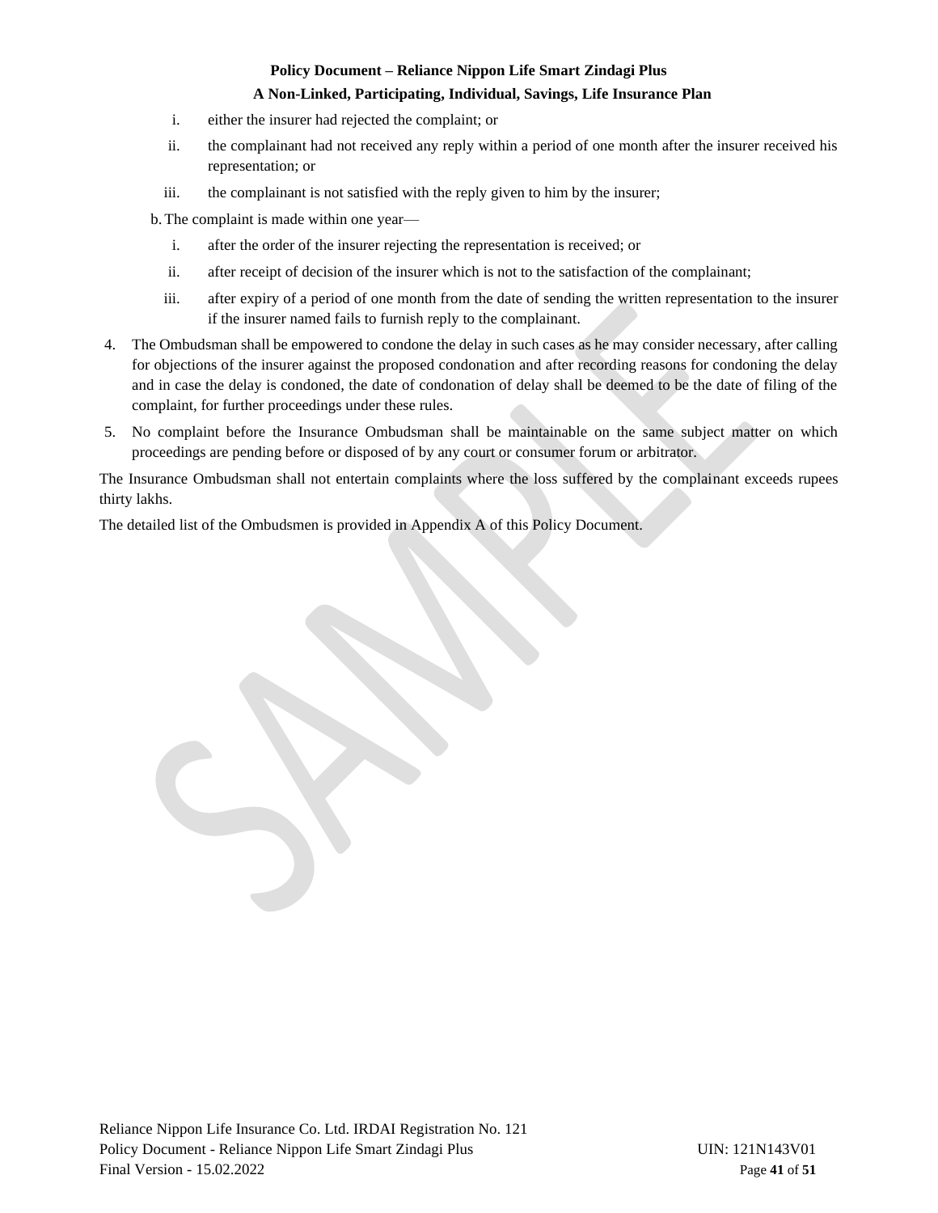i. either the insurer had rejected the complaint; or
   ii. the complainant had not received any reply within a period of one month after the insurer received his representation; or
   iii. the complainant is not satisfied with the reply given to him by the insurer;

   b. The complaint is made within one year—
   i. after the order of the insurer rejecting the representation is received; or
   ii. after receipt of decision of the insurer which is not to the satisfaction of the complainant;
   iii. after expiry of a period of one month from the date of sending the written representation to the insurer if the insurer named fails to furnish reply to the complainant.

4. The Ombudsman shall be empowered to condone the delay in such cases as he may consider necessary, after calling for objections of the insurer against the proposed condonation and after recording reasons for condoning the delay and in case the delay is condoned, the date of condonation of delay shall be deemed to be the date of filing of the complaint, for further proceedings under these rules.
5. No complaint before the Insurance Ombudsman shall be maintainable on the same subject matter on which proceedings are pending before or disposed of by any court or consumer forum or arbitrator.

The Insurance Ombudsman shall not entertain complaints where the loss suffered by the complainant exceeds rupees thirty lakhs.

The detailed list of the Ombudsmen is provided in Appendix A of this Policy Document.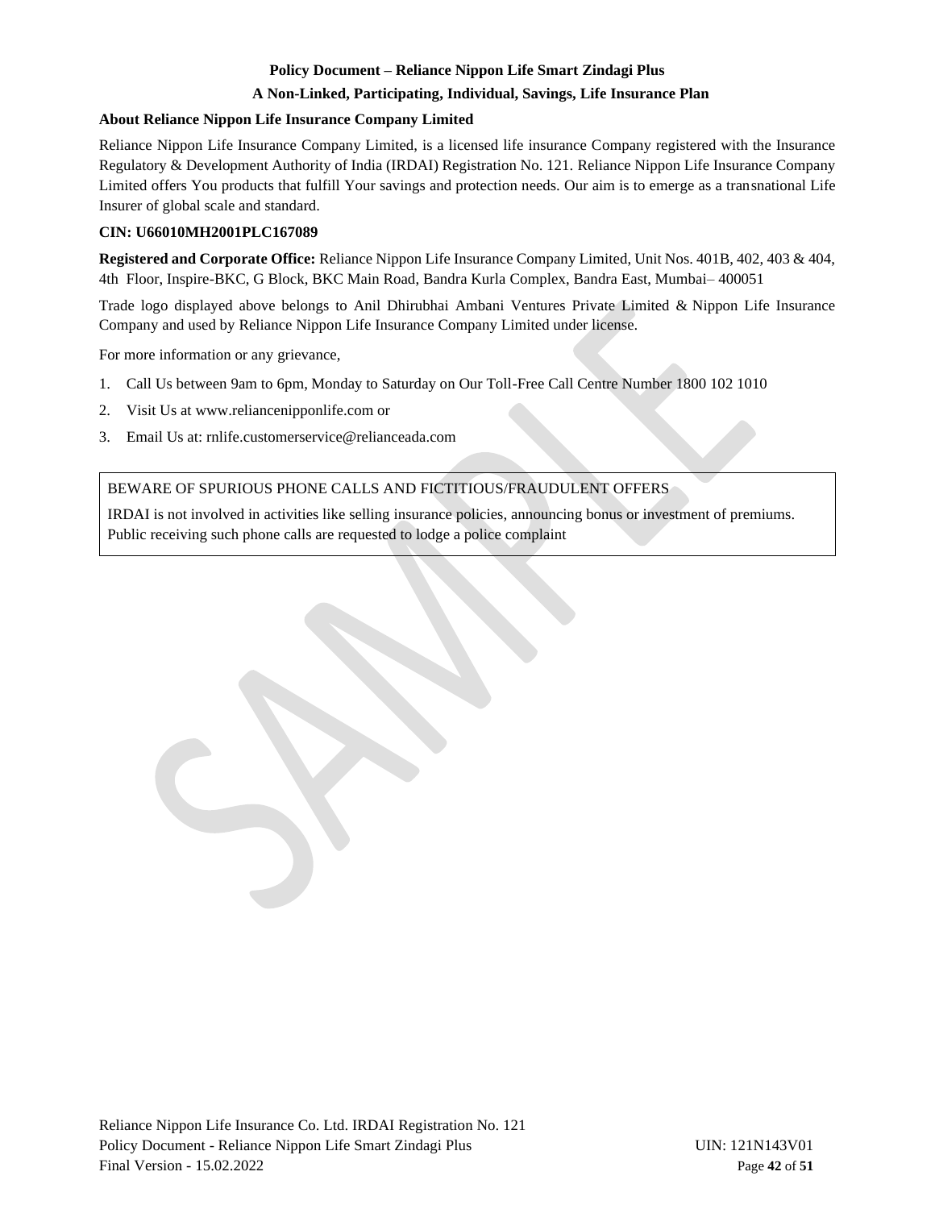## About Reliance Nippon Life Insurance Company Limited

Reliance Nippon Life Insurance Company Limited, is a licensed life insurance Company registered with the Insurance Regulatory & Development Authority of India (IRDAI) Registration No. 121. Reliance Nippon Life Insurance Company Limited offers You products that fulfill Your savings and protection needs. Our aim is to emerge as a transnational Life Insurer of global scale and standard.

**CIN: U66010MH2001PLC167089**

**Registered and Corporate Office:** Reliance Nippon Life Insurance Company Limited, Unit Nos. 401B, 402, 403 & 404, 4th Floor, Inspire-BKC, G Block, BKC Main Road, Bandra Kurla Complex, Bandra East, Mumbai– 400051

Trade logo displayed above belongs to Anil Dhirubhai Ambani Ventures Private Limited & Nippon Life Insurance Company and used by Reliance Nippon Life Insurance Company Limited under license.

For more information or any grievance,

1. Call Us between 9am to 6pm, Monday to Saturday on Our Toll-Free Call Centre Number 1800 102 1010
2. Visit Us at www.reliancenipponlife.com or
3. Email Us at: rnlife.customerservice@relianceada.com

BEWARE OF SPURIOUS PHONE CALLS AND FICTITIOUS/FRAUDULENT OFFERS

IRDAI is not involved in activities like selling insurance policies, announcing bonus or investment of premiums. Public receiving such phone calls are requested to lodge a police complaint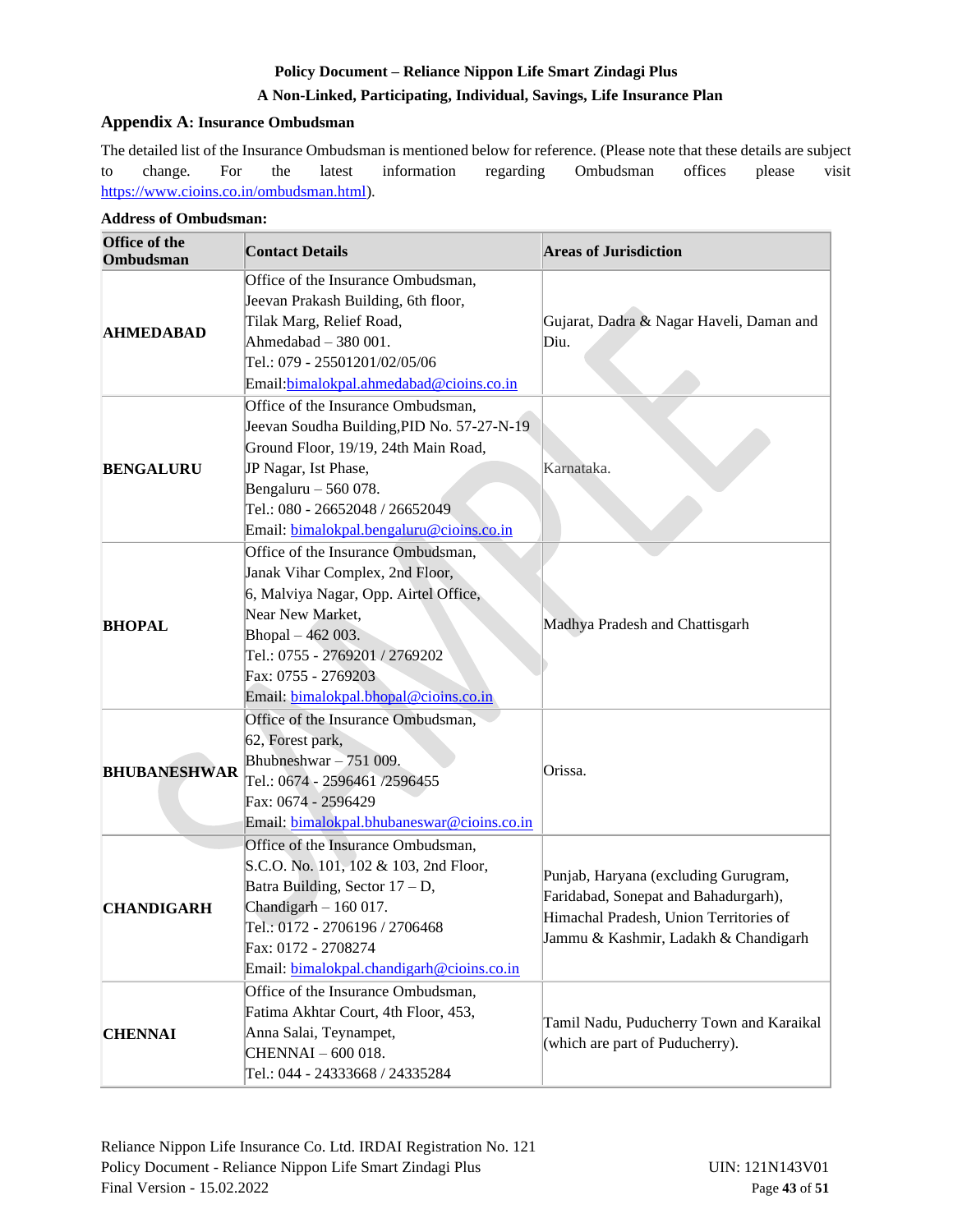**Policy Document – Reliance Nippon Life Smart Zindagi Plus**

**A Non-Linked, Participating, Individual, Savings, Life Insurance Plan**

## Appendix A: Insurance Ombudsman

The detailed list of the Insurance Ombudsman is mentioned below for reference. (Please note that these details are subject to change. For the latest information regarding Ombudsman offices please visit https://www.cioins.co.in/ombudsman.html).

**Address of Ombudsman:**

| Office of the Ombudsman | Contact Details | Areas of Jurisdiction |
|---|---|---|
| **AHMEDABAD** | Office of the Insurance Ombudsman,<br>Jeevan Prakash Building, 6th floor,<br>Tilak Marg, Relief Road,<br>Ahmedabad – 380 001.<br>Tel.: 079 - 25501201/02/05/06<br>Email:bimalokpal.ahmedabad@cioins.co.in | Gujarat, Dadra & Nagar Haveli, Daman and Diu. |
| **BENGALURU** | Office of the Insurance Ombudsman,<br>Jeevan Soudha Building,PID No. 57-27-N-19<br>Ground Floor, 19/19, 24th Main Road,<br>JP Nagar, Ist Phase,<br>Bengaluru – 560 078.<br>Tel.: 080 - 26652048 / 26652049<br>Email: bimalokpal.bengaluru@cioins.co.in | Karnataka. |
| **BHOPAL** | Office of the Insurance Ombudsman,<br>Janak Vihar Complex, 2nd Floor,<br>6, Malviya Nagar, Opp. Airtel Office,<br>Near New Market,<br>Bhopal – 462 003.<br>Tel.: 0755 - 2769201 / 2769202<br>Fax: 0755 - 2769203<br>Email: bimalokpal.bhopal@cioins.co.in | Madhya Pradesh and Chattisgarh |
| **BHUBANESHWAR** | Office of the Insurance Ombudsman,<br>62, Forest park,<br>Bhubneshwar – 751 009.<br>Tel.: 0674 - 2596461 /2596455<br>Fax: 0674 - 2596429<br>Email: bimalokpal.bhubaneswar@cioins.co.in | Orissa. |
| **CHANDIGARH** | Office of the Insurance Ombudsman,<br>S.C.O. No. 101, 102 & 103, 2nd Floor,<br>Batra Building, Sector 17 – D,<br>Chandigarh – 160 017.<br>Tel.: 0172 - 2706196 / 2706468<br>Fax: 0172 - 2708274<br>Email: bimalokpal.chandigarh@cioins.co.in | Punjab, Haryana (excluding Gurugram, Faridabad, Sonepat and Bahadurgarh), Himachal Pradesh, Union Territories of Jammu & Kashmir, Ladakh & Chandigarh |
| **CHENNAI** | Office of the Insurance Ombudsman,<br>Fatima Akhtar Court, 4th Floor, 453,<br>Anna Salai, Teynampet,<br>CHENNAI – 600 018.<br>Tel.: 044 - 24333668 / 24335284 | Tamil Nadu, Puducherry Town and Karaikal (which are part of Puducherry). |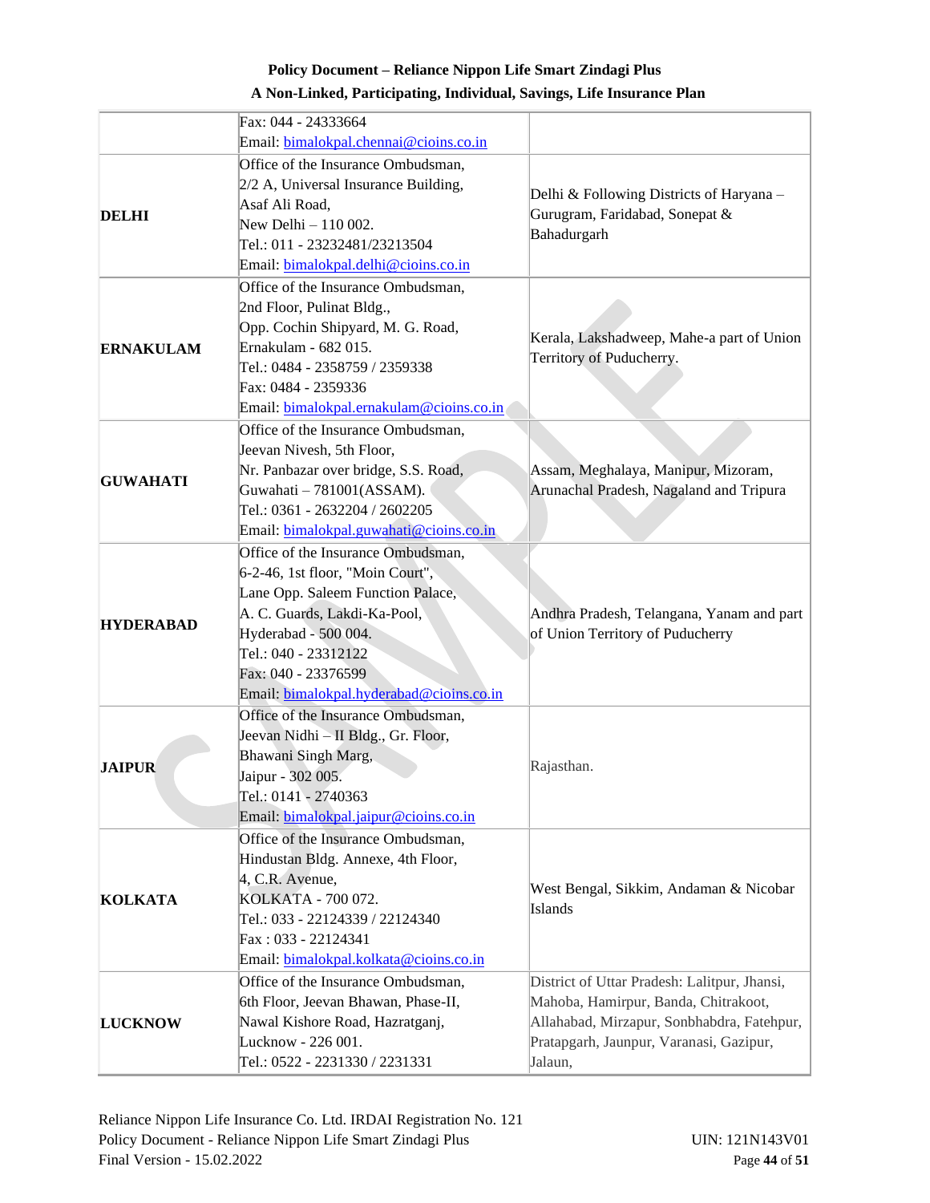| | | |
|---|---|---|
| | Fax: 044 - 24333664<br>Email: bimalokpal.chennai@cioins.co.in | |
| **DELHI** | Office of the Insurance Ombudsman,<br>2/2 A, Universal Insurance Building,<br>Asaf Ali Road,<br>New Delhi – 110 002.<br>Tel.: 011 - 23232481/23213504<br>Email: bimalokpal.delhi@cioins.co.in | Delhi & Following Districts of Haryana – Gurugram, Faridabad, Sonepat & Bahadurgarh |
| **ERNAKULAM** | Office of the Insurance Ombudsman,<br>2nd Floor, Pulinat Bldg.,<br>Opp. Cochin Shipyard, M. G. Road,<br>Ernakulam - 682 015.<br>Tel.: 0484 - 2358759 / 2359338<br>Fax: 0484 - 2359336<br>Email: bimalokpal.ernakulam@cioins.co.in | Kerala, Lakshadweep, Mahe-a part of Union Territory of Puducherry. |
| **GUWAHATI** | Office of the Insurance Ombudsman,<br>Jeevan Nivesh, 5th Floor,<br>Nr. Panbazar over bridge, S.S. Road,<br>Guwahati – 781001(ASSAM).<br>Tel.: 0361 - 2632204 / 2602205<br>Email: bimalokpal.guwahati@cioins.co.in | Assam, Meghalaya, Manipur, Mizoram, Arunachal Pradesh, Nagaland and Tripura |
| **HYDERABAD** | Office of the Insurance Ombudsman,<br>6-2-46, 1st floor, "Moin Court",<br>Lane Opp. Saleem Function Palace,<br>A. C. Guards, Lakdi-Ka-Pool,<br>Hyderabad - 500 004.<br>Tel.: 040 - 23312122<br>Fax: 040 - 23376599<br>Email: bimalokpal.hyderabad@cioins.co.in | Andhra Pradesh, Telangana, Yanam and part of Union Territory of Puducherry |
| **JAIPUR** | Office of the Insurance Ombudsman,<br>Jeevan Nidhi – II Bldg., Gr. Floor,<br>Bhawani Singh Marg,<br>Jaipur - 302 005.<br>Tel.: 0141 - 2740363<br>Email: bimalokpal.jaipur@cioins.co.in | Rajasthan. |
| **KOLKATA** | Office of the Insurance Ombudsman,<br>Hindustan Bldg. Annexe, 4th Floor,<br>4, C.R. Avenue,<br>KOLKATA - 700 072.<br>Tel.: 033 - 22124339 / 22124340<br>Fax : 033 - 22124341<br>Email: bimalokpal.kolkata@cioins.co.in | West Bengal, Sikkim, Andaman & Nicobar Islands |
| **LUCKNOW** | Office of the Insurance Ombudsman,<br>6th Floor, Jeevan Bhawan, Phase-II,<br>Nawal Kishore Road, Hazratganj,<br>Lucknow - 226 001.<br>Tel.: 0522 - 2231330 / 2231331 | District of Uttar Pradesh: Lalitpur, Jhansi, Mahoba, Hamirpur, Banda, Chitrakoot, Allahabad, Mirzapur, Sonbhadra, Fatehpur, Pratapgarh, Jaunpur, Varanasi, Gazipur, Jalaun, |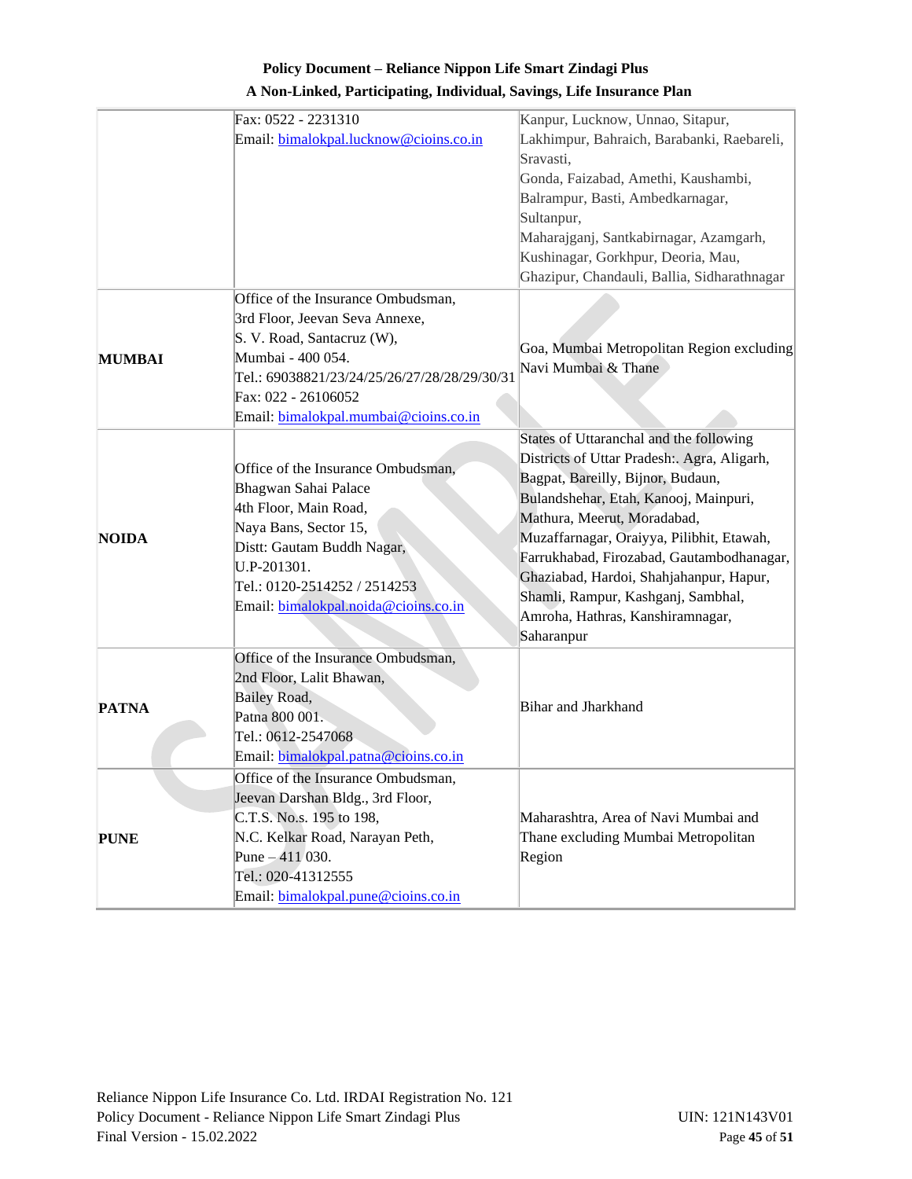| | | |
|---|---|---|
| | Fax: 0522 - 2231310<br>Email: bimalokpal.lucknow@cioins.co.in | Kanpur, Lucknow, Unnao, Sitapur, Lakhimpur, Bahraich, Barabanki, Raebareli, Sravasti,<br>Gonda, Faizabad, Amethi, Kaushambi, Balrampur, Basti, Ambedkarnagar, Sultanpur,<br>Maharajganj, Santkabirnagar, Azamgarh, Kushinagar, Gorkhpur, Deoria, Mau, Ghazipur, Chandauli, Ballia, Sidharathnagar |
| **MUMBAI** | Office of the Insurance Ombudsman,<br>3rd Floor, Jeevan Seva Annexe,<br>S. V. Road, Santacruz (W),<br>Mumbai - 400 054.<br>Tel.: 69038821/23/24/25/26/27/28/28/29/30/31<br>Fax: 022 - 26106052<br>Email: bimalokpal.mumbai@cioins.co.in | Goa, Mumbai Metropolitan Region excluding Navi Mumbai & Thane |
| **NOIDA** | Office of the Insurance Ombudsman,<br>Bhagwan Sahai Palace<br>4th Floor, Main Road,<br>Naya Bans, Sector 15,<br>Distt: Gautam Buddh Nagar,<br>U.P-201301.<br>Tel.: 0120-2514252 / 2514253<br>Email: bimalokpal.noida@cioins.co.in | States of Uttaranchal and the following Districts of Uttar Pradesh:. Agra, Aligarh, Bagpat, Bareilly, Bijnor, Budaun, Bulandshehar, Etah, Kanooj, Mainpuri, Mathura, Meerut, Moradabad, Muzaffarnagar, Oraiyya, Pilibhit, Etawah, Farrukhabad, Firozabad, Gautambodhanagar, Ghaziabad, Hardoi, Shahjahanpur, Hapur, Shamli, Rampur, Kashganj, Sambhal, Amroha, Hathras, Kanshiramnagar, Saharanpur |
| **PATNA** | Office of the Insurance Ombudsman,<br>2nd Floor, Lalit Bhawan,<br>Bailey Road,<br>Patna 800 001.<br>Tel.: 0612-2547068<br>Email: bimalokpal.patna@cioins.co.in | Bihar and Jharkhand |
| **PUNE** | Office of the Insurance Ombudsman,<br>Jeevan Darshan Bldg., 3rd Floor,<br>C.T.S. No.s. 195 to 198,<br>N.C. Kelkar Road, Narayan Peth,<br>Pune – 411 030.<br>Tel.: 020-41312555<br>Email: bimalokpal.pune@cioins.co.in | Maharashtra, Area of Navi Mumbai and Thane excluding Mumbai Metropolitan Region |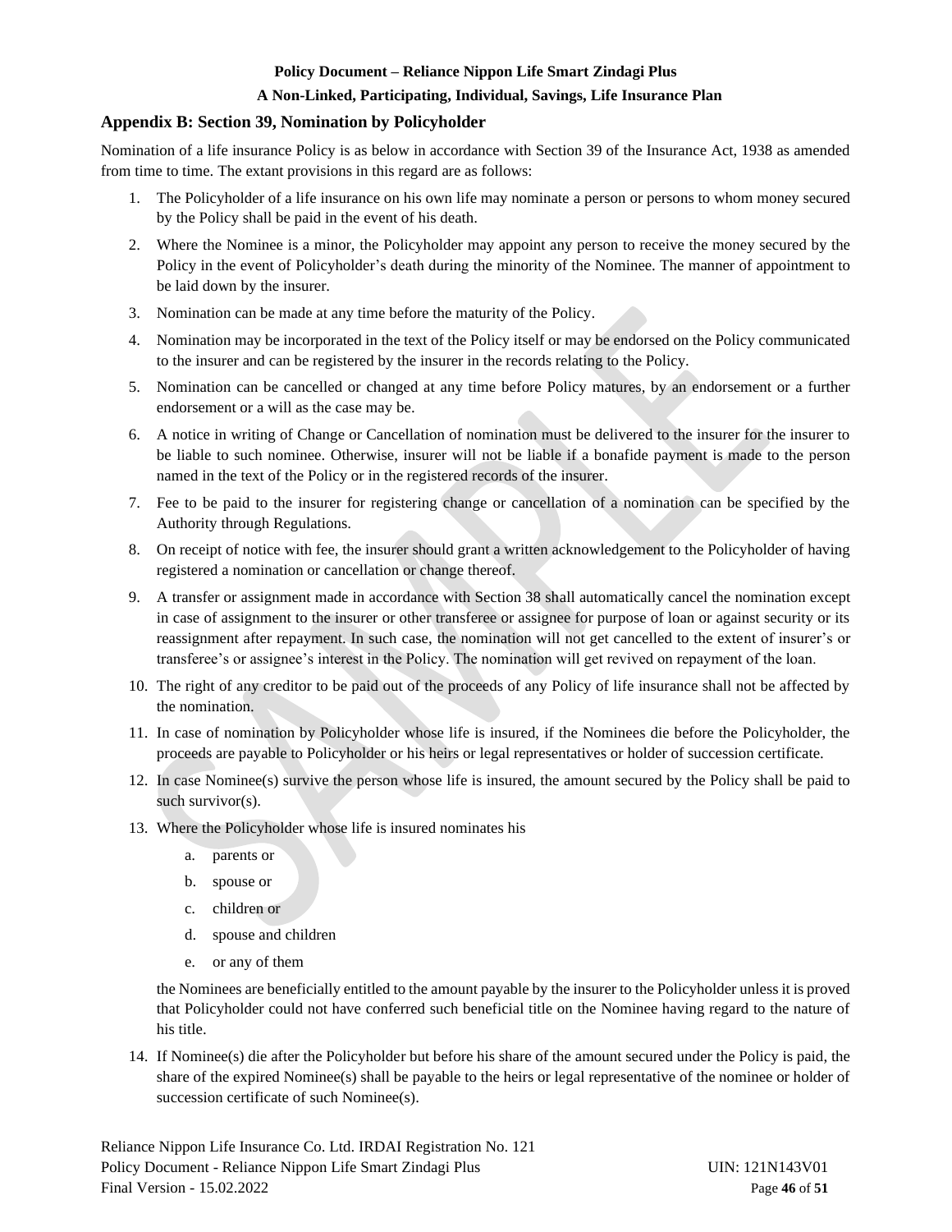## Appendix B: Section 39, Nomination by Policyholder

Nomination of a life insurance Policy is as below in accordance with Section 39 of the Insurance Act, 1938 as amended from time to time. The extant provisions in this regard are as follows:

1. The Policyholder of a life insurance on his own life may nominate a person or persons to whom money secured by the Policy shall be paid in the event of his death.
2. Where the Nominee is a minor, the Policyholder may appoint any person to receive the money secured by the Policy in the event of Policyholder's death during the minority of the Nominee. The manner of appointment to be laid down by the insurer.
3. Nomination can be made at any time before the maturity of the Policy.
4. Nomination may be incorporated in the text of the Policy itself or may be endorsed on the Policy communicated to the insurer and can be registered by the insurer in the records relating to the Policy.
5. Nomination can be cancelled or changed at any time before Policy matures, by an endorsement or a further endorsement or a will as the case may be.
6. A notice in writing of Change or Cancellation of nomination must be delivered to the insurer for the insurer to be liable to such nominee. Otherwise, insurer will not be liable if a bonafide payment is made to the person named in the text of the Policy or in the registered records of the insurer.
7. Fee to be paid to the insurer for registering change or cancellation of a nomination can be specified by the Authority through Regulations.
8. On receipt of notice with fee, the insurer should grant a written acknowledgement to the Policyholder of having registered a nomination or cancellation or change thereof.
9. A transfer or assignment made in accordance with Section 38 shall automatically cancel the nomination except in case of assignment to the insurer or other transferee or assignee for purpose of loan or against security or its reassignment after repayment. In such case, the nomination will not get cancelled to the extent of insurer's or transferee's or assignee's interest in the Policy. The nomination will get revived on repayment of the loan.
10. The right of any creditor to be paid out of the proceeds of any Policy of life insurance shall not be affected by the nomination.
11. In case of nomination by Policyholder whose life is insured, if the Nominees die before the Policyholder, the proceeds are payable to Policyholder or his heirs or legal representatives or holder of succession certificate.
12. In case Nominee(s) survive the person whose life is insured, the amount secured by the Policy shall be paid to such survivor(s).
13. Where the Policyholder whose life is insured nominates his
    a. parents or
    b. spouse or
    c. children or
    d. spouse and children
    e. or any of them

    the Nominees are beneficially entitled to the amount payable by the insurer to the Policyholder unless it is proved that Policyholder could not have conferred such beneficial title on the Nominee having regard to the nature of his title.
14. If Nominee(s) die after the Policyholder but before his share of the amount secured under the Policy is paid, the share of the expired Nominee(s) shall be payable to the heirs or legal representative of the nominee or holder of succession certificate of such Nominee(s).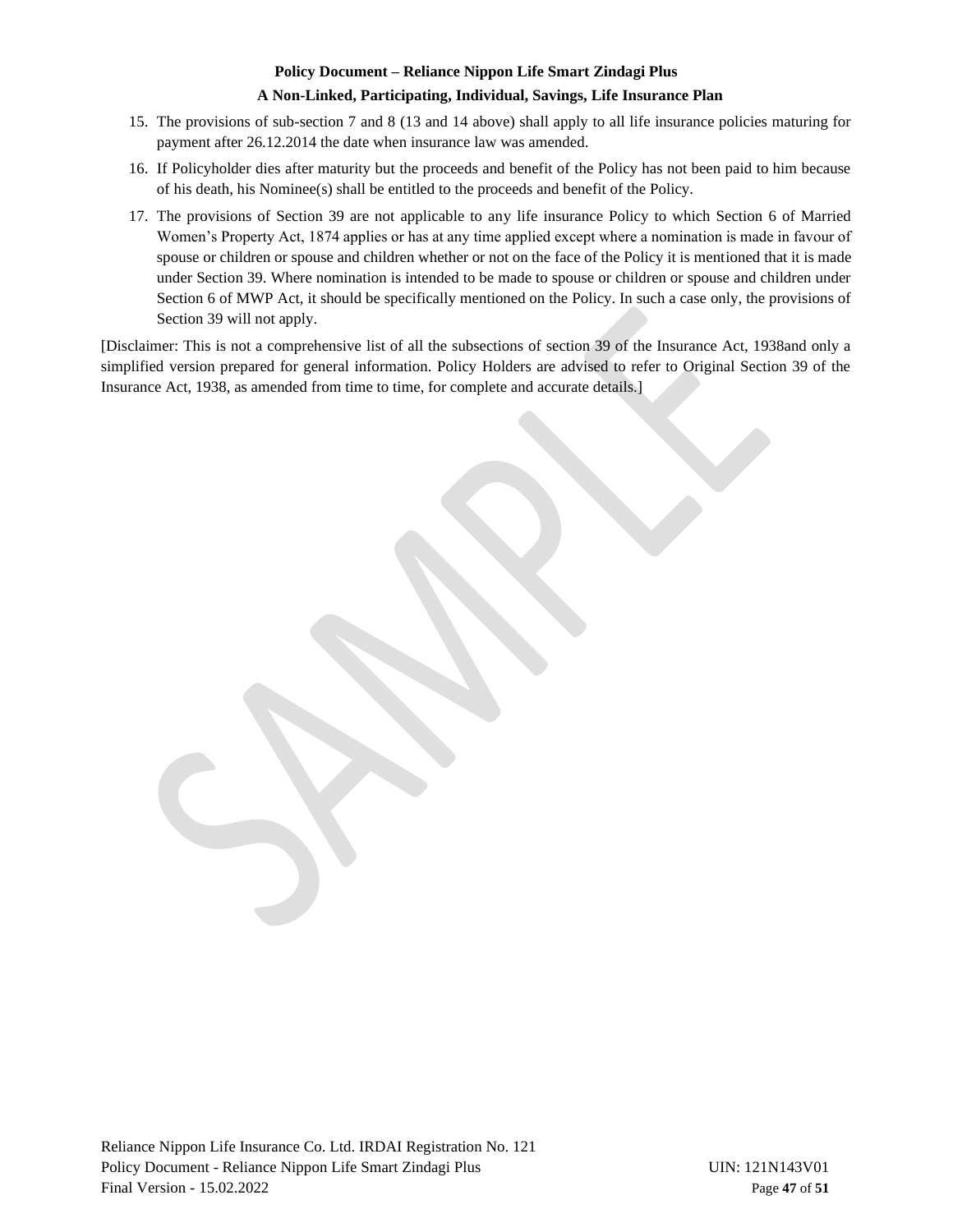15. The provisions of sub-section 7 and 8 (13 and 14 above) shall apply to all life insurance policies maturing for payment after 26.12.2014 the date when insurance law was amended.
16. If Policyholder dies after maturity but the proceeds and benefit of the Policy has not been paid to him because of his death, his Nominee(s) shall be entitled to the proceeds and benefit of the Policy.
17. The provisions of Section 39 are not applicable to any life insurance Policy to which Section 6 of Married Women's Property Act, 1874 applies or has at any time applied except where a nomination is made in favour of spouse or children or spouse and children whether or not on the face of the Policy it is mentioned that it is made under Section 39. Where nomination is intended to be made to spouse or children or spouse and children under Section 6 of MWP Act, it should be specifically mentioned on the Policy. In such a case only, the provisions of Section 39 will not apply.

[Disclaimer: This is not a comprehensive list of all the subsections of section 39 of the Insurance Act, 1938and only a simplified version prepared for general information. Policy Holders are advised to refer to Original Section 39 of the Insurance Act, 1938, as amended from time to time, for complete and accurate details.]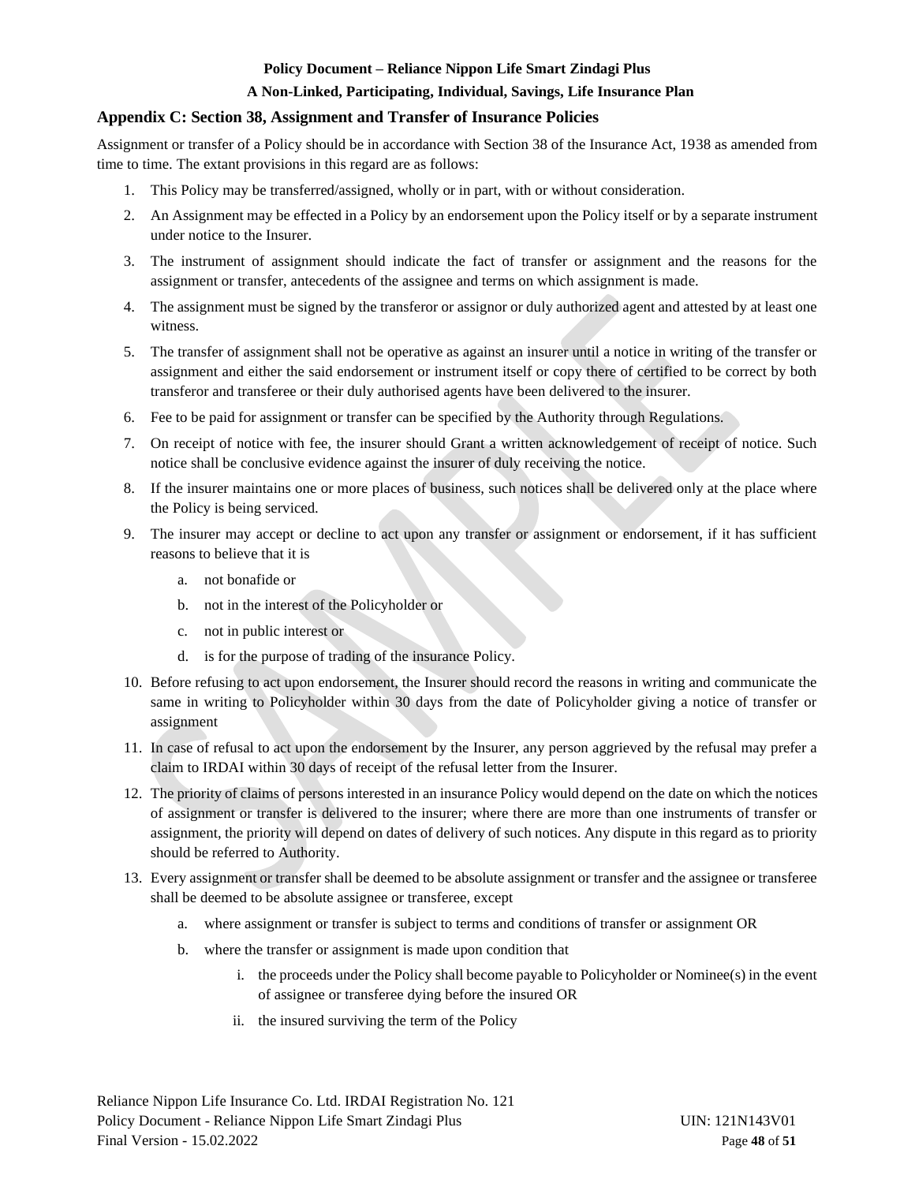## Appendix C: Section 38, Assignment and Transfer of Insurance Policies

Assignment or transfer of a Policy should be in accordance with Section 38 of the Insurance Act, 1938 as amended from time to time. The extant provisions in this regard are as follows:

1. This Policy may be transferred/assigned, wholly or in part, with or without consideration.
2. An Assignment may be effected in a Policy by an endorsement upon the Policy itself or by a separate instrument under notice to the Insurer.
3. The instrument of assignment should indicate the fact of transfer or assignment and the reasons for the assignment or transfer, antecedents of the assignee and terms on which assignment is made.
4. The assignment must be signed by the transferor or assignor or duly authorized agent and attested by at least one witness.
5. The transfer of assignment shall not be operative as against an insurer until a notice in writing of the transfer or assignment and either the said endorsement or instrument itself or copy there of certified to be correct by both transferor and transferee or their duly authorised agents have been delivered to the insurer.
6. Fee to be paid for assignment or transfer can be specified by the Authority through Regulations.
7. On receipt of notice with fee, the insurer should Grant a written acknowledgement of receipt of notice. Such notice shall be conclusive evidence against the insurer of duly receiving the notice.
8. If the insurer maintains one or more places of business, such notices shall be delivered only at the place where the Policy is being serviced.
9. The insurer may accept or decline to act upon any transfer or assignment or endorsement, if it has sufficient reasons to believe that it is
   a. not bonafide or
   b. not in the interest of the Policyholder or
   c. not in public interest or
   d. is for the purpose of trading of the insurance Policy.
10. Before refusing to act upon endorsement, the Insurer should record the reasons in writing and communicate the same in writing to Policyholder within 30 days from the date of Policyholder giving a notice of transfer or assignment
11. In case of refusal to act upon the endorsement by the Insurer, any person aggrieved by the refusal may prefer a claim to IRDAI within 30 days of receipt of the refusal letter from the Insurer.
12. The priority of claims of persons interested in an insurance Policy would depend on the date on which the notices of assignment or transfer is delivered to the insurer; where there are more than one instruments of transfer or assignment, the priority will depend on dates of delivery of such notices. Any dispute in this regard as to priority should be referred to Authority.
13. Every assignment or transfer shall be deemed to be absolute assignment or transfer and the assignee or transferee shall be deemed to be absolute assignee or transferee, except
    a. where assignment or transfer is subject to terms and conditions of transfer or assignment OR
    b. where the transfer or assignment is made upon condition that
       i. the proceeds under the Policy shall become payable to Policyholder or Nominee(s) in the event of assignee or transferee dying before the insured OR
       ii. the insured surviving the term of the Policy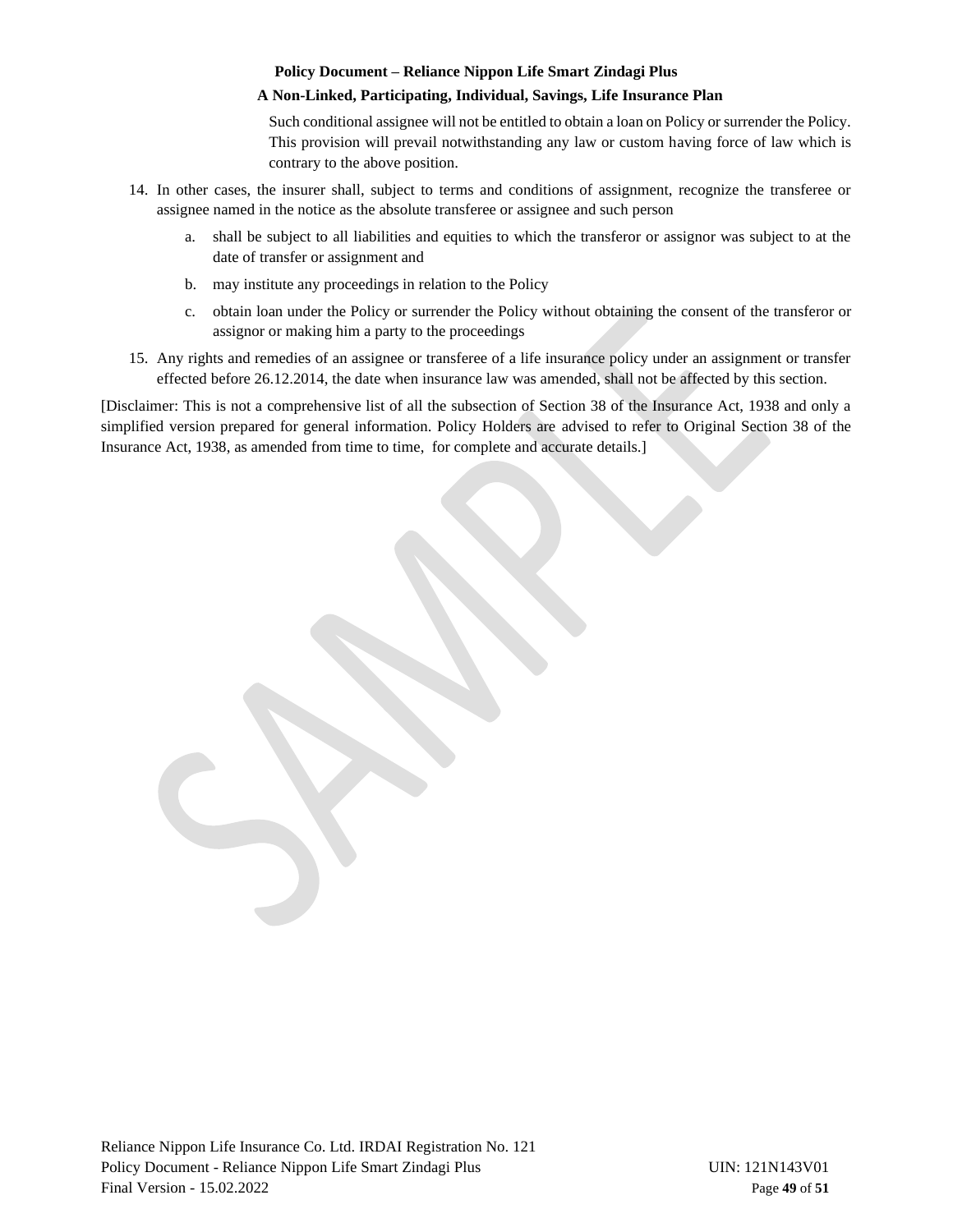Such conditional assignee will not be entitled to obtain a loan on Policy or surrender the Policy. This provision will prevail notwithstanding any law or custom having force of law which is contrary to the above position.

14. In other cases, the insurer shall, subject to terms and conditions of assignment, recognize the transferee or assignee named in the notice as the absolute transferee or assignee and such person
    a. shall be subject to all liabilities and equities to which the transferor or assignor was subject to at the date of transfer or assignment and
    b. may institute any proceedings in relation to the Policy
    c. obtain loan under the Policy or surrender the Policy without obtaining the consent of the transferor or assignor or making him a party to the proceedings
15. Any rights and remedies of an assignee or transferee of a life insurance policy under an assignment or transfer effected before 26.12.2014, the date when insurance law was amended, shall not be affected by this section.

[Disclaimer: This is not a comprehensive list of all the subsection of Section 38 of the Insurance Act, 1938 and only a simplified version prepared for general information. Policy Holders are advised to refer to Original Section 38 of the Insurance Act, 1938, as amended from time to time, for complete and accurate details.]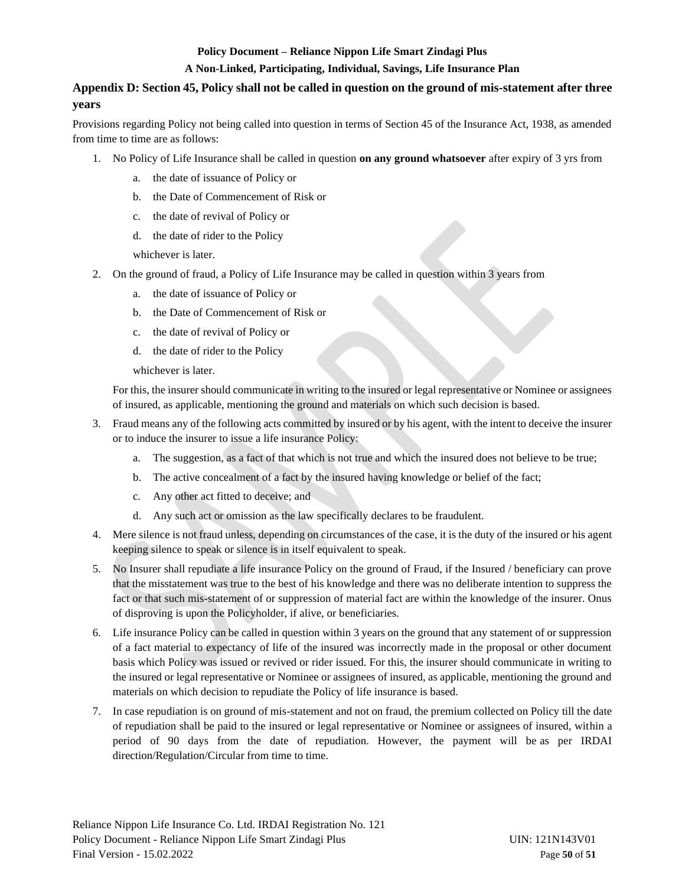## Appendix D: Section 45, Policy shall not be called in question on the ground of mis-statement after three years

Provisions regarding Policy not being called into question in terms of Section 45 of the Insurance Act, 1938, as amended from time to time are as follows:

1. No Policy of Life Insurance shall be called in question **on any ground whatsoever** after expiry of 3 yrs from
   a. the date of issuance of Policy or
   b. the Date of Commencement of Risk or
   c. the date of revival of Policy or
   d. the date of rider to the Policy

   whichever is later.

2. On the ground of fraud, a Policy of Life Insurance may be called in question within 3 years from
   a. the date of issuance of Policy or
   b. the Date of Commencement of Risk or
   c. the date of revival of Policy or
   d. the date of rider to the Policy

   whichever is later.

   For this, the insurer should communicate in writing to the insured or legal representative or Nominee or assignees of insured, as applicable, mentioning the ground and materials on which such decision is based.

3. Fraud means any of the following acts committed by insured or by his agent, with the intent to deceive the insurer or to induce the insurer to issue a life insurance Policy:
   a. The suggestion, as a fact of that which is not true and which the insured does not believe to be true;
   b. The active concealment of a fact by the insured having knowledge or belief of the fact;
   c. Any other act fitted to deceive; and
   d. Any such act or omission as the law specifically declares to be fraudulent.

4. Mere silence is not fraud unless, depending on circumstances of the case, it is the duty of the insured or his agent keeping silence to speak or silence is in itself equivalent to speak.

5. No Insurer shall repudiate a life insurance Policy on the ground of Fraud, if the Insured / beneficiary can prove that the misstatement was true to the best of his knowledge and there was no deliberate intention to suppress the fact or that such mis-statement of or suppression of material fact are within the knowledge of the insurer. Onus of disproving is upon the Policyholder, if alive, or beneficiaries.

6. Life insurance Policy can be called in question within 3 years on the ground that any statement of or suppression of a fact material to expectancy of life of the insured was incorrectly made in the proposal or other document basis which Policy was issued or revived or rider issued. For this, the insurer should communicate in writing to the insured or legal representative or Nominee or assignees of insured, as applicable, mentioning the ground and materials on which decision to repudiate the Policy of life insurance is based.

7. In case repudiation is on ground of mis-statement and not on fraud, the premium collected on Policy till the date of repudiation shall be paid to the insured or legal representative or Nominee or assignees of insured, within a period of 90 days from the date of repudiation. However, the payment will be as per IRDAI direction/Regulation/Circular from time to time.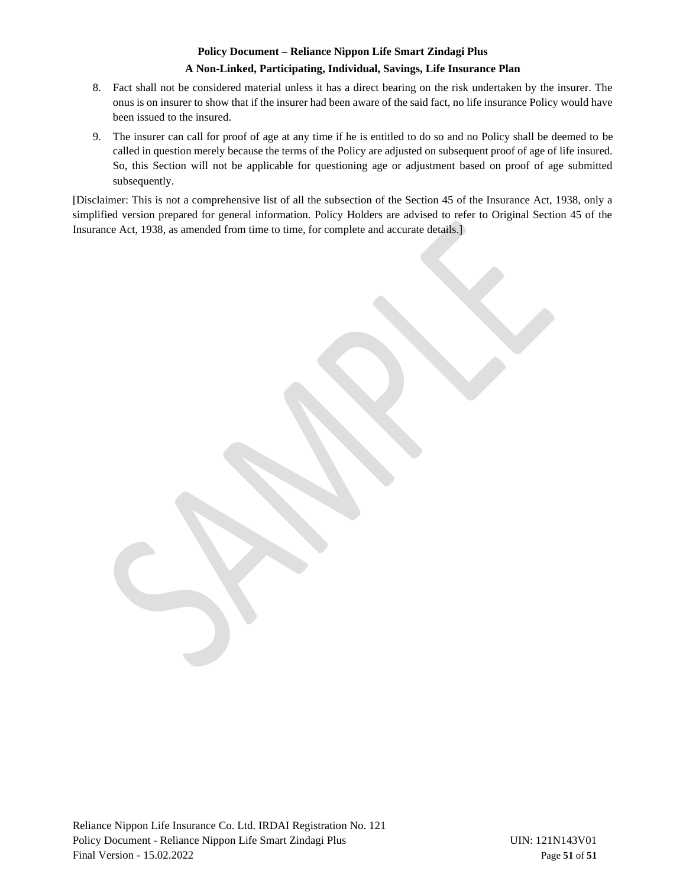8. Fact shall not be considered material unless it has a direct bearing on the risk undertaken by the insurer. The onus is on insurer to show that if the insurer had been aware of the said fact, no life insurance Policy would have been issued to the insured.
9. The insurer can call for proof of age at any time if he is entitled to do so and no Policy shall be deemed to be called in question merely because the terms of the Policy are adjusted on subsequent proof of age of life insured. So, this Section will not be applicable for questioning age or adjustment based on proof of age submitted subsequently.

[Disclaimer: This is not a comprehensive list of all the subsection of the Section 45 of the Insurance Act, 1938, only a simplified version prepared for general information. Policy Holders are advised to refer to Original Section 45 of the Insurance Act, 1938, as amended from time to time, for complete and accurate details.]